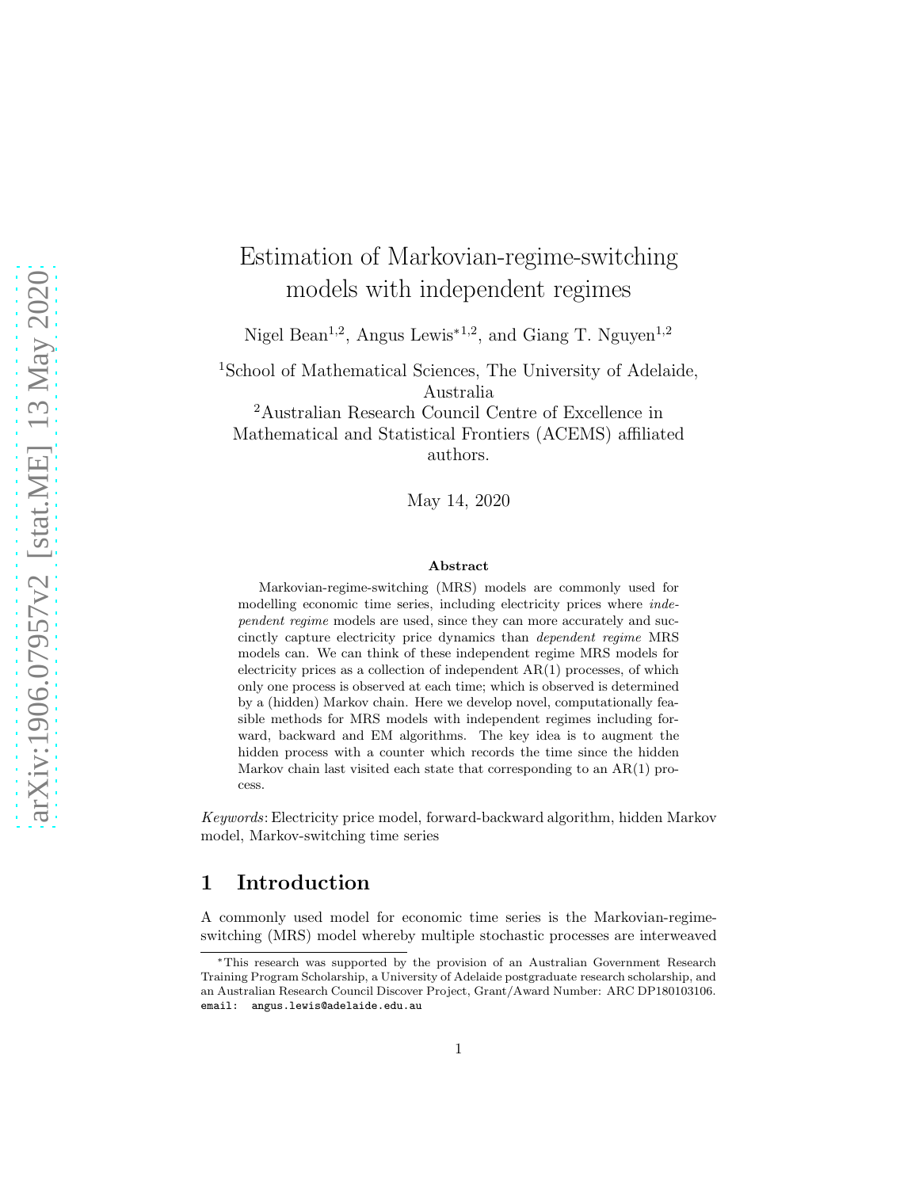# Estimation of Markovian-regime-switching models with independent regimes

Nigel Bean[1,2], Angus Lewis*[1,2], and Giang T. Nguyen[1,2]

[1]School of Mathematical Sciences, The University of Adelaide, Australia

[2]Australian Research Council Centre of Excellence in Mathematical and Statistical Frontiers (ACEMS) affiliated authors.

May 14, 2020

**Abstract**

Markovian-regime-switching (MRS) models are commonly used for modelling economic time series, including electricity prices where *independent regime* models are used, since they can more accurately and succinctly capture electricity price dynamics than *dependent regime* MRS models can. We can think of these independent regime MRS models for electricity prices as a collection of independent AR(1) processes, of which only one process is observed at each time; which is observed is determined by a (hidden) Markov chain. Here we develop novel, computationally feasible methods for MRS models with independent regimes including forward, backward and EM algorithms. The key idea is to augment the hidden process with a counter which records the time since the hidden Markov chain last visited each state that corresponding to an AR(1) process.

*Keywords*: Electricity price model, forward-backward algorithm, hidden Markov model, Markov-switching time series

## 1 Introduction

A commonly used model for economic time series is the Markovian-regime-switching (MRS) model whereby multiple stochastic processes are interweaved

*This research was supported by the provision of an Australian Government Research Training Program Scholarship, a University of Adelaide postgraduate research scholarship, and an Australian Research Council Discover Project, Grant/Award Number: ARC DP180103106. email: angus.lewis@adelaide.edu.au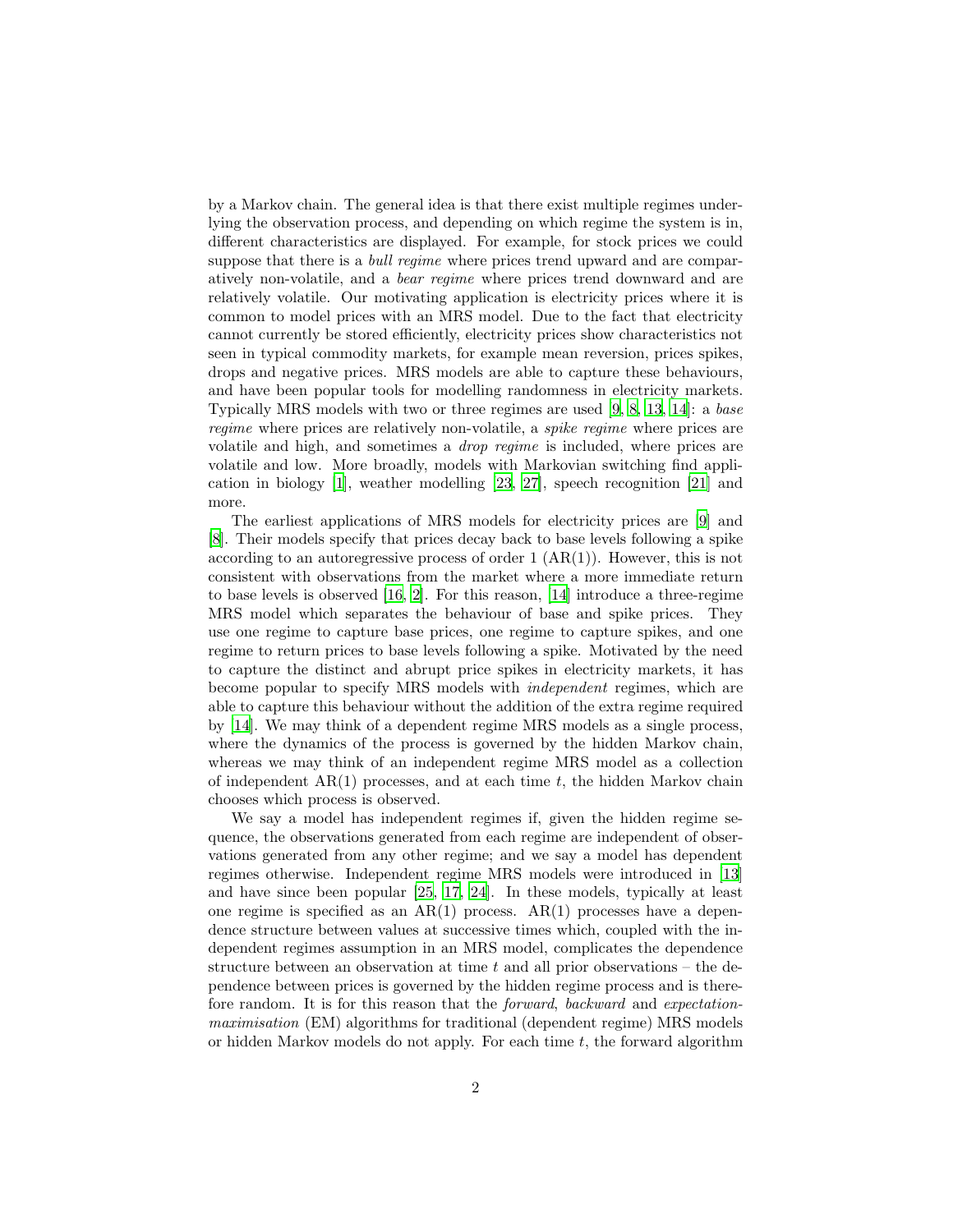by a Markov chain. The general idea is that there exist multiple regimes underlying the observation process, and depending on which regime the system is in, different characteristics are displayed. For example, for stock prices we could suppose that there is a *bull regime* where prices trend upward and are comparatively non-volatile, and a *bear regime* where prices trend downward and are relatively volatile. Our motivating application is electricity prices where it is common to model prices with an MRS model. Due to the fact that electricity cannot currently be stored efficiently, electricity prices show characteristics not seen in typical commodity markets, for example mean reversion, prices spikes, drops and negative prices. MRS models are able to capture these behaviours, and have been popular tools for modelling randomness in electricity markets. Typically MRS models with two or three regimes are used [9, 8, 13, 14]: a *base regime* where prices are relatively non-volatile, a *spike regime* where prices are volatile and high, and sometimes a *drop regime* is included, where prices are volatile and low. More broadly, models with Markovian switching find application in biology [1], weather modelling [23, 27], speech recognition [21] and more.

The earliest applications of MRS models for electricity prices are [9] and [8]. Their models specify that prices decay back to base levels following a spike according to an autoregressive process of order 1 (AR(1)). However, this is not consistent with observations from the market where a more immediate return to base levels is observed [16, 2]. For this reason, [14] introduce a three-regime MRS model which separates the behaviour of base and spike prices. They use one regime to capture base prices, one regime to capture spikes, and one regime to return prices to base levels following a spike. Motivated by the need to capture the distinct and abrupt price spikes in electricity markets, it has become popular to specify MRS models with *independent* regimes, which are able to capture this behaviour without the addition of the extra regime required by [14]. We may think of a dependent regime MRS models as a single process, where the dynamics of the process is governed by the hidden Markov chain, whereas we may think of an independent regime MRS model as a collection of independent AR(1) processes, and at each time $t$, the hidden Markov chain chooses which process is observed.

We say a model has independent regimes if, given the hidden regime sequence, the observations generated from each regime are independent of observations generated from any other regime; and we say a model has dependent regimes otherwise. Independent regime MRS models were introduced in [13] and have since been popular [25, 17, 24]. In these models, typically at least one regime is specified as an AR(1) process. AR(1) processes have a dependence structure between values at successive times which, coupled with the independent regimes assumption in an MRS model, complicates the dependence structure between an observation at time $t$ and all prior observations – the dependence between prices is governed by the hidden regime process and is therefore random. It is for this reason that the *forward*, *backward* and *expectation-maximisation* (EM) algorithms for traditional (dependent regime) MRS models or hidden Markov models do not apply. For each time $t$, the forward algorithm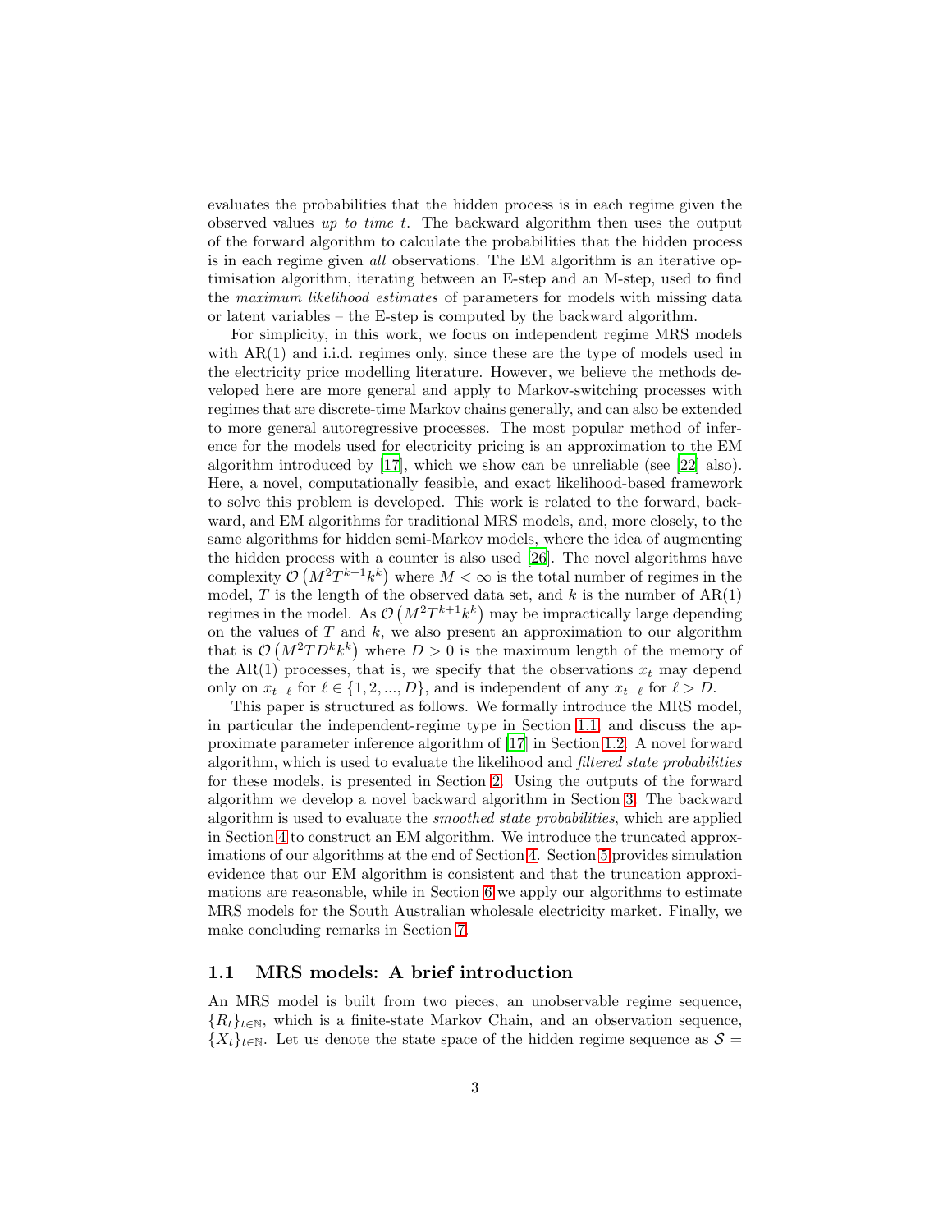evaluates the probabilities that the hidden process is in each regime given the observed values *up to time t*. The backward algorithm then uses the output of the forward algorithm to calculate the probabilities that the hidden process is in each regime given *all* observations. The EM algorithm is an iterative optimisation algorithm, iterating between an E-step and an M-step, used to find the *maximum likelihood estimates* of parameters for models with missing data or latent variables – the E-step is computed by the backward algorithm.

For simplicity, in this work, we focus on independent regime MRS models with AR(1) and i.i.d. regimes only, since these are the type of models used in the electricity price modelling literature. However, we believe the methods developed here are more general and apply to Markov-switching processes with regimes that are discrete-time Markov chains generally, and can also be extended to more general autoregressive processes. The most popular method of inference for the models used for electricity pricing is an approximation to the EM algorithm introduced by [17], which we show can be unreliable (see [22] also). Here, a novel, computationally feasible, and exact likelihood-based framework to solve this problem is developed. This work is related to the forward, backward, and EM algorithms for traditional MRS models, and, more closely, to the same algorithms for hidden semi-Markov models, where the idea of augmenting the hidden process with a counter is also used [26]. The novel algorithms have complexity $\mathcal{O}\left(M^2T^{k+1}k^k\right)$ where $M<\infty$ is the total number of regimes in the model, $T$ is the length of the observed data set, and $k$ is the number of AR(1) regimes in the model. As $\mathcal{O}\left(M^2T^{k+1}k^k\right)$ may be impractically large depending on the values of $T$ and $k$, we also present an approximation to our algorithm that is $\mathcal{O}\left(M^2TD^kk^k\right)$ where $D>0$ is the maximum length of the memory of the AR(1) processes, that is, we specify that the observations $x_t$ may depend only on $x_{t-\ell}$ for $\ell\in\{1,2,...,D\}$, and is independent of any $x_{t-\ell}$ for $\ell>D$.

This paper is structured as follows. We formally introduce the MRS model, in particular the independent-regime type in Section 1.1, and discuss the approximate parameter inference algorithm of [17] in Section 1.2. A novel forward algorithm, which is used to evaluate the likelihood and *filtered state probabilities* for these models, is presented in Section 2. Using the outputs of the forward algorithm we develop a novel backward algorithm in Section 3. The backward algorithm is used to evaluate the *smoothed state probabilities*, which are applied in Section 4 to construct an EM algorithm. We introduce the truncated approximations of our algorithms at the end of Section 4. Section 5 provides simulation evidence that our EM algorithm is consistent and that the truncation approximations are reasonable, while in Section 6 we apply our algorithms to estimate MRS models for the South Australian wholesale electricity market. Finally, we make concluding remarks in Section 7.

### 1.1 MRS models: A brief introduction

An MRS model is built from two pieces, an unobservable regime sequence, $\{R_t\}_{t\in\mathbb{N}}$, which is a finite-state Markov Chain, and an observation sequence, $\{X_t\}_{t\in\mathbb{N}}$. Let us denote the state space of the hidden regime sequence as $\mathcal{S}=$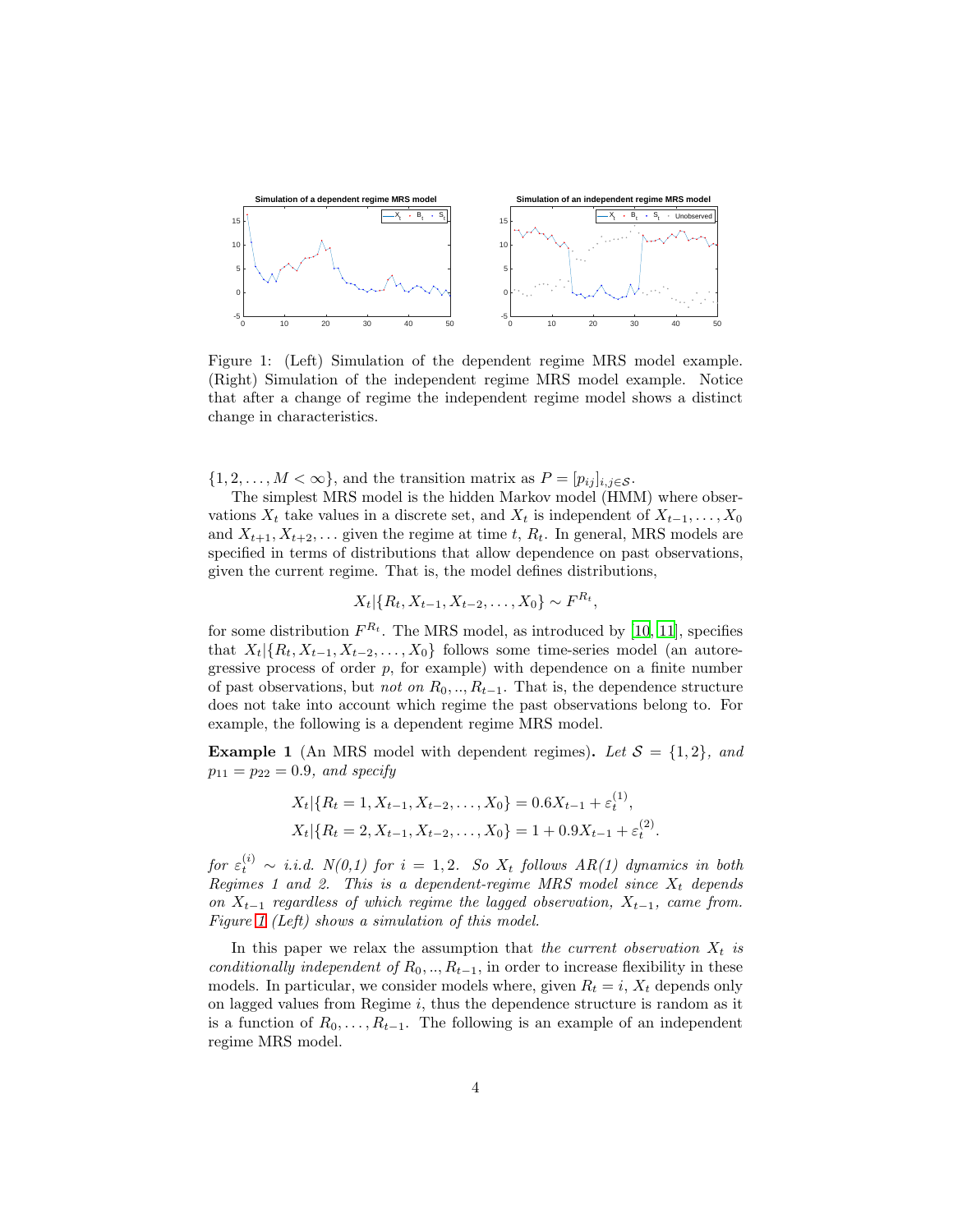Figure 1: (Left) Simulation of the dependent regime MRS model example. (Right) Simulation of the independent regime MRS model example. Notice that after a change of regime the independent regime model shows a distinct change in characteristics.

$\{1, 2, \dots, M < \infty\}$, and the transition matrix as $P = [p_{ij}]_{i,j \in \mathcal{S}}$.

The simplest MRS model is the hidden Markov model (HMM) where observations $X_t$ take values in a discrete set, and $X_t$ is independent of $X_{t-1}, \dots, X_0$ and $X_{t+1}, X_{t+2}, \dots$ given the regime at time $t$, $R_t$. In general, MRS models are specified in terms of distributions that allow dependence on past observations, given the current regime. That is, the model defines distributions,

$$X_t | \{R_t, X_{t-1}, X_{t-2}, \dots, X_0\} \sim F^{R_t},$$

for some distribution $F^{R_t}$. The MRS model, as introduced by [10, 11], specifies that $X_t | \{R_t, X_{t-1}, X_{t-2}, \dots, X_0\}$ follows some time-series model (an autoregressive process of order $p$, for example) with dependence on a finite number of past observations, but *not on* $R_0, .., R_{t-1}$. That is, the dependence structure does not take into account which regime the past observations belong to. For example, the following is a dependent regime MRS model.

**Example 1** (An MRS model with dependent regimes)**.** *Let* $\mathcal{S} = \{1, 2\}$*, and* $p_{11} = p_{22} = 0.9$*, and specify*

$$\begin{aligned} X_t | \{R_t = 1, X_{t-1}, X_{t-2}, \dots, X_0\} &= 0.6 X_{t-1} + \varepsilon_t^{(1)}, \\ X_t | \{R_t = 2, X_{t-1}, X_{t-2}, \dots, X_0\} &= 1 + 0.9 X_{t-1} + \varepsilon_t^{(2)}. \end{aligned}$$

*for* $\varepsilon_t^{(i)} \sim$ *i.i.d. N(0,1) for* $i = 1, 2$*. So* $X_t$ *follows AR(1) dynamics in both Regimes 1 and 2. This is a dependent-regime MRS model since* $X_t$ *depends on* $X_{t-1}$ *regardless of which regime the lagged observation,* $X_{t-1}$*, came from. Figure 1 (Left) shows a simulation of this model.*

In this paper we relax the assumption that *the current observation* $X_t$ *is conditionally independent of* $R_0, .., R_{t-1}$, in order to increase flexibility in these models. In particular, we consider models where, given $R_t = i$, $X_t$ depends only on lagged values from Regime $i$, thus the dependence structure is random as it is a function of $R_0, \dots, R_{t-1}$. The following is an example of an independent regime MRS model.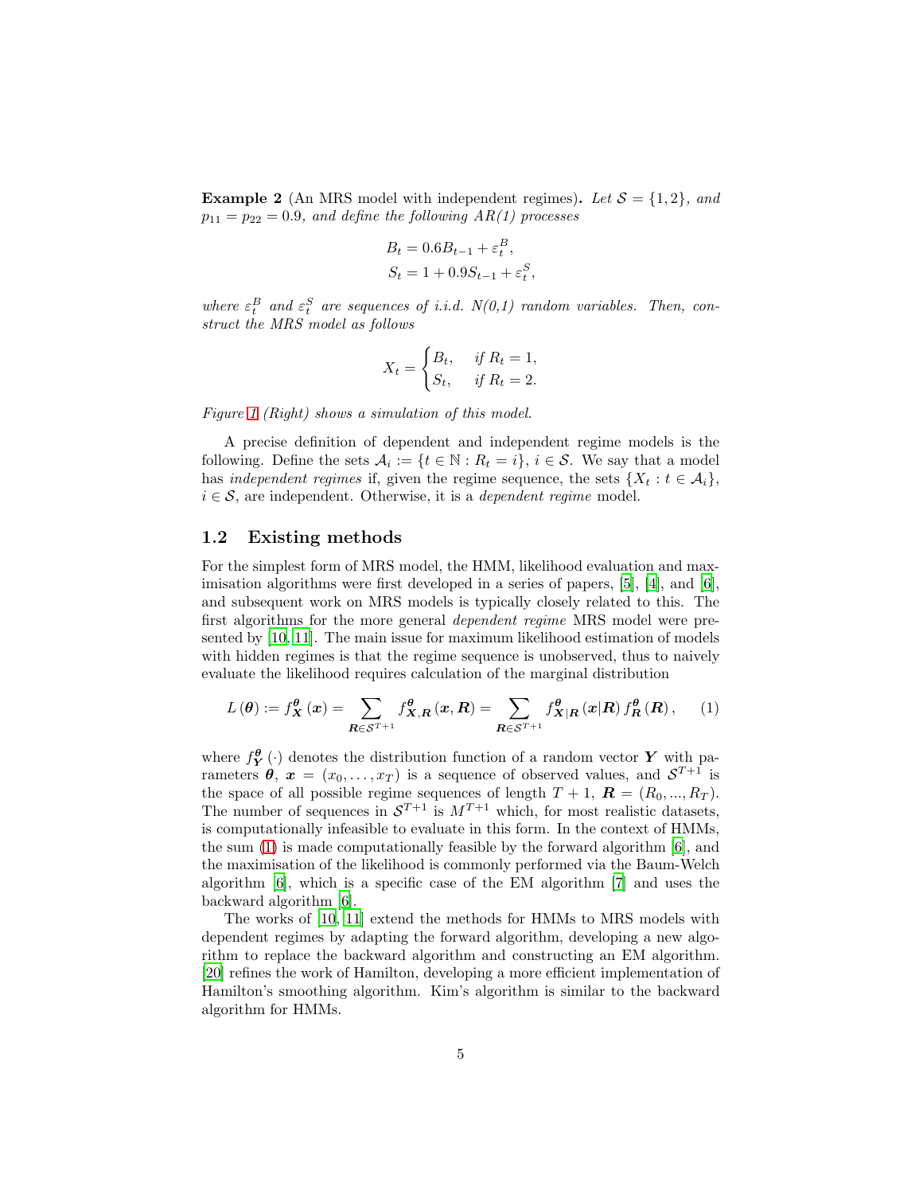**Example 2** (An MRS model with independent regimes)**.** *Let $\mathcal{S} = \{1, 2\}$, and $p_{11} = p_{22} = 0.9$, and define the following AR(1) processes*

$$B_t = 0.6B_{t-1} + \varepsilon_t^B,$$
$$S_t = 1 + 0.9S_{t-1} + \varepsilon_t^S,$$

*where $\varepsilon_t^B$ and $\varepsilon_t^S$ are sequences of i.i.d. N(0,1) random variables. Then, construct the MRS model as follows*

$$X_t = \begin{cases} B_t, & \text{if } R_t = 1, \\ S_t, & \text{if } R_t = 2. \end{cases}$$

*Figure 1 (Right) shows a simulation of this model.*

A precise definition of dependent and independent regime models is the following. Define the sets $\mathcal{A}_i := \{t \in \mathbb{N} : R_t = i\}$, $i \in \mathcal{S}$. We say that a model has *independent regimes* if, given the regime sequence, the sets $\{X_t : t \in \mathcal{A}_i\}$, $i \in \mathcal{S}$, are independent. Otherwise, it is a *dependent regime* model.

### 1.2 Existing methods

For the simplest form of MRS model, the HMM, likelihood evaluation and maximisation algorithms were first developed in a series of papers, [5], [4], and [6], and subsequent work on MRS models is typically closely related to this. The first algorithms for the more general *dependent regime* MRS model were presented by [10, 11]. The main issue for maximum likelihood estimation of models with hidden regimes is that the regime sequence is unobserved, thus to naively evaluate the likelihood requires calculation of the marginal distribution

$$L(\boldsymbol{\theta}) := f_{\boldsymbol{X}}^{\boldsymbol{\theta}}(\boldsymbol{x}) = \sum_{\boldsymbol{R} \in \mathcal{S}^{T+1}} f_{\boldsymbol{X},\boldsymbol{R}}^{\boldsymbol{\theta}}(\boldsymbol{x}, \boldsymbol{R}) = \sum_{\boldsymbol{R} \in \mathcal{S}^{T+1}} f_{\boldsymbol{X}|\boldsymbol{R}}^{\boldsymbol{\theta}}(\boldsymbol{x}|\boldsymbol{R}) f_{\boldsymbol{R}}^{\boldsymbol{\theta}}(\boldsymbol{R}), \quad (1)$$

where $f_{\boldsymbol{Y}}^{\boldsymbol{\theta}}(\cdot)$ denotes the distribution function of a random vector $\boldsymbol{Y}$ with parameters $\boldsymbol{\theta}$, $\boldsymbol{x} = (x_0, \dots, x_T)$ is a sequence of observed values, and $\mathcal{S}^{T+1}$ is the space of all possible regime sequences of length $T + 1$, $\boldsymbol{R} = (R_0, ..., R_T)$. The number of sequences in $\mathcal{S}^{T+1}$ is $M^{T+1}$ which, for most realistic datasets, is computationally infeasible to evaluate in this form. In the context of HMMs, the sum (1) is made computationally feasible by the forward algorithm [6], and the maximisation of the likelihood is commonly performed via the Baum-Welch algorithm [6], which is a specific case of the EM algorithm [7] and uses the backward algorithm [6].

The works of [10, 11] extend the methods for HMMs to MRS models with dependent regimes by adapting the forward algorithm, developing a new algorithm to replace the backward algorithm and constructing an EM algorithm. [20] refines the work of Hamilton, developing a more efficient implementation of Hamilton's smoothing algorithm. Kim's algorithm is similar to the backward algorithm for HMMs.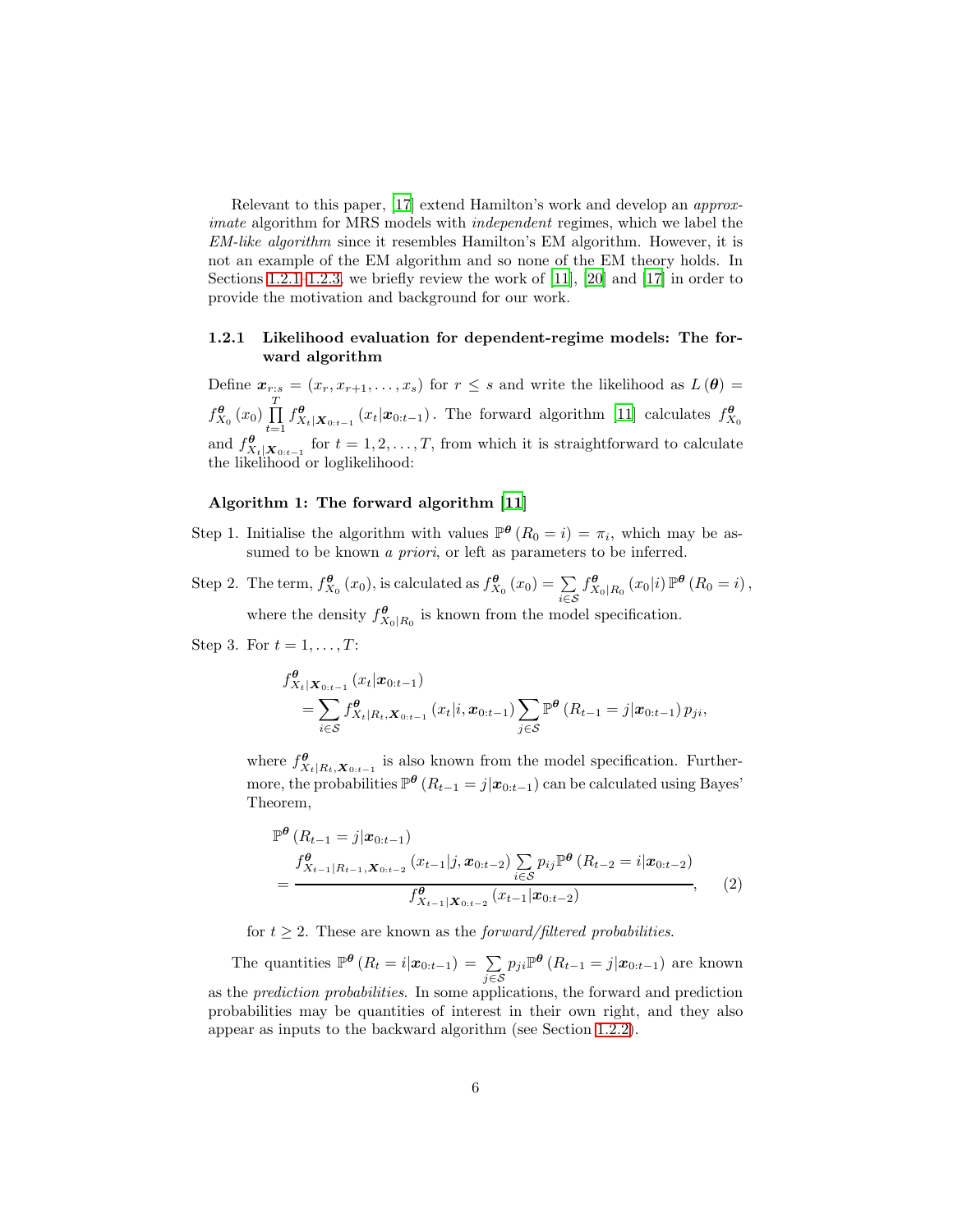Relevant to this paper, [17] extend Hamilton's work and develop an *approximate* algorithm for MRS models with *independent* regimes, which we label the *EM-like algorithm* since it resembles Hamilton's EM algorithm. However, it is not an example of the EM algorithm and so none of the EM theory holds. In Sections 1.2.1–1.2.3, we briefly review the work of [11], [20] and [17] in order to provide the motivation and background for our work.

### 1.2.1 Likelihood evaluation for dependent-regime models: The forward algorithm

Define $\boldsymbol{x}_{r:s} = (x_r, x_{r+1}, \ldots, x_s)$ for $r \leq s$ and write the likelihood as $L(\boldsymbol{\theta}) = f^{\boldsymbol{\theta}}_{X_0}(x_0) \prod_{t=1}^{T} f^{\boldsymbol{\theta}}_{X_t|\boldsymbol{X}_{0:t-1}}(x_t|\boldsymbol{x}_{0:t-1})$. The forward algorithm [11] calculates $f^{\boldsymbol{\theta}}_{X_0}$ and $f^{\boldsymbol{\theta}}_{X_t|\boldsymbol{X}_{0:t-1}}$ for $t = 1, 2, \ldots, T$, from which it is straightforward to calculate the likelihood or loglikelihood:

**Algorithm 1: The forward algorithm [11]**

Step 1. Initialise the algorithm with values $\mathbb{P}^{\boldsymbol{\theta}}(R_0 = i) = \pi_i$, which may be assumed to be known *a priori*, or left as parameters to be inferred.

Step 2. The term, $f^{\boldsymbol{\theta}}_{X_0}(x_0)$, is calculated as $f^{\boldsymbol{\theta}}_{X_0}(x_0) = \sum_{i \in \mathcal{S}} f^{\boldsymbol{\theta}}_{X_0|R_0}(x_0|i)\, \mathbb{P}^{\boldsymbol{\theta}}(R_0 = i)$, where the density $f^{\boldsymbol{\theta}}_{X_0|R_0}$ is known from the model specification.

Step 3. For $t = 1, \ldots, T$:

$$
\begin{aligned}
&f^{\boldsymbol{\theta}}_{X_t|\boldsymbol{X}_{0:t-1}}(x_t|\boldsymbol{x}_{0:t-1}) \\
&\quad = \sum_{i \in \mathcal{S}} f^{\boldsymbol{\theta}}_{X_t|R_t,\boldsymbol{X}_{0:t-1}}(x_t|i, \boldsymbol{x}_{0:t-1}) \sum_{j \in \mathcal{S}} \mathbb{P}^{\boldsymbol{\theta}}(R_{t-1} = j|\boldsymbol{x}_{0:t-1})\, p_{ji},
\end{aligned}
$$

where $f^{\boldsymbol{\theta}}_{X_t|R_t,\boldsymbol{X}_{0:t-1}}$ is also known from the model specification. Furthermore, the probabilities $\mathbb{P}^{\boldsymbol{\theta}}(R_{t-1} = j|\boldsymbol{x}_{0:t-1})$ can be calculated using Bayes' Theorem,

$$
\begin{aligned}
&\mathbb{P}^{\boldsymbol{\theta}}(R_{t-1} = j|\boldsymbol{x}_{0:t-1}) \\
&= \frac{f^{\boldsymbol{\theta}}_{X_{t-1}|R_{t-1},\boldsymbol{X}_{0:t-2}}(x_{t-1}|j, \boldsymbol{x}_{0:t-2}) \sum_{i \in \mathcal{S}} p_{ij} \mathbb{P}^{\boldsymbol{\theta}}(R_{t-2} = i|\boldsymbol{x}_{0:t-2})}{f^{\boldsymbol{\theta}}_{X_{t-1}|\boldsymbol{X}_{0:t-2}}(x_{t-1}|\boldsymbol{x}_{0:t-2})}, \qquad (2)
\end{aligned}
$$

for $t \geq 2$. These are known as the *forward/filtered probabilities*.

The quantities $\mathbb{P}^{\boldsymbol{\theta}}(R_t = i|\boldsymbol{x}_{0:t-1}) = \sum_{j \in \mathcal{S}} p_{ji} \mathbb{P}^{\boldsymbol{\theta}}(R_{t-1} = j|\boldsymbol{x}_{0:t-1})$ are known as the *prediction probabilities*. In some applications, the forward and prediction probabilities may be quantities of interest in their own right, and they also appear as inputs to the backward algorithm (see Section 1.2.2).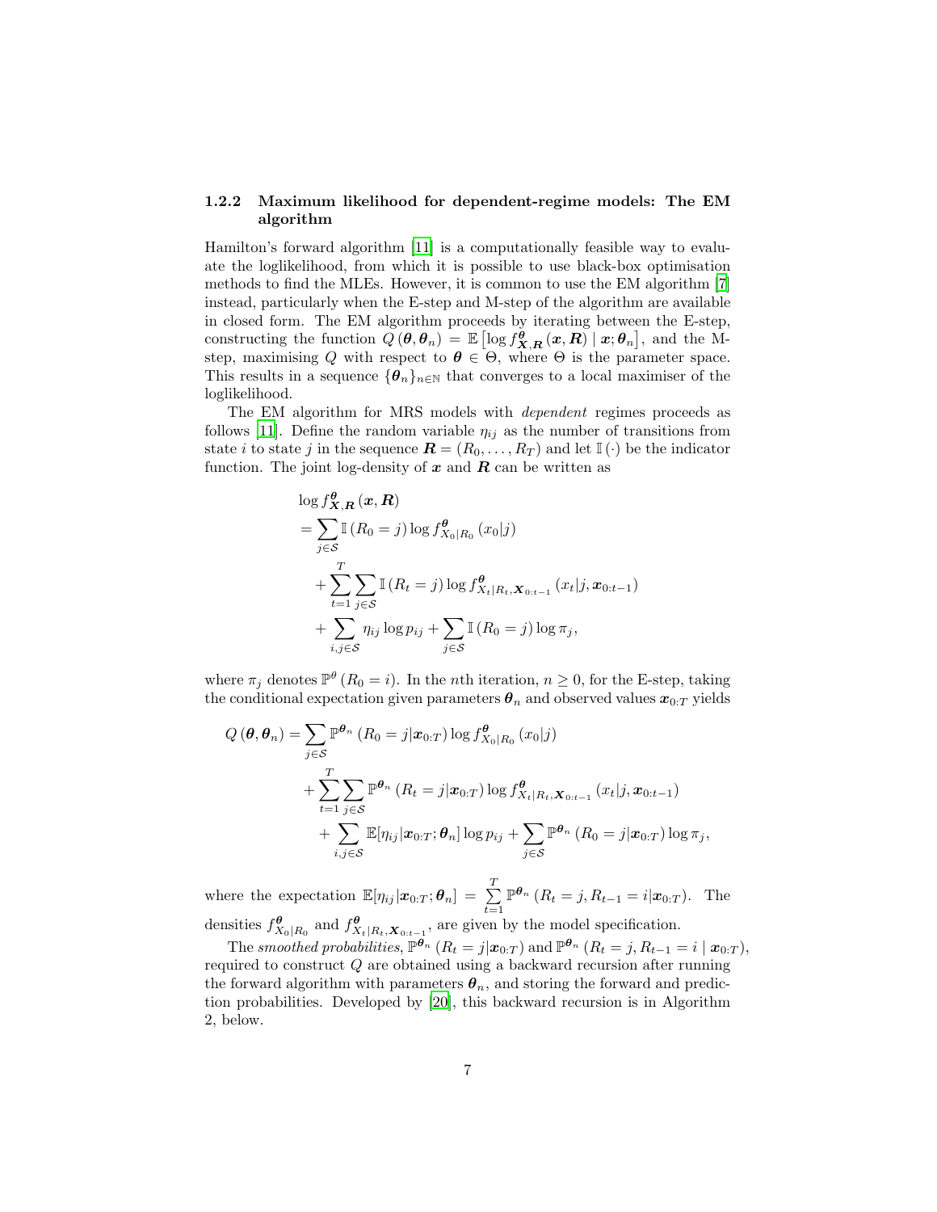### 1.2.2 Maximum likelihood for dependent-regime models: The EM algorithm

Hamilton's forward algorithm [11] is a computationally feasible way to evaluate the loglikelihood, from which it is possible to use black-box optimisation methods to find the MLEs. However, it is common to use the EM algorithm [7] instead, particularly when the E-step and M-step of the algorithm are available in closed form. The EM algorithm proceeds by iterating between the E-step, constructing the function $Q(\boldsymbol{\theta}, \boldsymbol{\theta}_n) = \mathbb{E}\left[\log f^{\boldsymbol{\theta}}_{\boldsymbol{X},\boldsymbol{R}}(\boldsymbol{x}, \boldsymbol{R}) \mid \boldsymbol{x}; \boldsymbol{\theta}_n\right]$, and the M-step, maximising $Q$ with respect to $\boldsymbol{\theta} \in \Theta$, where $\Theta$ is the parameter space. This results in a sequence $\{\boldsymbol{\theta}_n\}_{n\in\mathbb{N}}$ that converges to a local maximiser of the loglikelihood.

The EM algorithm for MRS models with *dependent* regimes proceeds as follows [11]. Define the random variable $\eta_{ij}$ as the number of transitions from state $i$ to state $j$ in the sequence $\boldsymbol{R} = (R_0, \dots, R_T)$ and let $\mathbb{I}(\cdot)$ be the indicator function. The joint log-density of $\boldsymbol{x}$ and $\boldsymbol{R}$ can be written as

$$
\begin{aligned}
&\log f^{\boldsymbol{\theta}}_{\boldsymbol{X},\boldsymbol{R}}(\boldsymbol{x}, \boldsymbol{R}) \\
&= \sum_{j\in\mathcal{S}} \mathbb{I}(R_0 = j) \log f^{\boldsymbol{\theta}}_{X_0|R_0}(x_0|j) \\
&\quad + \sum_{t=1}^{T} \sum_{j\in\mathcal{S}} \mathbb{I}(R_t = j) \log f^{\boldsymbol{\theta}}_{X_t|R_t,\boldsymbol{X}_{0:t-1}}(x_t|j, \boldsymbol{x}_{0:t-1}) \\
&\quad + \sum_{i,j\in\mathcal{S}} \eta_{ij} \log p_{ij} + \sum_{j\in\mathcal{S}} \mathbb{I}(R_0 = j) \log \pi_j,
\end{aligned}
$$

where $\pi_j$ denotes $\mathbb{P}^{\theta}(R_0 = i)$. In the $n$th iteration, $n \geq 0$, for the E-step, taking the conditional expectation given parameters $\boldsymbol{\theta}_n$ and observed values $\boldsymbol{x}_{0:T}$ yields

$$
\begin{aligned}
Q(\boldsymbol{\theta}, \boldsymbol{\theta}_n) &= \sum_{j\in\mathcal{S}} \mathbb{P}^{\boldsymbol{\theta}_n}(R_0 = j|\boldsymbol{x}_{0:T}) \log f^{\boldsymbol{\theta}}_{X_0|R_0}(x_0|j) \\
&\quad + \sum_{t=1}^{T} \sum_{j\in\mathcal{S}} \mathbb{P}^{\boldsymbol{\theta}_n}(R_t = j|\boldsymbol{x}_{0:T}) \log f^{\boldsymbol{\theta}}_{X_t|R_t,\boldsymbol{X}_{0:t-1}}(x_t|j, \boldsymbol{x}_{0:t-1}) \\
&\quad + \sum_{i,j\in\mathcal{S}} \mathbb{E}[\eta_{ij}|\boldsymbol{x}_{0:T}; \boldsymbol{\theta}_n] \log p_{ij} + \sum_{j\in\mathcal{S}} \mathbb{P}^{\boldsymbol{\theta}_n}(R_0 = j|\boldsymbol{x}_{0:T}) \log \pi_j,
\end{aligned}
$$

where the expectation $\mathbb{E}[\eta_{ij}|\boldsymbol{x}_{0:T}; \boldsymbol{\theta}_n] = \sum_{t=1}^{T} \mathbb{P}^{\boldsymbol{\theta}_n}(R_t = j, R_{t-1} = i|\boldsymbol{x}_{0:T})$. The densities $f^{\boldsymbol{\theta}}_{X_0|R_0}$ and $f^{\boldsymbol{\theta}}_{X_t|R_t,\boldsymbol{X}_{0:t-1}}$, are given by the model specification.

The *smoothed probabilities*, $\mathbb{P}^{\boldsymbol{\theta}_n}(R_t = j|\boldsymbol{x}_{0:T})$ and $\mathbb{P}^{\boldsymbol{\theta}_n}(R_t = j, R_{t-1} = i \mid \boldsymbol{x}_{0:T})$, required to construct $Q$ are obtained using a backward recursion after running the forward algorithm with parameters $\boldsymbol{\theta}_n$, and storing the forward and prediction probabilities. Developed by [20], this backward recursion is in Algorithm 2, below.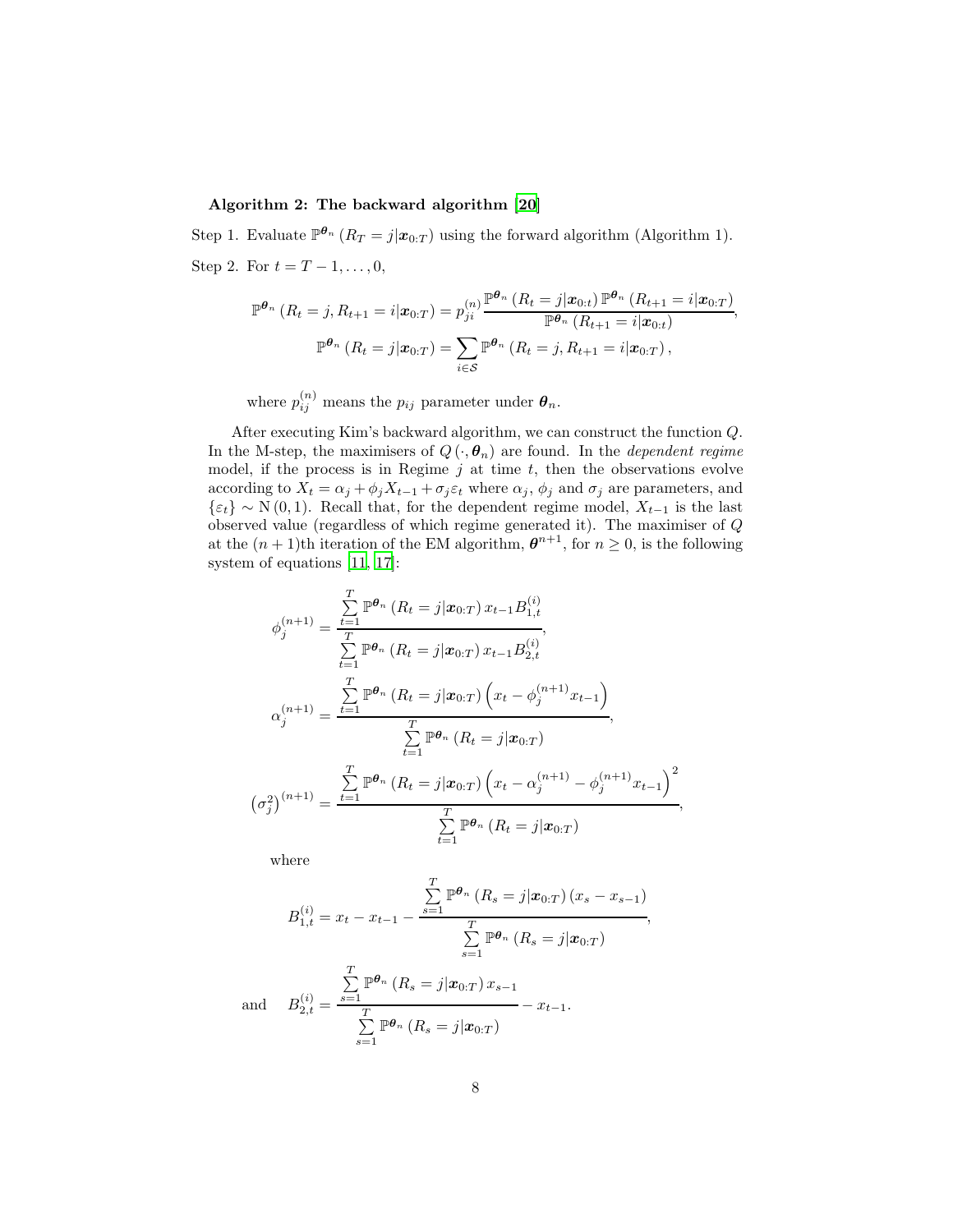**Algorithm 2: The backward algorithm [20]**

Step 1. Evaluate $\mathbb{P}^{\boldsymbol{\theta}_n}\left(R_T = j | \boldsymbol{x}_{0:T}\right)$ using the forward algorithm (Algorithm 1).

Step 2. For $t = T-1, \ldots, 0$,

$$\mathbb{P}^{\boldsymbol{\theta}_n}\left(R_t = j, R_{t+1} = i | \boldsymbol{x}_{0:T}\right) = p_{ji}^{(n)} \frac{\mathbb{P}^{\boldsymbol{\theta}_n}\left(R_t = j | \boldsymbol{x}_{0:t}\right) \mathbb{P}^{\boldsymbol{\theta}_n}\left(R_{t+1} = i | \boldsymbol{x}_{0:T}\right)}{\mathbb{P}^{\boldsymbol{\theta}_n}\left(R_{t+1} = i | \boldsymbol{x}_{0:t}\right)},$$

$$\mathbb{P}^{\boldsymbol{\theta}_n}\left(R_t = j | \boldsymbol{x}_{0:T}\right) = \sum_{i \in \mathcal{S}} \mathbb{P}^{\boldsymbol{\theta}_n}\left(R_t = j, R_{t+1} = i | \boldsymbol{x}_{0:T}\right),$$

where $p_{ij}^{(n)}$ means the $p_{ij}$ parameter under $\boldsymbol{\theta}_n$.

After executing Kim's backward algorithm, we can construct the function $Q$. In the M-step, the maximisers of $Q\left(\cdot, \boldsymbol{\theta}_n\right)$ are found. In the *dependent regime* model, if the process is in Regime $j$ at time $t$, then the observations evolve according to $X_t = \alpha_j + \phi_j X_{t-1} + \sigma_j \varepsilon_t$ where $\alpha_j$, $\phi_j$ and $\sigma_j$ are parameters, and $\{\varepsilon_t\} \sim \mathrm{N}(0,1)$. Recall that, for the dependent regime model, $X_{t-1}$ is the last observed value (regardless of which regime generated it). The maximiser of $Q$ at the $(n+1)$th iteration of the EM algorithm, $\boldsymbol{\theta}^{n+1}$, for $n \geq 0$, is the following system of equations [11, 17]:

$$\phi_j^{(n+1)} = \frac{\sum_{t=1}^{T} \mathbb{P}^{\boldsymbol{\theta}_n}\left(R_t = j | \boldsymbol{x}_{0:T}\right) x_{t-1} B_{1,t}^{(i)}}{\sum_{t=1}^{T} \mathbb{P}^{\boldsymbol{\theta}_n}\left(R_t = j | \boldsymbol{x}_{0:T}\right) x_{t-1} B_{2,t}^{(i)}},$$

$$\alpha_j^{(n+1)} = \frac{\sum_{t=1}^{T} \mathbb{P}^{\boldsymbol{\theta}_n}\left(R_t = j | \boldsymbol{x}_{0:T}\right) \left(x_t - \phi_j^{(n+1)} x_{t-1}\right)}{\sum_{t=1}^{T} \mathbb{P}^{\boldsymbol{\theta}_n}\left(R_t = j | \boldsymbol{x}_{0:T}\right)},$$

$$\left(\sigma_j^2\right)^{(n+1)} = \frac{\sum_{t=1}^{T} \mathbb{P}^{\boldsymbol{\theta}_n}\left(R_t = j | \boldsymbol{x}_{0:T}\right) \left(x_t - \alpha_j^{(n+1)} - \phi_j^{(n+1)} x_{t-1}\right)^2}{\sum_{t=1}^{T} \mathbb{P}^{\boldsymbol{\theta}_n}\left(R_t = j | \boldsymbol{x}_{0:T}\right)},$$

where

$$B_{1,t}^{(i)} = x_t - x_{t-1} - \frac{\sum_{s=1}^{T} \mathbb{P}^{\boldsymbol{\theta}_n}\left(R_s = j | \boldsymbol{x}_{0:T}\right) \left(x_s - x_{s-1}\right)}{\sum_{s=1}^{T} \mathbb{P}^{\boldsymbol{\theta}_n}\left(R_s = j | \boldsymbol{x}_{0:T}\right)},$$

and

$$B_{2,t}^{(i)} = \frac{\sum_{s=1}^{T} \mathbb{P}^{\boldsymbol{\theta}_n}\left(R_s = j | \boldsymbol{x}_{0:T}\right) x_{s-1}}{\sum_{s=1}^{T} \mathbb{P}^{\boldsymbol{\theta}_n}\left(R_s = j | \boldsymbol{x}_{0:T}\right)} - x_{t-1}.$$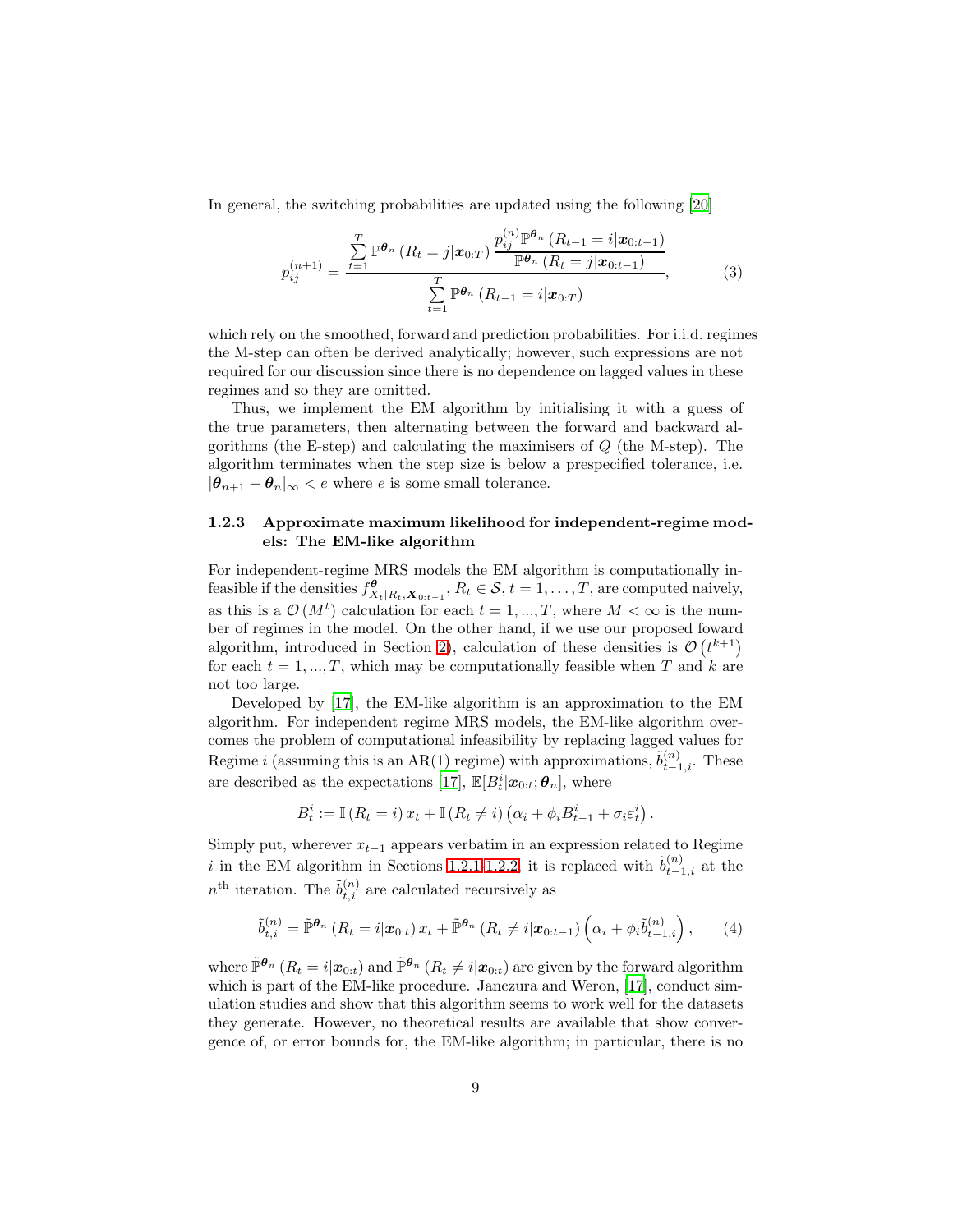In general, the switching probabilities are updated using the following [20]

$$p_{ij}^{(n+1)} = \frac{\sum_{t=1}^{T} \mathbb{P}^{\boldsymbol{\theta}_n}\left(R_t = j | \boldsymbol{x}_{0:T}\right) \dfrac{p_{ij}^{(n)} \mathbb{P}^{\boldsymbol{\theta}_n}\left(R_{t-1} = i | \boldsymbol{x}_{0:t-1}\right)}{\mathbb{P}^{\boldsymbol{\theta}_n}\left(R_t = j | \boldsymbol{x}_{0:t-1}\right)}}{\sum_{t=1}^{T} \mathbb{P}^{\boldsymbol{\theta}_n}\left(R_{t-1} = i | \boldsymbol{x}_{0:T}\right)}, \tag{3}$$

which rely on the smoothed, forward and prediction probabilities. For i.i.d. regimes the M-step can often be derived analytically; however, such expressions are not required for our discussion since there is no dependence on lagged values in these regimes and so they are omitted.

Thus, we implement the EM algorithm by initialising it with a guess of the true parameters, then alternating between the forward and backward algorithms (the E-step) and calculating the maximisers of $Q$ (the M-step). The algorithm terminates when the step size is below a prespecified tolerance, i.e. $|\boldsymbol{\theta}_{n+1} - \boldsymbol{\theta}_n|_\infty < e$ where $e$ is some small tolerance.

### 1.2.3 Approximate maximum likelihood for independent-regime models: The EM-like algorithm

For independent-regime MRS models the EM algorithm is computationally infeasible if the densities $f^{\boldsymbol{\theta}}_{X_t|R_t,\boldsymbol{X}_{0:t-1}}$, $R_t \in \mathcal{S}$, $t = 1, \ldots, T$, are computed naively, as this is a $\mathcal{O}\left(M^t\right)$ calculation for each $t = 1, ..., T$, where $M < \infty$ is the number of regimes in the model. On the other hand, if we use our proposed foward algorithm, introduced in Section 2), calculation of these densities is $\mathcal{O}\left(t^{k+1}\right)$ for each $t = 1, ..., T$, which may be computationally feasible when $T$ and $k$ are not too large.

Developed by [17], the EM-like algorithm is an approximation to the EM algorithm. For independent regime MRS models, the EM-like algorithm overcomes the problem of computational infeasibility by replacing lagged values for Regime $i$ (assuming this is an AR(1) regime) with approximations, $\tilde{b}^{(n)}_{t-1,i}$. These are described as the expectations [17], $\mathbb{E}[B^i_t|\boldsymbol{x}_{0:t}; \boldsymbol{\theta}_n]$, where

$$B^i_t := \mathbb{I}\left(R_t = i\right) x_t + \mathbb{I}\left(R_t \neq i\right)\left(\alpha_i + \phi_i B^i_{t-1} + \sigma_i \varepsilon^i_t\right).$$

Simply put, wherever $x_{t-1}$ appears verbatim in an expression related to Regime $i$ in the EM algorithm in Sections 1.2.1-1.2.2, it is replaced with $\tilde{b}^{(n)}_{t-1,i}$ at the $n^{\text{th}}$ iteration. The $\tilde{b}^{(n)}_{t,i}$ are calculated recursively as

$$\tilde{b}^{(n)}_{t,i} = \tilde{\mathbb{P}}^{\boldsymbol{\theta}_n}\left(R_t = i | \boldsymbol{x}_{0:t}\right) x_t + \tilde{\mathbb{P}}^{\boldsymbol{\theta}_n}\left(R_t \neq i | \boldsymbol{x}_{0:t-1}\right)\left(\alpha_i + \phi_i \tilde{b}^{(n)}_{t-1,i}\right), \tag{4}$$

where $\tilde{\mathbb{P}}^{\boldsymbol{\theta}_n}\left(R_t = i | \boldsymbol{x}_{0:t}\right)$ and $\tilde{\mathbb{P}}^{\boldsymbol{\theta}_n}\left(R_t \neq i | \boldsymbol{x}_{0:t}\right)$ are given by the forward algorithm which is part of the EM-like procedure. Janczura and Weron, [17], conduct simulation studies and show that this algorithm seems to work well for the datasets they generate. However, no theoretical results are available that show convergence of, or error bounds for, the EM-like algorithm; in particular, there is no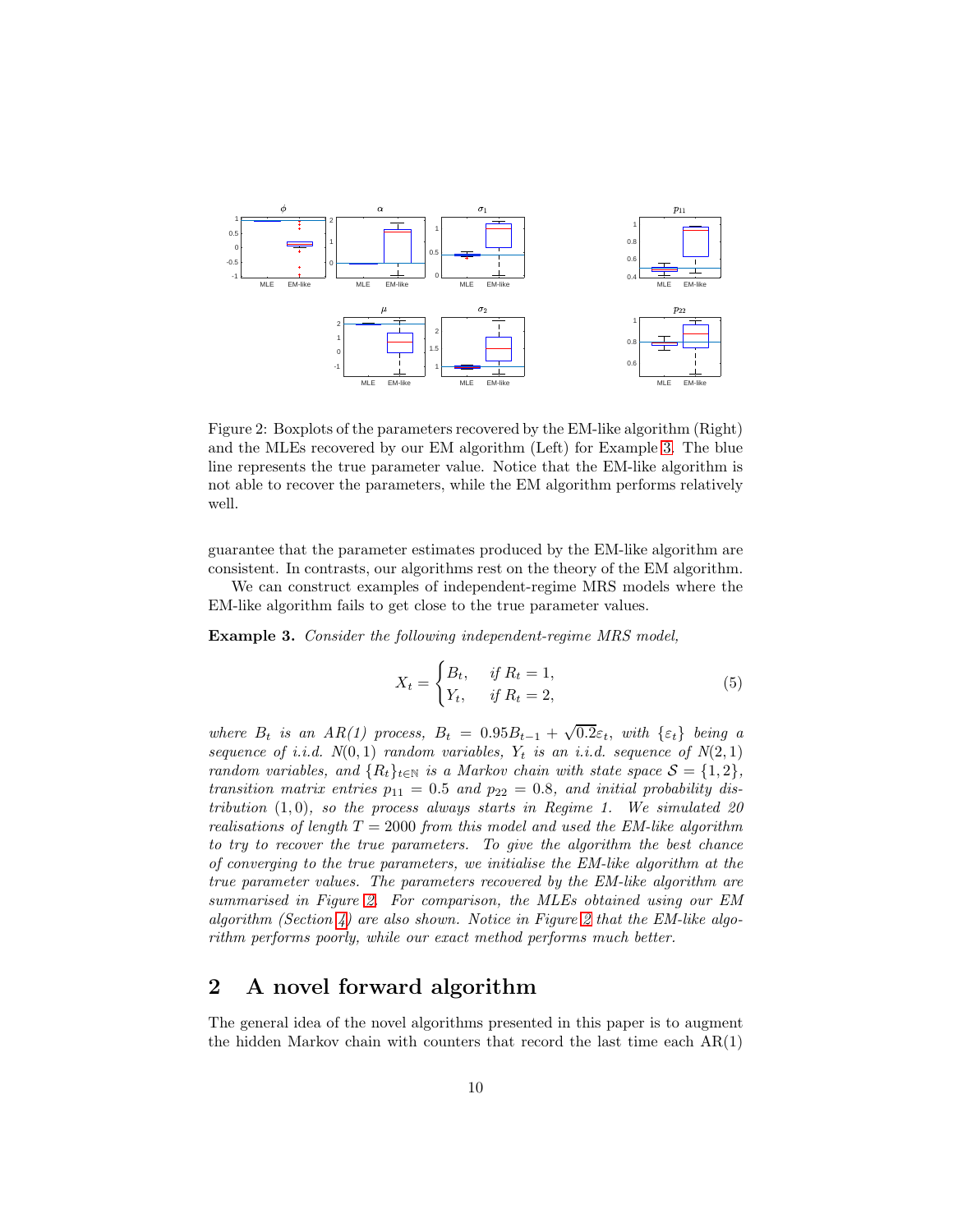Figure 2: Boxplots of the parameters recovered by the EM-like algorithm (Right) and the MLEs recovered by our EM algorithm (Left) for Example 3. The blue line represents the true parameter value. Notice that the EM-like algorithm is not able to recover the parameters, while the EM algorithm performs relatively well.

guarantee that the parameter estimates produced by the EM-like algorithm are consistent. In contrasts, our algorithms rest on the theory of the EM algorithm.

We can construct examples of independent-regime MRS models where the EM-like algorithm fails to get close to the true parameter values.

**Example 3.** *Consider the following independent-regime MRS model,*

$$X_t = \begin{cases} B_t, & \text{if } R_t = 1, \\ Y_t, & \text{if } R_t = 2, \end{cases} \tag{5}$$

*where $B_t$ is an AR(1) process, $B_t = 0.95B_{t-1} + \sqrt{0.2}\varepsilon_t$, with $\{\varepsilon_t\}$ being a sequence of i.i.d. $N(0,1)$ random variables, $Y_t$ is an i.i.d. sequence of $N(2,1)$ random variables, and $\{R_t\}_{t\in\mathbb{N}}$ is a Markov chain with state space $\mathcal{S} = \{1,2\}$, transition matrix entries $p_{11} = 0.5$ and $p_{22} = 0.8$, and initial probability distribution $(1,0)$, so the process always starts in Regime 1. We simulated 20 realisations of length $T = 2000$ from this model and used the EM-like algorithm to try to recover the true parameters. To give the algorithm the best chance of converging to the true parameters, we initialise the EM-like algorithm at the true parameter values. The parameters recovered by the EM-like algorithm are summarised in Figure 2. For comparison, the MLEs obtained using our EM algorithm (Section 4) are also shown. Notice in Figure 2 that the EM-like algorithm performs poorly, while our exact method performs much better.*

## 2 A novel forward algorithm

The general idea of the novel algorithms presented in this paper is to augment the hidden Markov chain with counters that record the last time each AR(1)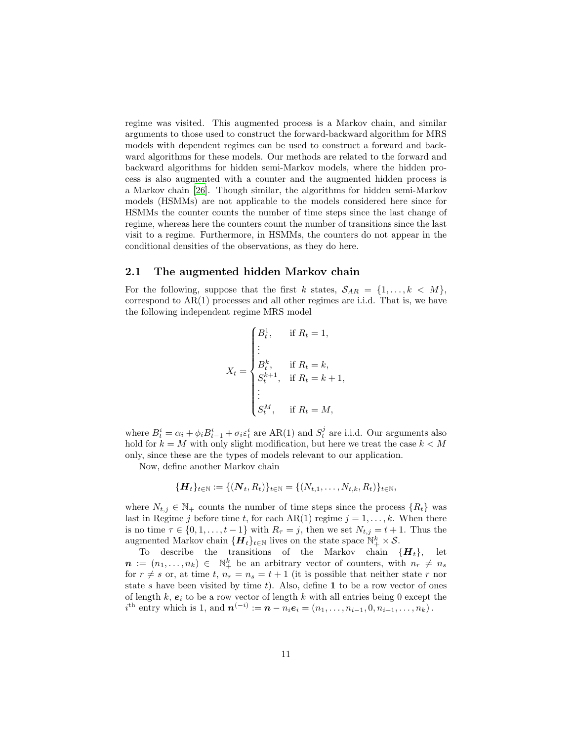regime was visited. This augmented process is a Markov chain, and similar arguments to those used to construct the forward-backward algorithm for MRS models with dependent regimes can be used to construct a forward and backward algorithms for these models. Our methods are related to the forward and backward algorithms for hidden semi-Markov models, where the hidden process is also augmented with a counter and the augmented hidden process is a Markov chain [26]. Though similar, the algorithms for hidden semi-Markov models (HSMMs) are not applicable to the models considered here since for HSMMs the counter counts the number of time steps since the last change of regime, whereas here the counters count the number of transitions since the last visit to a regime. Furthermore, in HSMMs, the counters do not appear in the conditional densities of the observations, as they do here.

## 2.1 The augmented hidden Markov chain

For the following, suppose that the first $k$ states, $\mathcal{S}_{AR} = \{1, \ldots, k < M\}$, correspond to AR(1) processes and all other regimes are i.i.d. That is, we have the following independent regime MRS model

$$X_t = \begin{cases} B_t^1, & \text{if } R_t = 1, \\ \vdots & \\ B_t^k, & \text{if } R_t = k, \\ S_t^{k+1}, & \text{if } R_t = k+1, \\ \vdots & \\ S_t^M, & \text{if } R_t = M, \end{cases}$$

where $B_t^i = \alpha_i + \phi_i B_{t-1}^i + \sigma_i \varepsilon_t^i$ are AR(1) and $S_t^j$ are i.i.d. Our arguments also hold for $k = M$ with only slight modification, but here we treat the case $k < M$ only, since these are the types of models relevant to our application.

Now, define another Markov chain

$$\{\boldsymbol{H}_t\}_{t \in \mathbb{N}} := \{(\boldsymbol{N}_t, R_t)\}_{t \in \mathbb{N}} = \{(N_{t,1}, \ldots, N_{t,k}, R_t)\}_{t \in \mathbb{N}},$$

where $N_{t,j} \in \mathbb{N}_+$ counts the number of time steps since the process $\{R_t\}$ was last in Regime $j$ before time $t$, for each AR(1) regime $j = 1, \ldots, k$. When there is no time $\tau \in \{0, 1, \ldots, t-1\}$ with $R_\tau = j$, then we set $N_{t,j} = t + 1$. Thus the augmented Markov chain $\{\boldsymbol{H}_t\}_{t \in \mathbb{N}}$ lives on the state space $\mathbb{N}_+^k \times \mathcal{S}$.

To describe the transitions of the Markov chain $\{\boldsymbol{H}_t\}$, let $\boldsymbol{n} := (n_1, \ldots, n_k) \in \mathbb{N}_+^k$ be an arbitrary vector of counters, with $n_r \neq n_s$ for $r \neq s$ or, at time $t$, $n_r = n_s = t + 1$ (it is possible that neither state $r$ nor state $s$ have been visited by time $t$). Also, define $\mathbf{1}$ to be a row vector of ones of length $k$, $\boldsymbol{e}_i$ to be a row vector of length $k$ with all entries being 0 except the $i^{\text{th}}$ entry which is 1, and $\boldsymbol{n}^{(-i)} := \boldsymbol{n} - n_i \boldsymbol{e}_i = (n_1, \ldots, n_{i-1}, 0, n_{i+1}, \ldots, n_k)$.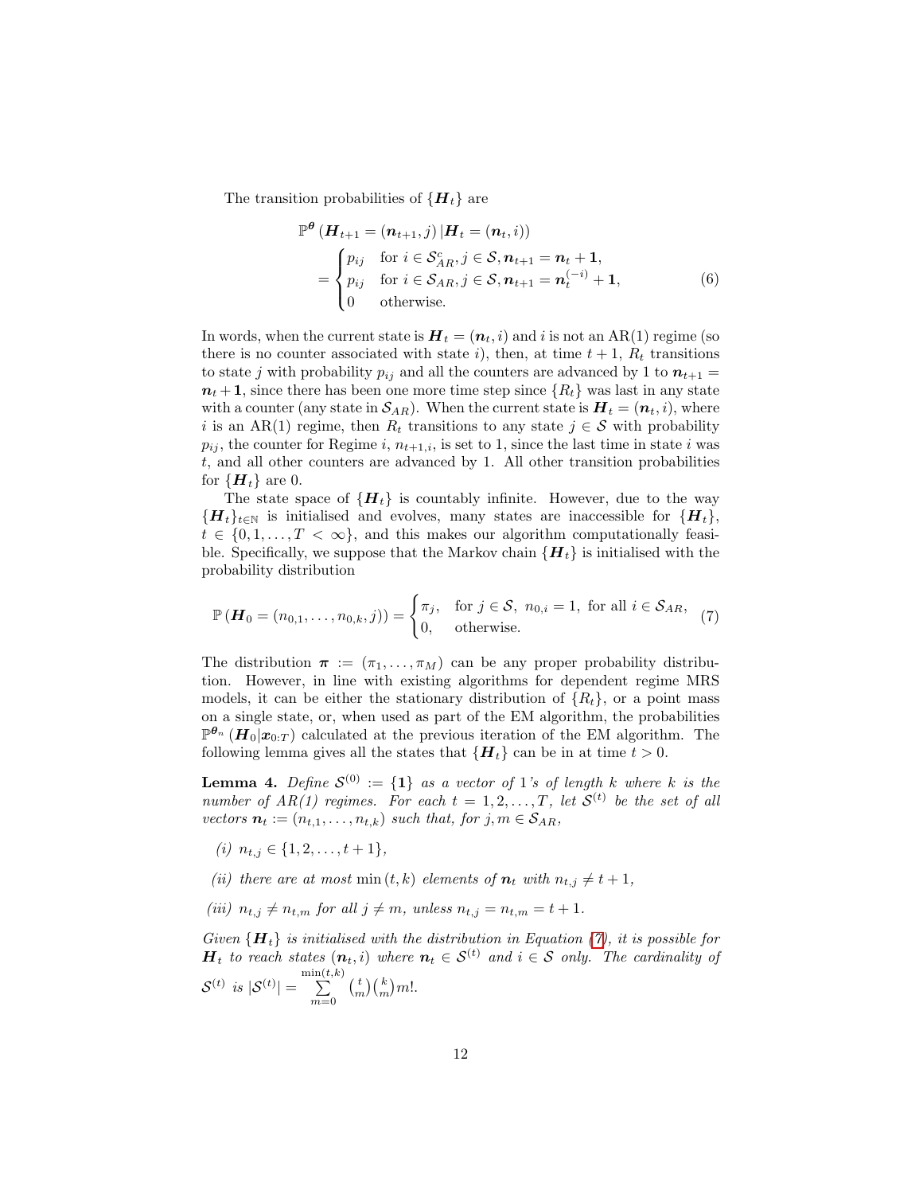The transition probabilities of $\{\boldsymbol{H}_t\}$ are

$$
\begin{aligned}
&\mathbb{P}^{\boldsymbol{\theta}}\left(\boldsymbol{H}_{t+1} = (\boldsymbol{n}_{t+1}, j) \,|\, \boldsymbol{H}_t = (\boldsymbol{n}_t, i)\right) \\
&= \begin{cases} p_{ij} & \text{for } i \in \mathcal{S}_{AR}^c, j \in \mathcal{S}, \boldsymbol{n}_{t+1} = \boldsymbol{n}_t + \mathbf{1}, \\ p_{ij} & \text{for } i \in \mathcal{S}_{AR}, j \in \mathcal{S}, \boldsymbol{n}_{t+1} = \boldsymbol{n}_t^{(-i)} + \mathbf{1}, \\ 0 & \text{otherwise.} \end{cases}
\end{aligned} \tag{6}
$$

In words, when the current state is $\boldsymbol{H}_t = (\boldsymbol{n}_t, i)$ and $i$ is not an AR(1) regime (so there is no counter associated with state $i$), then, at time $t+1$, $R_t$ transitions to state $j$ with probability $p_{ij}$ and all the counters are advanced by 1 to $\boldsymbol{n}_{t+1} = \boldsymbol{n}_t + \mathbf{1}$, since there has been one more time step since $\{R_t\}$ was last in any state with a counter (any state in $\mathcal{S}_{AR}$). When the current state is $\boldsymbol{H}_t = (\boldsymbol{n}_t, i)$, where $i$ is an AR(1) regime, then $R_t$ transitions to any state $j \in \mathcal{S}$ with probability $p_{ij}$, the counter for Regime $i$, $n_{t+1,i}$, is set to 1, since the last time in state $i$ was $t$, and all other counters are advanced by 1. All other transition probabilities for $\{\boldsymbol{H}_t\}$ are 0.

The state space of $\{\boldsymbol{H}_t\}$ is countably infinite. However, due to the way $\{\boldsymbol{H}_t\}_{t\in\mathbb{N}}$ is initialised and evolves, many states are inaccessible for $\{\boldsymbol{H}_t\}$, $t \in \{0, 1, \ldots, T < \infty\}$, and this makes our algorithm computationally feasible. Specifically, we suppose that the Markov chain $\{\boldsymbol{H}_t\}$ is initialised with the probability distribution

$$
\mathbb{P}\left(\boldsymbol{H}_0 = (n_{0,1}, \ldots, n_{0,k}, j)\right) = \begin{cases} \pi_j, & \text{for } j \in \mathcal{S},\ n_{0,i} = 1, \text{ for all } i \in \mathcal{S}_{AR}, \\ 0, & \text{otherwise.} \end{cases} \tag{7}
$$

The distribution $\boldsymbol{\pi} := (\pi_1, \ldots, \pi_M)$ can be any proper probability distribution. However, in line with existing algorithms for dependent regime MRS models, it can be either the stationary distribution of $\{R_t\}$, or a point mass on a single state, or, when used as part of the EM algorithm, the probabilities $\mathbb{P}^{\boldsymbol{\theta}_n}(\boldsymbol{H}_0 | \boldsymbol{x}_{0:T})$ calculated at the previous iteration of the EM algorithm. The following lemma gives all the states that $\{\boldsymbol{H}_t\}$ can be in at time $t > 0$.

**Lemma 4.** *Define $\mathcal{S}^{(0)} := \{\mathbf{1}\}$ as a vector of 1's of length $k$ where $k$ is the number of AR(1) regimes. For each $t = 1, 2, \ldots, T$, let $\mathcal{S}^{(t)}$ be the set of all vectors $\boldsymbol{n}_t := (n_{t,1}, \ldots, n_{t,k})$ such that, for $j, m \in \mathcal{S}_{AR}$,*

- *(i) $n_{t,j} \in \{1, 2, \ldots, t+1\}$,*
- *(ii) there are at most $\min(t, k)$ elements of $\boldsymbol{n}_t$ with $n_{t,j} \neq t+1$,*
- *(iii) $n_{t,j} \neq n_{t,m}$ for all $j \neq m$, unless $n_{t,j} = n_{t,m} = t+1$.*

*Given $\{\boldsymbol{H}_t\}$ is initialised with the distribution in Equation (7), it is possible for $\boldsymbol{H}_t$ to reach states $(\boldsymbol{n}_t, i)$ where $\boldsymbol{n}_t \in \mathcal{S}^{(t)}$ and $i \in \mathcal{S}$ only. The cardinality of $\mathcal{S}^{(t)}$ is $|\mathcal{S}^{(t)}| = \sum_{m=0}^{\min(t,k)} \binom{t}{m}\binom{k}{m} m!$.*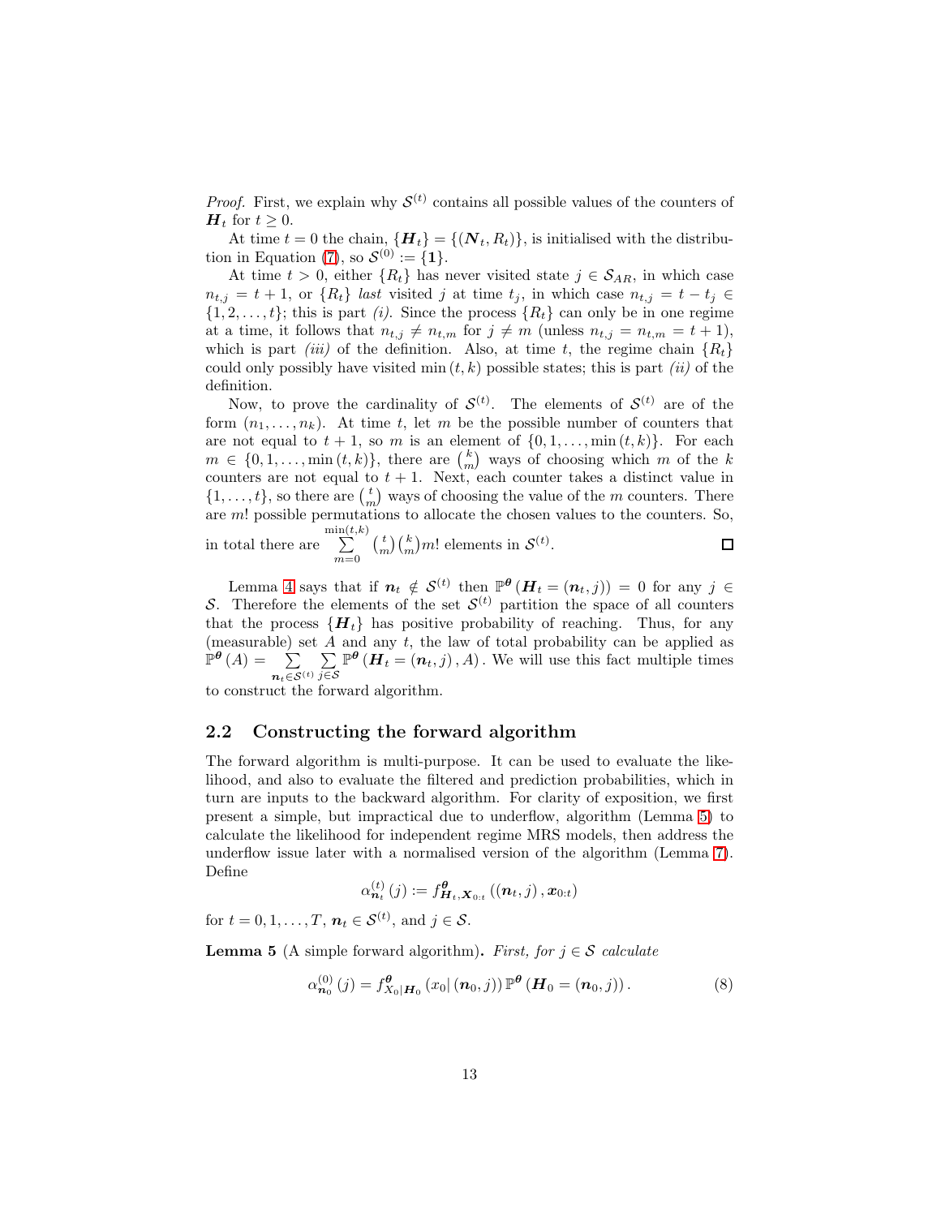*Proof.* First, we explain why $\mathcal{S}^{(t)}$ contains all possible values of the counters of $\boldsymbol{H}_t$ for $t \geq 0$.

At time $t = 0$ the chain, $\{\boldsymbol{H}_t\} = \{(\boldsymbol{N}_t, R_t)\}$, is initialised with the distribution in Equation (7), so $\mathcal{S}^{(0)} := \{\mathbf{1}\}$.

At time $t > 0$, either $\{R_t\}$ has never visited state $j \in \mathcal{S}_{AR}$, in which case $n_{t,j} = t + 1$, or $\{R_t\}$ *last* visited $j$ at time $t_j$, in which case $n_{t,j} = t - t_j \in \{1, 2, \ldots, t\}$; this is part *(i)*. Since the process $\{R_t\}$ can only be in one regime at a time, it follows that $n_{t,j} \neq n_{t,m}$ for $j \neq m$ (unless $n_{t,j} = n_{t,m} = t + 1$), which is part *(iii)* of the definition. Also, at time $t$, the regime chain $\{R_t\}$ could only possibly have visited $\min(t, k)$ possible states; this is part *(ii)* of the definition.

Now, to prove the cardinality of $\mathcal{S}^{(t)}$. The elements of $\mathcal{S}^{(t)}$ are of the form $(n_1, \ldots, n_k)$. At time $t$, let $m$ be the possible number of counters that are not equal to $t + 1$, so $m$ is an element of $\{0, 1, \ldots, \min(t, k)\}$. For each $m \in \{0, 1, \ldots, \min(t, k)\}$, there are $\binom{k}{m}$ ways of choosing which $m$ of the $k$ counters are not equal to $t + 1$. Next, each counter takes a distinct value in $\{1, \ldots, t\}$, so there are $\binom{t}{m}$ ways of choosing the value of the $m$ counters. There are $m!$ possible permutations to allocate the chosen values to the counters. So, in total there are $\sum_{m=0}^{\min(t,k)} \binom{t}{m}\binom{k}{m} m!$ elements in $\mathcal{S}^{(t)}$. $\square$

Lemma 4 says that if $\boldsymbol{n}_t \notin \mathcal{S}^{(t)}$ then $\mathbb{P}^{\boldsymbol{\theta}}(\boldsymbol{H}_t = (\boldsymbol{n}_t, j)) = 0$ for any $j \in \mathcal{S}$. Therefore the elements of the set $\mathcal{S}^{(t)}$ partition the space of all counters that the process $\{\boldsymbol{H}_t\}$ has positive probability of reaching. Thus, for any (measurable) set $A$ and any $t$, the law of total probability can be applied as $\mathbb{P}^{\boldsymbol{\theta}}(A) = \sum_{\boldsymbol{n}_t \in \mathcal{S}^{(t)}} \sum_{j \in \mathcal{S}} \mathbb{P}^{\boldsymbol{\theta}}(\boldsymbol{H}_t = (\boldsymbol{n}_t, j), A)$. We will use this fact multiple times to construct the forward algorithm.

## 2.2 Constructing the forward algorithm

The forward algorithm is multi-purpose. It can be used to evaluate the likelihood, and also to evaluate the filtered and prediction probabilities, which in turn are inputs to the backward algorithm. For clarity of exposition, we first present a simple, but impractical due to underflow, algorithm (Lemma 5) to calculate the likelihood for independent regime MRS models, then address the underflow issue later with a normalised version of the algorithm (Lemma 7). Define

$$\alpha_{\boldsymbol{n}_t}^{(t)}(j) := f_{\boldsymbol{H}_t, \boldsymbol{X}_{0:t}}^{\boldsymbol{\theta}}((\boldsymbol{n}_t, j), \boldsymbol{x}_{0:t})$$

for $t = 0, 1, \ldots, T$, $\boldsymbol{n}_t \in \mathcal{S}^{(t)}$, and $j \in \mathcal{S}$.

**Lemma 5** (A simple forward algorithm)**.** *First, for $j \in \mathcal{S}$ calculate*

$$\alpha_{\boldsymbol{n}_0}^{(0)}(j) = f_{X_0|\boldsymbol{H}_0}^{\boldsymbol{\theta}}(x_0 | (\boldsymbol{n}_0, j))\, \mathbb{P}^{\boldsymbol{\theta}}(\boldsymbol{H}_0 = (\boldsymbol{n}_0, j)). \tag{8}$$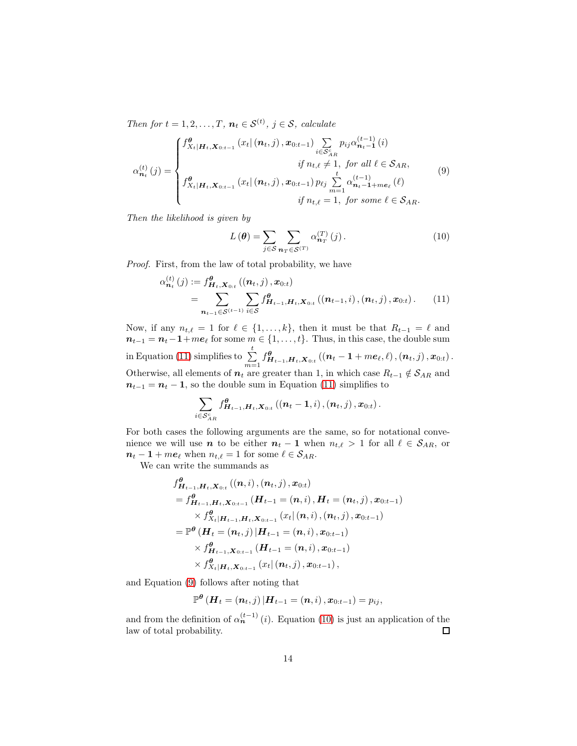*Then for $t = 1, 2, \ldots, T$, $\boldsymbol{n}_t \in \mathcal{S}^{(t)}$, $j \in \mathcal{S}$, calculate*

$$
\alpha_{\boldsymbol{n}_t}^{(t)}(j) = \begin{cases} f^{\boldsymbol{\theta}}_{X_t|\boldsymbol{H}_t,\boldsymbol{X}_{0:t-1}}\left(x_t|\left(\boldsymbol{n}_t, j\right), \boldsymbol{x}_{0:t-1}\right) \sum\limits_{i\in\mathcal{S}_{AR}^c} p_{ij}\alpha_{\boldsymbol{n}_t-\boldsymbol{1}}^{(t-1)}(i) \\ \qquad\qquad\qquad\qquad\qquad \text{if } n_{t,\ell} \neq 1, \text{ for all } \ell \in \mathcal{S}_{AR}, \\ f^{\boldsymbol{\theta}}_{X_t|\boldsymbol{H}_t,\boldsymbol{X}_{0:t-1}}\left(x_t|\left(\boldsymbol{n}_t, j\right), \boldsymbol{x}_{0:t-1}\right) p_{\ell j} \sum\limits_{m=1}^{t} \alpha_{\boldsymbol{n}_t-\boldsymbol{1}+m\boldsymbol{e}_\ell}^{(t-1)}(\ell) \\ \qquad\qquad\qquad\qquad\qquad \text{if } n_{t,\ell} = 1, \text{ for some } \ell \in \mathcal{S}_{AR}. \end{cases} \tag{9}
$$

*Then the likelihood is given by*

$$
L(\boldsymbol{\theta}) = \sum_{j\in\mathcal{S}} \sum_{\boldsymbol{n}_T\in\mathcal{S}^{(T)}} \alpha_{\boldsymbol{n}_T}^{(T)}(j). \tag{10}
$$

*Proof.* First, from the law of total probability, we have

$$
\begin{aligned}
\alpha_{\boldsymbol{n}_t}^{(t)}(j) &:= f^{\boldsymbol{\theta}}_{\boldsymbol{H}_t,\boldsymbol{X}_{0:t}}\left(\left(\boldsymbol{n}_t, j\right), \boldsymbol{x}_{0:t}\right) \\
&= \sum_{\boldsymbol{n}_{t-1}\in\mathcal{S}^{(t-1)}} \sum_{i\in\mathcal{S}} f^{\boldsymbol{\theta}}_{\boldsymbol{H}_{t-1},\boldsymbol{H}_t,\boldsymbol{X}_{0:t}}\left(\left(\boldsymbol{n}_{t-1}, i\right), \left(\boldsymbol{n}_t, j\right), \boldsymbol{x}_{0:t}\right).
\end{aligned} \tag{11}
$$

Now, if any $n_{t,\ell} = 1$ for $\ell \in \{1, \ldots, k\}$, then it must be that $R_{t-1} = \ell$ and $\boldsymbol{n}_{t-1} = \boldsymbol{n}_t - \boldsymbol{1} + m\boldsymbol{e}_\ell$ for some $m \in \{1, \ldots, t\}$. Thus, in this case, the double sum in Equation (11) simplifies to $\sum\limits_{m=1}^{t} f^{\boldsymbol{\theta}}_{\boldsymbol{H}_{t-1},\boldsymbol{H}_t,\boldsymbol{X}_{0:t}}\left(\left(\boldsymbol{n}_t - \boldsymbol{1} + m\boldsymbol{e}_\ell, \ell\right), \left(\boldsymbol{n}_t, j\right), \boldsymbol{x}_{0:t}\right)$. Otherwise, all elements of $\boldsymbol{n}_t$ are greater than 1, in which case $R_{t-1} \notin \mathcal{S}_{AR}$ and $\boldsymbol{n}_{t-1} = \boldsymbol{n}_t - \boldsymbol{1}$, so the double sum in Equation (11) simplifies to

$$
\sum_{i\in\mathcal{S}_{AR}^c} f^{\boldsymbol{\theta}}_{\boldsymbol{H}_{t-1},\boldsymbol{H}_t,\boldsymbol{X}_{0:t}}\left(\left(\boldsymbol{n}_t - \boldsymbol{1}, i\right), \left(\boldsymbol{n}_t, j\right), \boldsymbol{x}_{0:t}\right).
$$

For both cases the following arguments are the same, so for notational convenience we will use $\boldsymbol{n}$ to be either $\boldsymbol{n}_t - \boldsymbol{1}$ when $n_{t,\ell} > 1$ for all $\ell \in \mathcal{S}_{AR}$, or $\boldsymbol{n}_t - \boldsymbol{1} + m\boldsymbol{e}_\ell$ when $n_{t,\ell} = 1$ for some $\ell \in \mathcal{S}_{AR}$.

We can write the summands as

$$
\begin{aligned}
& f^{\boldsymbol{\theta}}_{\boldsymbol{H}_{t-1},\boldsymbol{H}_t,\boldsymbol{X}_{0:t}}\left(\left(\boldsymbol{n}, i\right), \left(\boldsymbol{n}_t, j\right), \boldsymbol{x}_{0:t}\right) \\
&= f^{\boldsymbol{\theta}}_{\boldsymbol{H}_{t-1},\boldsymbol{H}_t,\boldsymbol{X}_{0:t-1}}\left(\boldsymbol{H}_{t-1} = \left(\boldsymbol{n}, i\right), \boldsymbol{H}_t = \left(\boldsymbol{n}_t, j\right), \boldsymbol{x}_{0:t-1}\right) \\
&\quad \times f^{\boldsymbol{\theta}}_{X_t|\boldsymbol{H}_{t-1},\boldsymbol{H}_t,\boldsymbol{X}_{0:t-1}}\left(x_t|\left(\boldsymbol{n}, i\right), \left(\boldsymbol{n}_t, j\right), \boldsymbol{x}_{0:t-1}\right) \\
&= \mathbb{P}^{\boldsymbol{\theta}}\left(\boldsymbol{H}_t = \left(\boldsymbol{n}_t, j\right) | \boldsymbol{H}_{t-1} = \left(\boldsymbol{n}, i\right), \boldsymbol{x}_{0:t-1}\right) \\
&\quad \times f^{\boldsymbol{\theta}}_{\boldsymbol{H}_{t-1},\boldsymbol{X}_{0:t-1}}\left(\boldsymbol{H}_{t-1} = \left(\boldsymbol{n}, i\right), \boldsymbol{x}_{0:t-1}\right) \\
&\quad \times f^{\boldsymbol{\theta}}_{X_t|\boldsymbol{H}_t,\boldsymbol{X}_{0:t-1}}\left(x_t|\left(\boldsymbol{n}_t, j\right), \boldsymbol{x}_{0:t-1}\right),
\end{aligned}
$$

and Equation (9) follows after noting that

$$
\mathbb{P}^{\boldsymbol{\theta}}\left(\boldsymbol{H}_t = \left(\boldsymbol{n}_t, j\right) | \boldsymbol{H}_{t-1} = \left(\boldsymbol{n}, i\right), \boldsymbol{x}_{0:t-1}\right) = p_{ij},
$$

and from the definition of $\alpha_{\boldsymbol{n}}^{(t-1)}(i)$. Equation (10) is just an application of the law of total probability. □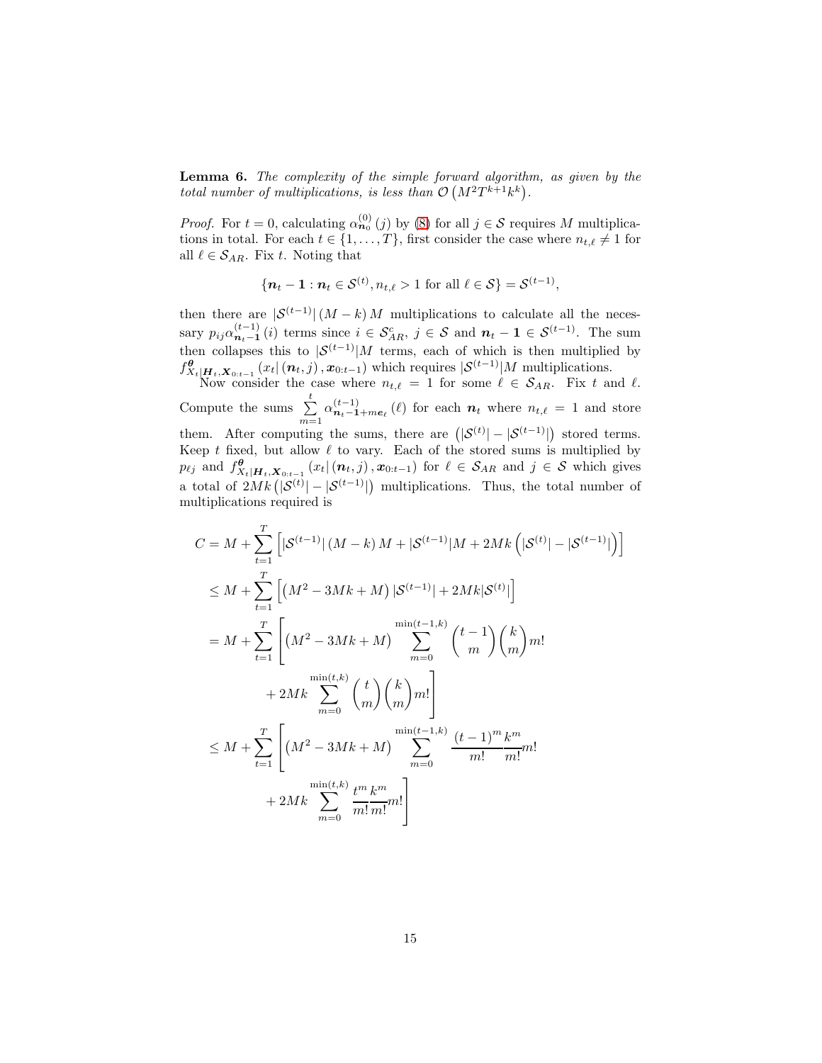**Lemma 6.** *The complexity of the simple forward algorithm, as given by the total number of multiplications, is less than $\mathcal{O}\left(M^2 T^{k+1} k^k\right)$.*

*Proof.* For $t = 0$, calculating $\alpha_{\boldsymbol{n}_0}^{(0)}(j)$ by (8) for all $j \in \mathcal{S}$ requires $M$ multiplications in total. For each $t \in \{1, \ldots, T\}$, first consider the case where $n_{t,\ell} \neq 1$ for all $\ell \in \mathcal{S}_{AR}$. Fix $t$. Noting that

$$\{\boldsymbol{n}_t - \boldsymbol{1} : \boldsymbol{n}_t \in \mathcal{S}^{(t)}, n_{t,\ell} > 1 \text{ for all } \ell \in \mathcal{S}\} = \mathcal{S}^{(t-1)},$$

then there are $|\mathcal{S}^{(t-1)}|(M-k)M$ multiplications to calculate all the necessary $p_{ij}\alpha_{\boldsymbol{n}_t - \boldsymbol{1}}^{(t-1)}(i)$ terms since $i \in \mathcal{S}_{AR}^c$, $j \in \mathcal{S}$ and $\boldsymbol{n}_t - \boldsymbol{1} \in \mathcal{S}^{(t-1)}$. The sum then collapses this to $|\mathcal{S}^{(t-1)}|M$ terms, each of which is then multiplied by $f_{X_t|\boldsymbol{H}_t, \boldsymbol{X}_{0:t-1}}^{\boldsymbol{\theta}}(x_t|(\boldsymbol{n}_t, j), \boldsymbol{x}_{0:t-1})$ which requires $|\mathcal{S}^{(t-1)}|M$ multiplications.

Now consider the case where $n_{t,\ell} = 1$ for some $\ell \in \mathcal{S}_{AR}$. Fix $t$ and $\ell$. Compute the sums $\sum_{m=1}^{t} \alpha_{\boldsymbol{n}_t - \boldsymbol{1} + m\boldsymbol{e}_\ell}^{(t-1)}(\ell)$ for each $\boldsymbol{n}_t$ where $n_{t,\ell} = 1$ and store them. After computing the sums, there are $\left(|\mathcal{S}^{(t)}| - |\mathcal{S}^{(t-1)}|\right)$ stored terms. Keep $t$ fixed, but allow $\ell$ to vary. Each of the stored sums is multiplied by $p_{\ell j}$ and $f_{X_t|\boldsymbol{H}_t, \boldsymbol{X}_{0:t-1}}^{\boldsymbol{\theta}}(x_t|(\boldsymbol{n}_t, j), \boldsymbol{x}_{0:t-1})$ for $\ell \in \mathcal{S}_{AR}$ and $j \in \mathcal{S}$ which gives a total of $2Mk\left(|\mathcal{S}^{(t)}| - |\mathcal{S}^{(t-1)}|\right)$ multiplications. Thus, the total number of multiplications required is

$$
\begin{aligned}
C &= M + \sum_{t=1}^{T} \left[ |\mathcal{S}^{(t-1)}|(M-k)M + |\mathcal{S}^{(t-1)}|M + 2Mk\left(|\mathcal{S}^{(t)}| - |\mathcal{S}^{(t-1)}|\right) \right] \\
&\leq M + \sum_{t=1}^{T} \left[ \left(M^2 - 3Mk + M\right)|\mathcal{S}^{(t-1)}| + 2Mk|\mathcal{S}^{(t)}| \right] \\
&= M + \sum_{t=1}^{T} \left[ \left(M^2 - 3Mk + M\right) \sum_{m=0}^{\min(t-1,k)} \binom{t-1}{m}\binom{k}{m} m! \right. \\
&\qquad \left. + 2Mk \sum_{m=0}^{\min(t,k)} \binom{t}{m}\binom{k}{m} m! \right] \\
&\leq M + \sum_{t=1}^{T} \left[ \left(M^2 - 3Mk + M\right) \sum_{m=0}^{\min(t-1,k)} \frac{(t-1)^m}{m!}\frac{k^m}{m!} m! \right. \\
&\qquad \left. + 2Mk \sum_{m=0}^{\min(t,k)} \frac{t^m}{m!}\frac{k^m}{m!} m! \right]
\end{aligned}
$$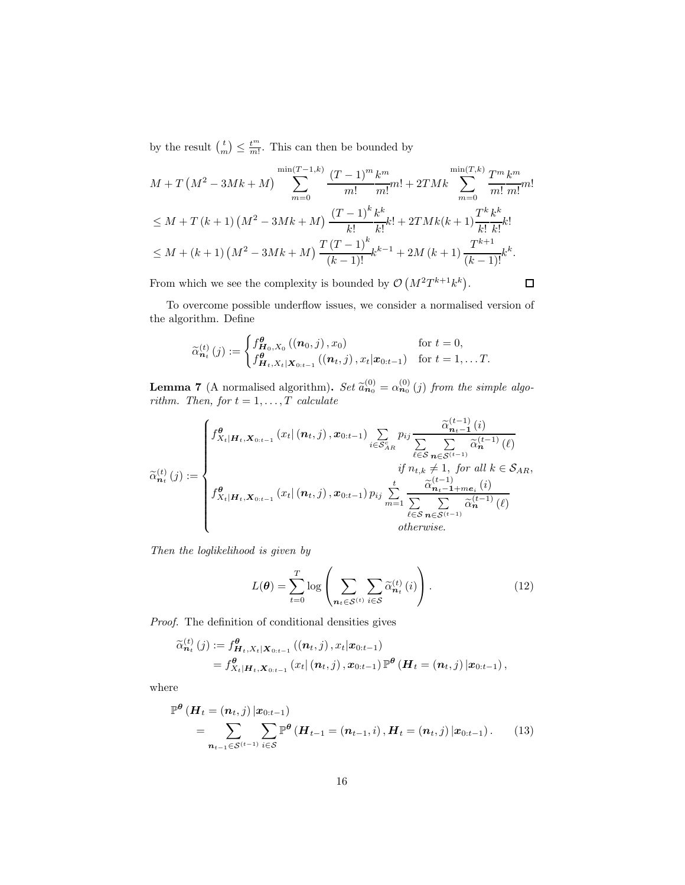by the result $\binom{t}{m} \leq \frac{t^m}{m!}$. This can then be bounded by

$$
\begin{aligned}
&M + T\left(M^2 - 3Mk + M\right) \sum_{m=0}^{\min(T-1,k)} \frac{(T-1)^m}{m!} \frac{k^m}{m!} m! + 2TMk \sum_{m=0}^{\min(T,k)} \frac{T^m}{m!} \frac{k^m}{m!} m! \\
&\leq M + T\,(k+1)\left(M^2 - 3Mk + M\right) \frac{(T-1)^k}{k!} \frac{k^k}{k!} k! + 2TMk(k+1) \frac{T^k}{k!} \frac{k^k}{k!} k! \\
&\leq M + (k+1)\left(M^2 - 3Mk + M\right) \frac{T\,(T-1)^k}{(k-1)!} k^{k-1} + 2M\,(k+1) \frac{T^{k+1}}{(k-1)!} k^k.
\end{aligned}
$$

From which we see the complexity is bounded by $\mathcal{O}\left(M^2 T^{k+1} k^k\right)$. □

To overcome possible underflow issues, we consider a normalised version of the algorithm. Define

$$
\widetilde{\alpha}_{\boldsymbol{n}_t}^{(t)}(j) := \begin{cases} f_{\boldsymbol{H}_0, X_0}^{\boldsymbol{\theta}}\left(\left(\boldsymbol{n}_0, j\right), x_0\right) & \text{for } t = 0, \\ f_{\boldsymbol{H}_t, X_t | \boldsymbol{X}_{0:t-1}}^{\boldsymbol{\theta}}\left(\left(\boldsymbol{n}_t, j\right), x_t | \boldsymbol{x}_{0:t-1}\right) & \text{for } t = 1, \ldots T. \end{cases}
$$

**Lemma 7** (A normalised algorithm)**.** *Set $\widetilde{a}_{\boldsymbol{n}_0}^{(0)} = \alpha_{\boldsymbol{n}_0}^{(0)}(j)$ from the simple algorithm. Then, for $t = 1, \ldots, T$ calculate*

$$
\widetilde{\alpha}_{\boldsymbol{n}_t}^{(t)}(j) := \begin{cases} f_{X_t | \boldsymbol{H}_t, \boldsymbol{X}_{0:t-1}}^{\boldsymbol{\theta}}\left(x_t | \left(\boldsymbol{n}_t, j\right), \boldsymbol{x}_{0:t-1}\right) \displaystyle\sum_{i \in \mathcal{S}_{AR}^c} p_{ij} \frac{\widetilde{\alpha}_{\boldsymbol{n}_{t-1}}^{(t-1)}(i)}{\displaystyle\sum_{\ell \in \mathcal{S}} \sum_{\boldsymbol{n} \in \mathcal{S}^{(t-1)}} \widetilde{\alpha}_{\boldsymbol{n}}^{(t-1)}(\ell)} \\ \qquad\qquad\qquad\qquad\qquad\qquad \text{if } n_{t,k} \neq 1, \text{ for all } k \in \mathcal{S}_{AR}, \\ f_{X_t | \boldsymbol{H}_t, \boldsymbol{X}_{0:t-1}}^{\boldsymbol{\theta}}\left(x_t | \left(\boldsymbol{n}_t, j\right), \boldsymbol{x}_{0:t-1}\right) p_{ij} \displaystyle\sum_{m=1}^{t} \frac{\widetilde{\alpha}_{\boldsymbol{n}_t - \boldsymbol{1} + m\boldsymbol{e}_i}^{(t-1)}(i)}{\displaystyle\sum_{\ell \in \mathcal{S}} \sum_{\boldsymbol{n} \in \mathcal{S}^{(t-1)}} \widetilde{\alpha}_{\boldsymbol{n}}^{(t-1)}(\ell)} \\ \qquad\qquad\qquad\qquad\qquad\qquad \text{otherwise.} \end{cases}
$$

*Then the loglikelihood is given by*

$$
L(\boldsymbol{\theta}) = \sum_{t=0}^{T} \log \left( \sum_{\boldsymbol{n}_t \in \mathcal{S}^{(t)}} \sum_{i \in \mathcal{S}} \widetilde{\alpha}_{\boldsymbol{n}_t}^{(t)}(i) \right). \tag{12}
$$

*Proof.* The definition of conditional densities gives

$$
\begin{aligned}
\widetilde{\alpha}_{\boldsymbol{n}_t}^{(t)}(j) &:= f_{\boldsymbol{H}_t, X_t | \boldsymbol{X}_{0:t-1}}^{\boldsymbol{\theta}}\left(\left(\boldsymbol{n}_t, j\right), x_t | \boldsymbol{x}_{0:t-1}\right) \\
&= f_{X_t | \boldsymbol{H}_t, \boldsymbol{X}_{0:t-1}}^{\boldsymbol{\theta}}\left(x_t | \left(\boldsymbol{n}_t, j\right), \boldsymbol{x}_{0:t-1}\right) \mathbb{P}^{\boldsymbol{\theta}}\left(\boldsymbol{H}_t = \left(\boldsymbol{n}_t, j\right) | \boldsymbol{x}_{0:t-1}\right),
\end{aligned}
$$

where

$$
\begin{aligned}
&\mathbb{P}^{\boldsymbol{\theta}}\left(\boldsymbol{H}_t = \left(\boldsymbol{n}_t, j\right) | \boldsymbol{x}_{0:t-1}\right) \\
&\quad = \sum_{\boldsymbol{n}_{t-1} \in \mathcal{S}^{(t-1)}} \sum_{i \in \mathcal{S}} \mathbb{P}^{\boldsymbol{\theta}}\left(\boldsymbol{H}_{t-1} = \left(\boldsymbol{n}_{t-1}, i\right), \boldsymbol{H}_t = \left(\boldsymbol{n}_t, j\right) | \boldsymbol{x}_{0:t-1}\right).
\end{aligned} \tag{13}
$$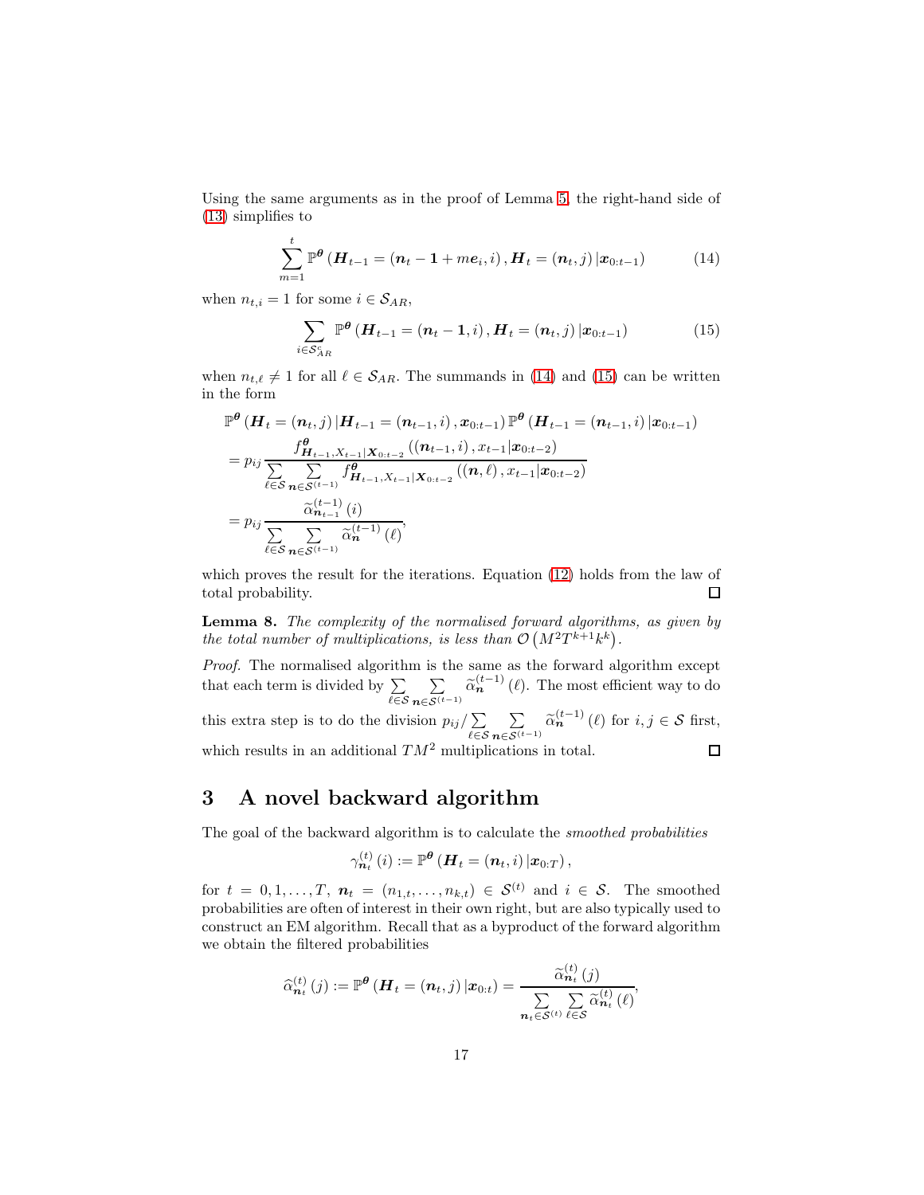Using the same arguments as in the proof of Lemma 5, the right-hand side of (13) simplifies to

$$\sum_{m=1}^{t} \mathbb{P}^{\boldsymbol{\theta}}\left(\boldsymbol{H}_{t-1} = \left(\boldsymbol{n}_t - \mathbf{1} + m\boldsymbol{e}_i, i\right), \boldsymbol{H}_t = \left(\boldsymbol{n}_t, j\right) | \boldsymbol{x}_{0:t-1}\right) \tag{14}$$

when $n_{t,i} = 1$ for some $i \in \mathcal{S}_{AR}$,

$$\sum_{i \in \mathcal{S}_{AR}^c} \mathbb{P}^{\boldsymbol{\theta}}\left(\boldsymbol{H}_{t-1} = \left(\boldsymbol{n}_t - \mathbf{1}, i\right), \boldsymbol{H}_t = \left(\boldsymbol{n}_t, j\right) | \boldsymbol{x}_{0:t-1}\right) \tag{15}$$

when $n_{t,\ell} \neq 1$ for all $\ell \in \mathcal{S}_{AR}$. The summands in (14) and (15) can be written in the form

$$\begin{aligned}
&\mathbb{P}^{\boldsymbol{\theta}}\left(\boldsymbol{H}_t = \left(\boldsymbol{n}_t, j\right) | \boldsymbol{H}_{t-1} = \left(\boldsymbol{n}_{t-1}, i\right), \boldsymbol{x}_{0:t-1}\right) \mathbb{P}^{\boldsymbol{\theta}}\left(\boldsymbol{H}_{t-1} = \left(\boldsymbol{n}_{t-1}, i\right) | \boldsymbol{x}_{0:t-1}\right) \\
&= p_{ij} \frac{f^{\boldsymbol{\theta}}_{\boldsymbol{H}_{t-1}, X_{t-1} | \boldsymbol{X}_{0:t-2}}\left(\left(\boldsymbol{n}_{t-1}, i\right), x_{t-1} | \boldsymbol{x}_{0:t-2}\right)}{\sum\limits_{\ell \in \mathcal{S}} \sum\limits_{\boldsymbol{n} \in \mathcal{S}^{(t-1)}} f^{\boldsymbol{\theta}}_{\boldsymbol{H}_{t-1}, X_{t-1} | \boldsymbol{X}_{0:t-2}}\left(\left(\boldsymbol{n}, \ell\right), x_{t-1} | \boldsymbol{x}_{0:t-2}\right)} \\
&= p_{ij} \frac{\widetilde{\alpha}^{(t-1)}_{\boldsymbol{n}_{t-1}}(i)}{\sum\limits_{\ell \in \mathcal{S}} \sum\limits_{\boldsymbol{n} \in \mathcal{S}^{(t-1)}} \widetilde{\alpha}^{(t-1)}_{\boldsymbol{n}}(\ell)},
\end{aligned}$$

which proves the result for the iterations. Equation (12) holds from the law of total probability. □

**Lemma 8.** *The complexity of the normalised forward algorithms, as given by the total number of multiplications, is less than* $\mathcal{O}\left(M^2 T^{k+1} k^k\right)$.

*Proof.* The normalised algorithm is the same as the forward algorithm except that each term is divided by $\sum\limits_{\ell \in \mathcal{S}} \sum\limits_{\boldsymbol{n} \in \mathcal{S}^{(t-1)}} \widetilde{\alpha}^{(t-1)}_{\boldsymbol{n}}(\ell)$. The most efficient way to do this extra step is to do the division $p_{ij} / \sum\limits_{\ell \in \mathcal{S}} \sum\limits_{\boldsymbol{n} \in \mathcal{S}^{(t-1)}} \widetilde{\alpha}^{(t-1)}_{\boldsymbol{n}}(\ell)$ for $i, j \in \mathcal{S}$ first, which results in an additional $TM^2$ multiplications in total. □

## 3 A novel backward algorithm

The goal of the backward algorithm is to calculate the *smoothed probabilities*

$$\gamma^{(t)}_{\boldsymbol{n}_t}(i) := \mathbb{P}^{\boldsymbol{\theta}}\left(\boldsymbol{H}_t = \left(\boldsymbol{n}_t, i\right) | \boldsymbol{x}_{0:T}\right),$$

for $t = 0, 1, \ldots, T$, $\boldsymbol{n}_t = \left(n_{1,t}, \ldots, n_{k,t}\right) \in \mathcal{S}^{(t)}$ and $i \in \mathcal{S}$. The smoothed probabilities are often of interest in their own right, but are also typically used to construct an EM algorithm. Recall that as a byproduct of the forward algorithm we obtain the filtered probabilities

$$\widehat{\alpha}^{(t)}_{\boldsymbol{n}_t}(j) := \mathbb{P}^{\boldsymbol{\theta}}\left(\boldsymbol{H}_t = \left(\boldsymbol{n}_t, j\right) | \boldsymbol{x}_{0:t}\right) = \frac{\widetilde{\alpha}^{(t)}_{\boldsymbol{n}_t}(j)}{\sum\limits_{\boldsymbol{n}_t \in \mathcal{S}^{(t)}} \sum\limits_{\ell \in \mathcal{S}} \widetilde{\alpha}^{(t)}_{\boldsymbol{n}_t}(\ell)},$$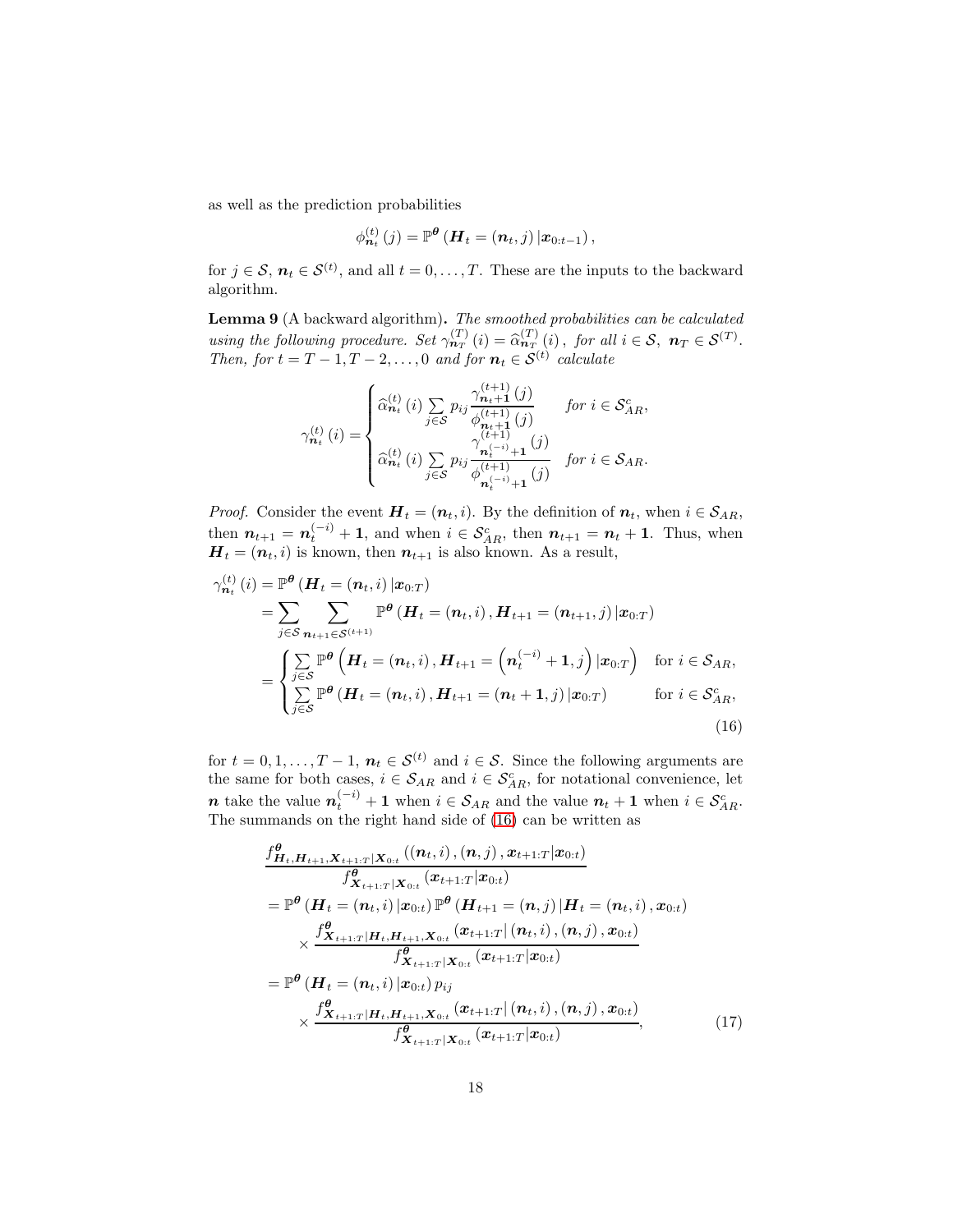as well as the prediction probabilities

$$\phi_{\boldsymbol{n}_t}^{(t)}(j) = \mathbb{P}^{\boldsymbol{\theta}}\left(\boldsymbol{H}_t = (\boldsymbol{n}_t, j)\,|\boldsymbol{x}_{0:t-1}\right),$$

for $j \in \mathcal{S}$, $\boldsymbol{n}_t \in \mathcal{S}^{(t)}$, and all $t = 0, \ldots, T$. These are the inputs to the backward algorithm.

**Lemma 9** (A backward algorithm)**.** *The smoothed probabilities can be calculated using the following procedure. Set $\gamma_{\boldsymbol{n}_T}^{(T)}(i) = \widehat{\alpha}_{\boldsymbol{n}_T}^{(T)}(i)$, for all $i \in \mathcal{S}$, $\boldsymbol{n}_T \in \mathcal{S}^{(T)}$. Then, for $t = T-1, T-2, \ldots, 0$ and for $\boldsymbol{n}_t \in \mathcal{S}^{(t)}$ calculate*

$$\gamma_{\boldsymbol{n}_t}^{(t)}(i) = \begin{cases} \widehat{\alpha}_{\boldsymbol{n}_t}^{(t)}(i) \displaystyle\sum_{j\in\mathcal{S}} p_{ij} \frac{\gamma_{\boldsymbol{n}_t+\boldsymbol{1}}^{(t+1)}(j)}{\phi_{\boldsymbol{n}_t+\boldsymbol{1}}^{(t+1)}(j)} & \text{for } i \in \mathcal{S}_{AR}^c, \\ \widehat{\alpha}_{\boldsymbol{n}_t}^{(t)}(i) \displaystyle\sum_{j\in\mathcal{S}} p_{ij} \frac{\gamma_{\boldsymbol{n}_t^{(-i)}+\boldsymbol{1}}^{(t+1)}(j)}{\phi_{\boldsymbol{n}_t^{(-i)}+\boldsymbol{1}}^{(t+1)}(j)} & \text{for } i \in \mathcal{S}_{AR}. \end{cases}$$

*Proof.* Consider the event $\boldsymbol{H}_t = (\boldsymbol{n}_t, i)$. By the definition of $\boldsymbol{n}_t$, when $i \in \mathcal{S}_{AR}$, then $\boldsymbol{n}_{t+1} = \boldsymbol{n}_t^{(-i)} + \boldsymbol{1}$, and when $i \in \mathcal{S}_{AR}^c$, then $\boldsymbol{n}_{t+1} = \boldsymbol{n}_t + \boldsymbol{1}$. Thus, when $\boldsymbol{H}_t = (\boldsymbol{n}_t, i)$ is known, then $\boldsymbol{n}_{t+1}$ is also known. As a result,

$$\begin{aligned}
\gamma_{\boldsymbol{n}_t}^{(t)}(i) &= \mathbb{P}^{\boldsymbol{\theta}}\left(\boldsymbol{H}_t = (\boldsymbol{n}_t, i)\,|\boldsymbol{x}_{0:T}\right) \\
&= \sum_{j\in\mathcal{S}} \sum_{\boldsymbol{n}_{t+1}\in\mathcal{S}^{(t+1)}} \mathbb{P}^{\boldsymbol{\theta}}\left(\boldsymbol{H}_t = (\boldsymbol{n}_t, i), \boldsymbol{H}_{t+1} = (\boldsymbol{n}_{t+1}, j)\,|\boldsymbol{x}_{0:T}\right) \\
&= \begin{cases} \displaystyle\sum_{j\in\mathcal{S}} \mathbb{P}^{\boldsymbol{\theta}}\left(\boldsymbol{H}_t = (\boldsymbol{n}_t, i), \boldsymbol{H}_{t+1} = \left(\boldsymbol{n}_t^{(-i)} + \boldsymbol{1}, j\right)|\boldsymbol{x}_{0:T}\right) & \text{for } i \in \mathcal{S}_{AR}, \\ \displaystyle\sum_{j\in\mathcal{S}} \mathbb{P}^{\boldsymbol{\theta}}\left(\boldsymbol{H}_t = (\boldsymbol{n}_t, i), \boldsymbol{H}_{t+1} = (\boldsymbol{n}_t + \boldsymbol{1}, j)\,|\boldsymbol{x}_{0:T}\right) & \text{for } i \in \mathcal{S}_{AR}^c, \end{cases}
\end{aligned} \tag{16}$$

for $t = 0, 1, \ldots, T-1$, $\boldsymbol{n}_t \in \mathcal{S}^{(t)}$ and $i \in \mathcal{S}$. Since the following arguments are the same for both cases, $i \in \mathcal{S}_{AR}$ and $i \in \mathcal{S}_{AR}^c$, for notational convenience, let $\boldsymbol{n}$ take the value $\boldsymbol{n}_t^{(-i)} + \boldsymbol{1}$ when $i \in \mathcal{S}_{AR}$ and the value $\boldsymbol{n}_t + \boldsymbol{1}$ when $i \in \mathcal{S}_{AR}^c$. The summands on the right hand side of (16) can be written as

$$\begin{aligned}
&\frac{f^{\boldsymbol{\theta}}_{\boldsymbol{H}_t, \boldsymbol{H}_{t+1}, \boldsymbol{X}_{t+1:T}|\boldsymbol{X}_{0:t}}\left((\boldsymbol{n}_t, i), (\boldsymbol{n}, j), \boldsymbol{x}_{t+1:T}|\boldsymbol{x}_{0:t}\right)}{f^{\boldsymbol{\theta}}_{\boldsymbol{X}_{t+1:T}|\boldsymbol{X}_{0:t}}\left(\boldsymbol{x}_{t+1:T}|\boldsymbol{x}_{0:t}\right)} \\
&= \mathbb{P}^{\boldsymbol{\theta}}\left(\boldsymbol{H}_t = (\boldsymbol{n}_t, i)\,|\boldsymbol{x}_{0:t}\right) \mathbb{P}^{\boldsymbol{\theta}}\left(\boldsymbol{H}_{t+1} = (\boldsymbol{n}, j)\,|\boldsymbol{H}_t = (\boldsymbol{n}_t, i), \boldsymbol{x}_{0:t}\right) \\
&\quad \times \frac{f^{\boldsymbol{\theta}}_{\boldsymbol{X}_{t+1:T}|\boldsymbol{H}_t, \boldsymbol{H}_{t+1}, \boldsymbol{X}_{0:t}}\left(\boldsymbol{x}_{t+1:T}|\,(\boldsymbol{n}_t, i), (\boldsymbol{n}, j), \boldsymbol{x}_{0:t}\right)}{f^{\boldsymbol{\theta}}_{\boldsymbol{X}_{t+1:T}|\boldsymbol{X}_{0:t}}\left(\boldsymbol{x}_{t+1:T}|\boldsymbol{x}_{0:t}\right)} \\
&= \mathbb{P}^{\boldsymbol{\theta}}\left(\boldsymbol{H}_t = (\boldsymbol{n}_t, i)\,|\boldsymbol{x}_{0:t}\right) p_{ij} \\
&\quad \times \frac{f^{\boldsymbol{\theta}}_{\boldsymbol{X}_{t+1:T}|\boldsymbol{H}_t, \boldsymbol{H}_{t+1}, \boldsymbol{X}_{0:t}}\left(\boldsymbol{x}_{t+1:T}|\,(\boldsymbol{n}_t, i), (\boldsymbol{n}, j), \boldsymbol{x}_{0:t}\right)}{f^{\boldsymbol{\theta}}_{\boldsymbol{X}_{t+1:T}|\boldsymbol{X}_{0:t}}\left(\boldsymbol{x}_{t+1:T}|\boldsymbol{x}_{0:t}\right)},
\end{aligned} \tag{17}$$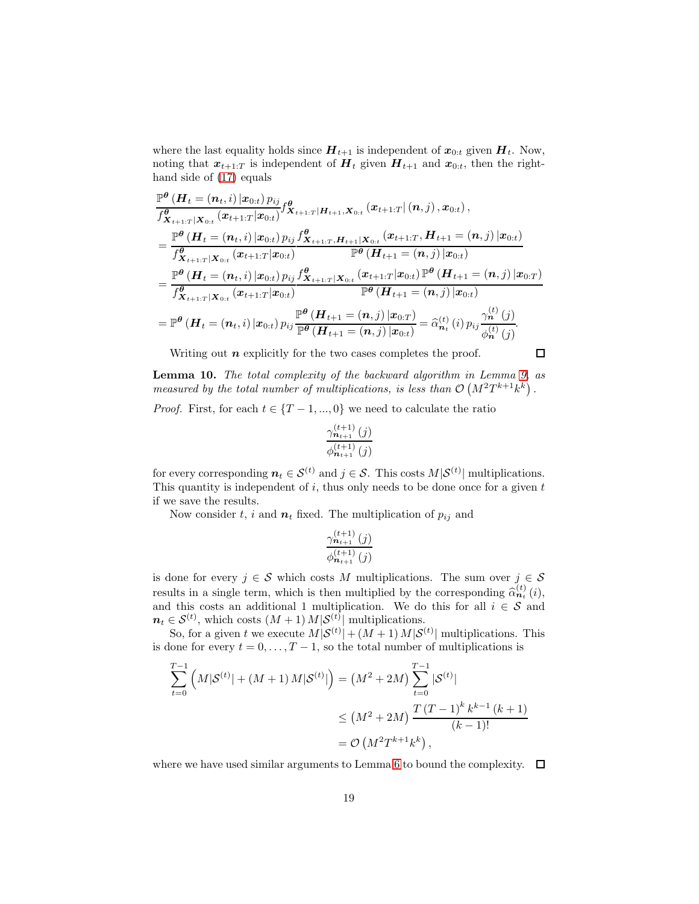where the last equality holds since $\boldsymbol{H}_{t+1}$ is independent of $\boldsymbol{x}_{0:t}$ given $\boldsymbol{H}_t$. Now, noting that $\boldsymbol{x}_{t+1:T}$ is independent of $\boldsymbol{H}_t$ given $\boldsymbol{H}_{t+1}$ and $\boldsymbol{x}_{0:t}$, then the right-hand side of (17) equals

$$
\begin{aligned}
&\frac{\mathbb{P}^{\boldsymbol{\theta}}\left(\boldsymbol{H}_t=(\boldsymbol{n}_t,i)\,|\boldsymbol{x}_{0:t}\right)p_{ij}}{f^{\boldsymbol{\theta}}_{\boldsymbol{X}_{t+1:T}|\boldsymbol{X}_{0:t}}\left(\boldsymbol{x}_{t+1:T}|\boldsymbol{x}_{0:t}\right)} f^{\boldsymbol{\theta}}_{\boldsymbol{X}_{t+1:T}|\boldsymbol{H}_{t+1},\boldsymbol{X}_{0:t}}\left(\boldsymbol{x}_{t+1:T}|\left(\boldsymbol{n},j\right),\boldsymbol{x}_{0:t}\right),\\
&=\frac{\mathbb{P}^{\boldsymbol{\theta}}\left(\boldsymbol{H}_t=(\boldsymbol{n}_t,i)\,|\boldsymbol{x}_{0:t}\right)p_{ij}}{f^{\boldsymbol{\theta}}_{\boldsymbol{X}_{t+1:T}|\boldsymbol{X}_{0:t}}\left(\boldsymbol{x}_{t+1:T}|\boldsymbol{x}_{0:t}\right)} \frac{f^{\boldsymbol{\theta}}_{\boldsymbol{X}_{t+1:T},\boldsymbol{H}_{t+1}|\boldsymbol{X}_{0:t}}\left(\boldsymbol{x}_{t+1:T},\boldsymbol{H}_{t+1}=\left(\boldsymbol{n},j\right)|\boldsymbol{x}_{0:t}\right)}{\mathbb{P}^{\boldsymbol{\theta}}\left(\boldsymbol{H}_{t+1}=(\boldsymbol{n},j)\,|\boldsymbol{x}_{0:t}\right)}\\
&=\frac{\mathbb{P}^{\boldsymbol{\theta}}\left(\boldsymbol{H}_t=(\boldsymbol{n}_t,i)\,|\boldsymbol{x}_{0:t}\right)p_{ij}}{f^{\boldsymbol{\theta}}_{\boldsymbol{X}_{t+1:T}|\boldsymbol{X}_{0:t}}\left(\boldsymbol{x}_{t+1:T}|\boldsymbol{x}_{0:t}\right)} \frac{f^{\boldsymbol{\theta}}_{\boldsymbol{X}_{t+1:T}|\boldsymbol{X}_{0:t}}\left(\boldsymbol{x}_{t+1:T}|\boldsymbol{x}_{0:t}\right)\mathbb{P}^{\boldsymbol{\theta}}\left(\boldsymbol{H}_{t+1}=(\boldsymbol{n},j)\,|\boldsymbol{x}_{0:T}\right)}{\mathbb{P}^{\boldsymbol{\theta}}\left(\boldsymbol{H}_{t+1}=(\boldsymbol{n},j)\,|\boldsymbol{x}_{0:t}\right)}\\
&=\mathbb{P}^{\boldsymbol{\theta}}\left(\boldsymbol{H}_t=(\boldsymbol{n}_t,i)\,|\boldsymbol{x}_{0:t}\right)p_{ij}\frac{\mathbb{P}^{\boldsymbol{\theta}}\left(\boldsymbol{H}_{t+1}=(\boldsymbol{n},j)\,|\boldsymbol{x}_{0:T}\right)}{\mathbb{P}^{\boldsymbol{\theta}}\left(\boldsymbol{H}_{t+1}=(\boldsymbol{n},j)\,|\boldsymbol{x}_{0:t}\right)}=\widehat{\alpha}^{(t)}_{\boldsymbol{n}_t}(i)\,p_{ij}\frac{\gamma^{(t)}_{\boldsymbol{n}}(j)}{\phi^{(t)}_{\boldsymbol{n}}(j)}.
\end{aligned}
$$

Writing out $\boldsymbol{n}$ explicitly for the two cases completes the proof. □

**Lemma 10.** *The total complexity of the backward algorithm in Lemma 9, as measured by the total number of multiplications, is less than* $\mathcal{O}\left(M^2T^{k+1}k^k\right)$.

*Proof.* First, for each $t\in\{T-1,...,0\}$ we need to calculate the ratio

$$
\frac{\gamma^{(t+1)}_{\boldsymbol{n}_{t+1}}(j)}{\phi^{(t+1)}_{\boldsymbol{n}_{t+1}}(j)}
$$

for every corresponding $\boldsymbol{n}_t\in\mathcal{S}^{(t)}$ and $j\in\mathcal{S}$. This costs $M|\mathcal{S}^{(t)}|$ multiplications. This quantity is independent of $i$, thus only needs to be done once for a given $t$ if we save the results.

Now consider $t$, $i$ and $\boldsymbol{n}_t$ fixed. The multiplication of $p_{ij}$ and

$$
\frac{\gamma^{(t+1)}_{\boldsymbol{n}_{t+1}}(j)}{\phi^{(t+1)}_{\boldsymbol{n}_{t+1}}(j)}
$$

is done for every $j\in\mathcal{S}$ which costs $M$ multiplications. The sum over $j\in\mathcal{S}$ results in a single term, which is then multiplied by the corresponding $\widehat{\alpha}^{(t)}_{\boldsymbol{n}_t}(i)$, and this costs an additional 1 multiplication. We do this for all $i\in\mathcal{S}$ and $\boldsymbol{n}_t\in\mathcal{S}^{(t)}$, which costs $(M+1)\,M|\mathcal{S}^{(t)}|$ multiplications.

So, for a given $t$ we execute $M|\mathcal{S}^{(t)}|+(M+1)\,M|\mathcal{S}^{(t)}|$ multiplications. This is done for every $t=0,\ldots,T-1$, so the total number of multiplications is

$$
\begin{aligned}
\sum_{t=0}^{T-1}\left(M|\mathcal{S}^{(t)}|+(M+1)\,M|\mathcal{S}^{(t)}|\right) &= \left(M^2+2M\right)\sum_{t=0}^{T-1}|\mathcal{S}^{(t)}|\\
&\leq \left(M^2+2M\right)\frac{T\,(T-1)^k\,k^{k-1}\,(k+1)}{(k-1)!}\\
&=\mathcal{O}\left(M^2T^{k+1}k^k\right),
\end{aligned}
$$

where we have used similar arguments to Lemma 6 to bound the complexity. □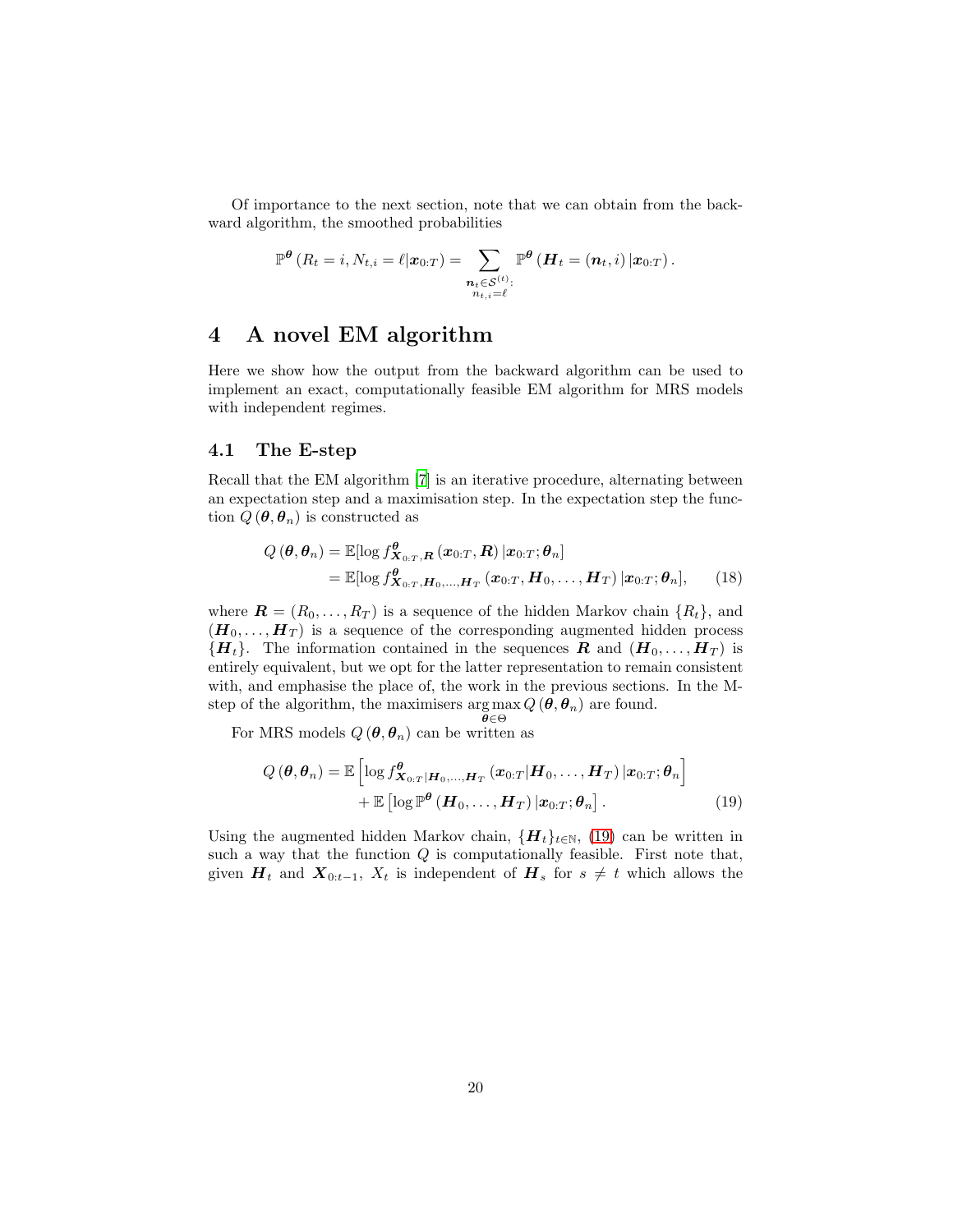Of importance to the next section, note that we can obtain from the backward algorithm, the smoothed probabilities

$$\mathbb{P}^{\boldsymbol{\theta}}\left(R_t = i, N_{t,i} = \ell | \boldsymbol{x}_{0:T}\right) = \sum_{\substack{\boldsymbol{n}_t \in \mathcal{S}^{(t)}: \\ n_{t,i} = \ell}} \mathbb{P}^{\boldsymbol{\theta}}\left(\boldsymbol{H}_t = (\boldsymbol{n}_t, i) \,|\boldsymbol{x}_{0:T}\right).$$

## 4 A novel EM algorithm

Here we show how the output from the backward algorithm can be used to implement an exact, computationally feasible EM algorithm for MRS models with independent regimes.

### 4.1 The E-step

Recall that the EM algorithm [7] is an iterative procedure, alternating between an expectation step and a maximisation step. In the expectation step the function $Q\left(\boldsymbol{\theta}, \boldsymbol{\theta}_n\right)$ is constructed as

$$\begin{aligned} Q\left(\boldsymbol{\theta}, \boldsymbol{\theta}_n\right) &= \mathbb{E}[\log f^{\boldsymbol{\theta}}_{\boldsymbol{X}_{0:T}, \boldsymbol{R}}\left(\boldsymbol{x}_{0:T}, \boldsymbol{R}\right)|\boldsymbol{x}_{0:T}; \boldsymbol{\theta}_n] \\ &= \mathbb{E}[\log f^{\boldsymbol{\theta}}_{\boldsymbol{X}_{0:T}, \boldsymbol{H}_0, \ldots, \boldsymbol{H}_T}\left(\boldsymbol{x}_{0:T}, \boldsymbol{H}_0, \ldots, \boldsymbol{H}_T\right)|\boldsymbol{x}_{0:T}; \boldsymbol{\theta}_n], \end{aligned} \tag{18}$$

where $\boldsymbol{R} = (R_0, \ldots, R_T)$ is a sequence of the hidden Markov chain $\{R_t\}$, and $(\boldsymbol{H}_0, \ldots, \boldsymbol{H}_T)$ is a sequence of the corresponding augmented hidden process $\{\boldsymbol{H}_t\}$. The information contained in the sequences $\boldsymbol{R}$ and $(\boldsymbol{H}_0, \ldots, \boldsymbol{H}_T)$ is entirely equivalent, but we opt for the latter representation to remain consistent with, and emphasise the place of, the work in the previous sections. In the M-step of the algorithm, the maximisers $\underset{\boldsymbol{\theta} \in \Theta}{\arg\max}\, Q\left(\boldsymbol{\theta}, \boldsymbol{\theta}_n\right)$ are found.

For MRS models $Q\left(\boldsymbol{\theta}, \boldsymbol{\theta}_n\right)$ can be written as

$$\begin{aligned} Q\left(\boldsymbol{\theta}, \boldsymbol{\theta}_n\right) = \mathbb{E}&\left[\log f^{\boldsymbol{\theta}}_{\boldsymbol{X}_{0:T}|\boldsymbol{H}_0, \ldots, \boldsymbol{H}_T}\left(\boldsymbol{x}_{0:T}|\boldsymbol{H}_0, \ldots, \boldsymbol{H}_T\right)|\boldsymbol{x}_{0:T}; \boldsymbol{\theta}_n\right] \\ &+ \mathbb{E}\left[\log \mathbb{P}^{\boldsymbol{\theta}}\left(\boldsymbol{H}_0, \ldots, \boldsymbol{H}_T\right)|\boldsymbol{x}_{0:T}; \boldsymbol{\theta}_n\right]. \end{aligned} \tag{19}$$

Using the augmented hidden Markov chain, $\{\boldsymbol{H}_t\}_{t \in \mathbb{N}}$, (19) can be written in such a way that the function $Q$ is computationally feasible. First note that, given $\boldsymbol{H}_t$ and $\boldsymbol{X}_{0:t-1}$, $X_t$ is independent of $\boldsymbol{H}_s$ for $s \neq t$ which allows the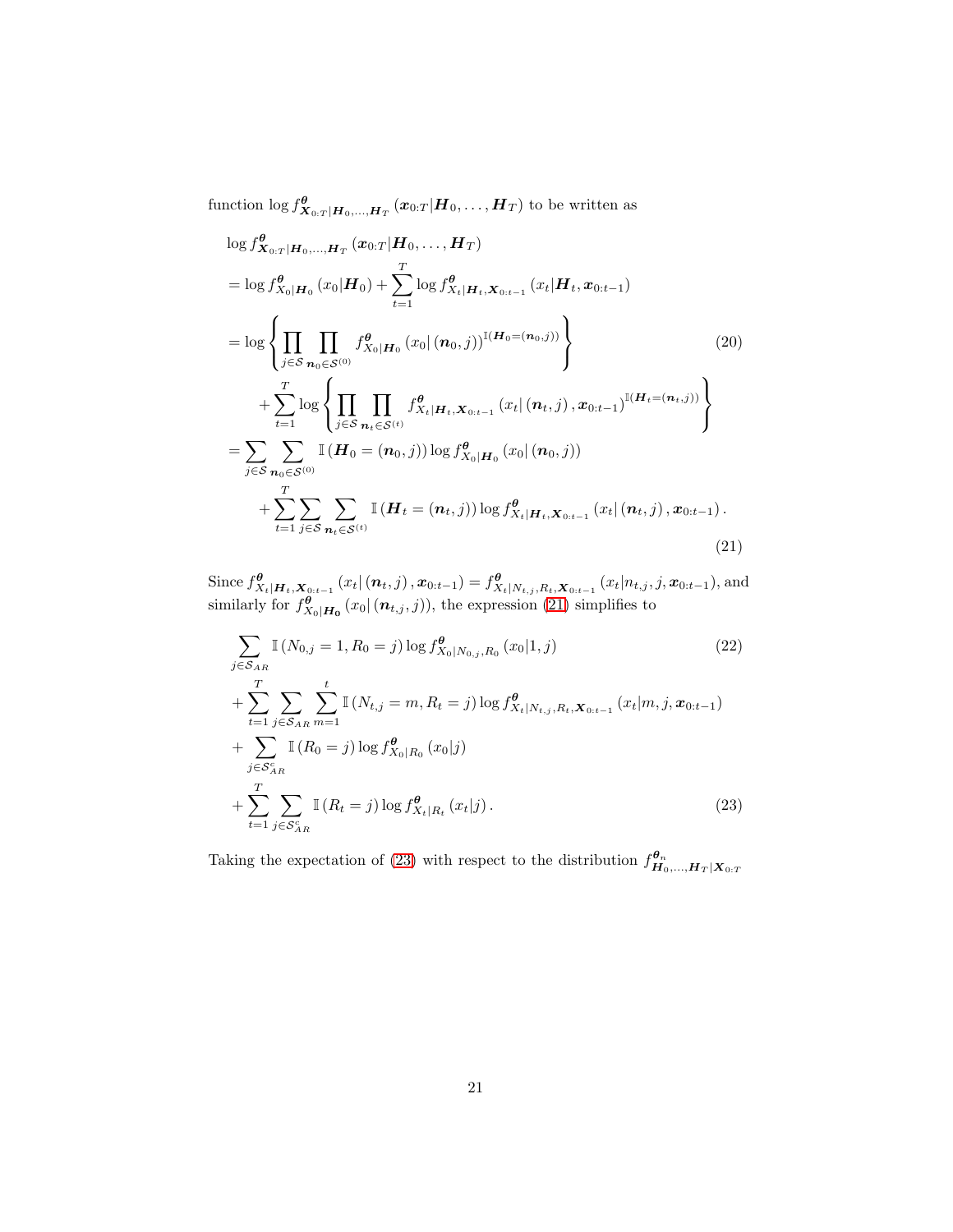function $\log f^{\boldsymbol{\theta}}_{\boldsymbol{X}_{0:T}|\boldsymbol{H}_0,\ldots,\boldsymbol{H}_T}(\boldsymbol{x}_{0:T}|\boldsymbol{H}_0,\ldots,\boldsymbol{H}_T)$ to be written as

$$
\begin{aligned}
&\log f^{\boldsymbol{\theta}}_{\boldsymbol{X}_{0:T}|\boldsymbol{H}_0,\ldots,\boldsymbol{H}_T}(\boldsymbol{x}_{0:T}|\boldsymbol{H}_0,\ldots,\boldsymbol{H}_T) \\
&= \log f^{\boldsymbol{\theta}}_{X_0|\boldsymbol{H}_0}(x_0|\boldsymbol{H}_0) + \sum_{t=1}^{T} \log f^{\boldsymbol{\theta}}_{X_t|\boldsymbol{H}_t,\boldsymbol{X}_{0:t-1}}(x_t|\boldsymbol{H}_t,\boldsymbol{x}_{0:t-1}) \\
&= \log \left\{ \prod_{j\in\mathcal{S}} \prod_{\boldsymbol{n}_0\in\mathcal{S}^{(0)}} f^{\boldsymbol{\theta}}_{X_0|\boldsymbol{H}_0}(x_0|(\boldsymbol{n}_0,j))^{\mathbb{I}(\boldsymbol{H}_0=(\boldsymbol{n}_0,j))} \right\} \qquad (20) \\
&\quad + \sum_{t=1}^{T} \log \left\{ \prod_{j\in\mathcal{S}} \prod_{\boldsymbol{n}_t\in\mathcal{S}^{(t)}} f^{\boldsymbol{\theta}}_{X_t|\boldsymbol{H}_t,\boldsymbol{X}_{0:t-1}}(x_t|(\boldsymbol{n}_t,j),\boldsymbol{x}_{0:t-1})^{\mathbb{I}(\boldsymbol{H}_t=(\boldsymbol{n}_t,j))} \right\} \\
&= \sum_{j\in\mathcal{S}} \sum_{\boldsymbol{n}_0\in\mathcal{S}^{(0)}} \mathbb{I}(\boldsymbol{H}_0=(\boldsymbol{n}_0,j)) \log f^{\boldsymbol{\theta}}_{X_0|\boldsymbol{H}_0}(x_0|(\boldsymbol{n}_0,j)) \\
&\quad + \sum_{t=1}^{T} \sum_{j\in\mathcal{S}} \sum_{\boldsymbol{n}_t\in\mathcal{S}^{(t)}} \mathbb{I}(\boldsymbol{H}_t=(\boldsymbol{n}_t,j)) \log f^{\boldsymbol{\theta}}_{X_t|\boldsymbol{H}_t,\boldsymbol{X}_{0:t-1}}(x_t|(\boldsymbol{n}_t,j),\boldsymbol{x}_{0:t-1}). \qquad (21)
\end{aligned}
$$

Since $f^{\boldsymbol{\theta}}_{X_t|\boldsymbol{H}_t,\boldsymbol{X}_{0:t-1}}(x_t|(\boldsymbol{n}_t,j),\boldsymbol{x}_{0:t-1}) = f^{\boldsymbol{\theta}}_{X_t|N_{t,j},R_t,\boldsymbol{X}_{0:t-1}}(x_t|n_{t,j},j,\boldsymbol{x}_{0:t-1})$, and similarly for $f^{\boldsymbol{\theta}}_{X_0|\boldsymbol{H}_0}(x_0|(\boldsymbol{n}_{t,j},j))$, the expression (21) simplifies to

$$
\begin{aligned}
&\sum_{j\in\mathcal{S}_{AR}} \mathbb{I}(N_{0,j}=1,R_0=j) \log f^{\boldsymbol{\theta}}_{X_0|N_{0,j},R_0}(x_0|1,j) \qquad (22) \\
&+ \sum_{t=1}^{T} \sum_{j\in\mathcal{S}_{AR}} \sum_{m=1}^{t} \mathbb{I}(N_{t,j}=m,R_t=j) \log f^{\boldsymbol{\theta}}_{X_t|N_{t,j},R_t,\boldsymbol{X}_{0:t-1}}(x_t|m,j,\boldsymbol{x}_{0:t-1}) \\
&+ \sum_{j\in\mathcal{S}^c_{AR}} \mathbb{I}(R_0=j) \log f^{\boldsymbol{\theta}}_{X_0|R_0}(x_0|j) \\
&+ \sum_{t=1}^{T} \sum_{j\in\mathcal{S}^c_{AR}} \mathbb{I}(R_t=j) \log f^{\boldsymbol{\theta}}_{X_t|R_t}(x_t|j). \qquad (23)
\end{aligned}
$$

Taking the expectation of (23) with respect to the distribution $f^{\boldsymbol{\theta}_n}_{\boldsymbol{H}_0,\ldots,\boldsymbol{H}_T|\boldsymbol{X}_{0:T}}$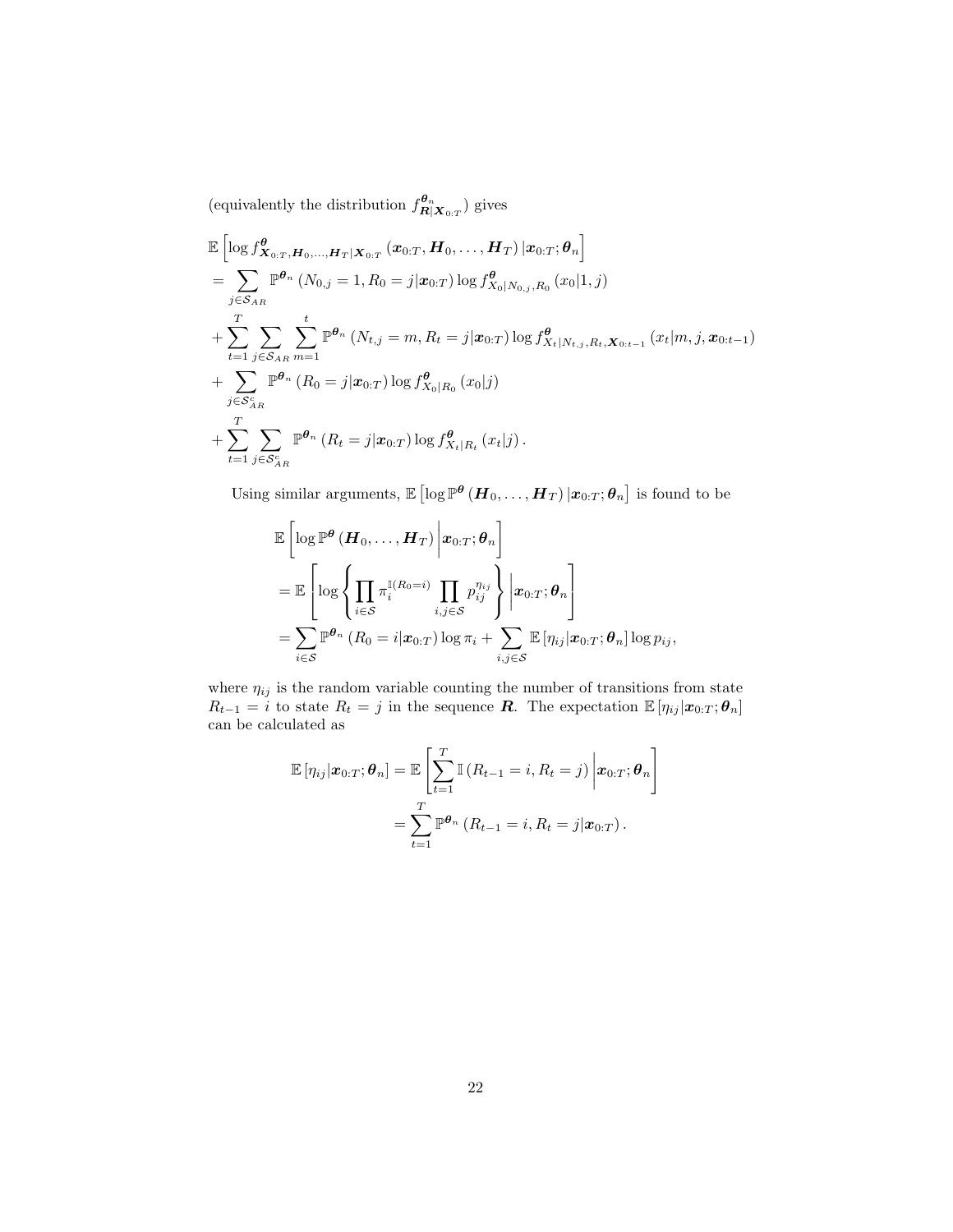(equivalently the distribution $f^{\boldsymbol{\theta}_n}_{\boldsymbol{R}|\boldsymbol{X}_{0:T}}$) gives

$$
\begin{aligned}
&\mathbb{E}\left[\log f^{\boldsymbol{\theta}}_{\boldsymbol{X}_{0:T},\boldsymbol{H}_0,\ldots,\boldsymbol{H}_T|\boldsymbol{X}_{0:T}}\left(\boldsymbol{x}_{0:T},\boldsymbol{H}_0,\ldots,\boldsymbol{H}_T\right)|\boldsymbol{x}_{0:T};\boldsymbol{\theta}_n\right]\\
&=\sum_{j\in\mathcal{S}_{AR}}\mathbb{P}^{\boldsymbol{\theta}_n}\left(N_{0,j}=1,R_0=j|\boldsymbol{x}_{0:T}\right)\log f^{\boldsymbol{\theta}}_{X_0|N_{0,j},R_0}\left(x_0|1,j\right)\\
&+\sum_{t=1}^{T}\sum_{j\in\mathcal{S}_{AR}}\sum_{m=1}^{t}\mathbb{P}^{\boldsymbol{\theta}_n}\left(N_{t,j}=m,R_t=j|\boldsymbol{x}_{0:T}\right)\log f^{\boldsymbol{\theta}}_{X_t|N_{t,j},R_t,\boldsymbol{X}_{0:t-1}}\left(x_t|m,j,\boldsymbol{x}_{0:t-1}\right)\\
&+\sum_{j\in\mathcal{S}^c_{AR}}\mathbb{P}^{\boldsymbol{\theta}_n}\left(R_0=j|\boldsymbol{x}_{0:T}\right)\log f^{\boldsymbol{\theta}}_{X_0|R_0}\left(x_0|j\right)\\
&+\sum_{t=1}^{T}\sum_{j\in\mathcal{S}^c_{AR}}\mathbb{P}^{\boldsymbol{\theta}_n}\left(R_t=j|\boldsymbol{x}_{0:T}\right)\log f^{\boldsymbol{\theta}}_{X_t|R_t}\left(x_t|j\right).
\end{aligned}
$$

Using similar arguments, $\mathbb{E}\left[\log\mathbb{P}^{\boldsymbol{\theta}}\left(\boldsymbol{H}_0,\ldots,\boldsymbol{H}_T\right)|\boldsymbol{x}_{0:T};\boldsymbol{\theta}_n\right]$ is found to be

$$
\begin{aligned}
&\mathbb{E}\left[\log\mathbb{P}^{\boldsymbol{\theta}}\left(\boldsymbol{H}_0,\ldots,\boldsymbol{H}_T\right)\bigg|\boldsymbol{x}_{0:T};\boldsymbol{\theta}_n\right]\\
&=\mathbb{E}\left[\log\left\{\prod_{i\in\mathcal{S}}\pi_i^{\mathbb{I}(R_0=i)}\prod_{i,j\in\mathcal{S}}p_{ij}^{\eta_{ij}}\right\}\bigg|\boldsymbol{x}_{0:T};\boldsymbol{\theta}_n\right]\\
&=\sum_{i\in\mathcal{S}}\mathbb{P}^{\boldsymbol{\theta}_n}\left(R_0=i|\boldsymbol{x}_{0:T}\right)\log\pi_i+\sum_{i,j\in\mathcal{S}}\mathbb{E}\left[\eta_{ij}|\boldsymbol{x}_{0:T};\boldsymbol{\theta}_n\right]\log p_{ij},
\end{aligned}
$$

where $\eta_{ij}$ is the random variable counting the number of transitions from state $R_{t-1}=i$ to state $R_t=j$ in the sequence $\boldsymbol{R}$. The expectation $\mathbb{E}\left[\eta_{ij}|\boldsymbol{x}_{0:T};\boldsymbol{\theta}_n\right]$ can be calculated as

$$
\begin{aligned}
\mathbb{E}\left[\eta_{ij}|\boldsymbol{x}_{0:T};\boldsymbol{\theta}_n\right]&=\mathbb{E}\left[\sum_{t=1}^{T}\mathbb{I}\left(R_{t-1}=i,R_t=j\right)\bigg|\boldsymbol{x}_{0:T};\boldsymbol{\theta}_n\right]\\
&=\sum_{t=1}^{T}\mathbb{P}^{\boldsymbol{\theta}_n}\left(R_{t-1}=i,R_t=j|\boldsymbol{x}_{0:T}\right).
\end{aligned}
$$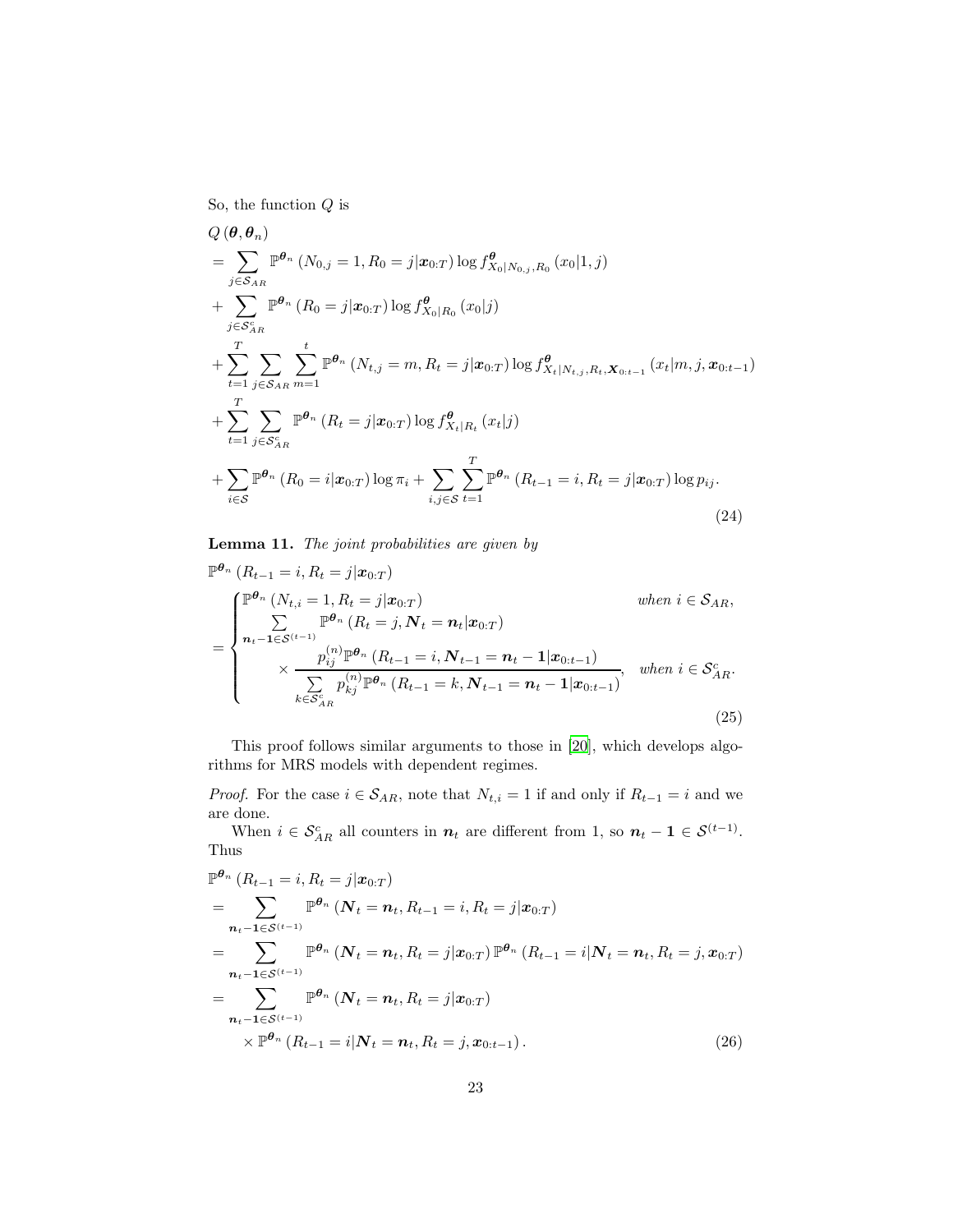So, the function $Q$ is

$$
\begin{aligned}
&Q(\boldsymbol{\theta}, \boldsymbol{\theta}_n) \\
&= \sum_{j \in \mathcal{S}_{AR}} \mathbb{P}^{\boldsymbol{\theta}_n}(N_{0,j} = 1, R_0 = j | \boldsymbol{x}_{0:T}) \log f^{\boldsymbol{\theta}}_{X_0|N_{0,j}, R_0}(x_0|1, j) \\
&+ \sum_{j \in \mathcal{S}_{AR}^c} \mathbb{P}^{\boldsymbol{\theta}_n}(R_0 = j | \boldsymbol{x}_{0:T}) \log f^{\boldsymbol{\theta}}_{X_0|R_0}(x_0|j) \\
&+ \sum_{t=1}^{T} \sum_{j \in \mathcal{S}_{AR}} \sum_{m=1}^{t} \mathbb{P}^{\boldsymbol{\theta}_n}(N_{t,j} = m, R_t = j | \boldsymbol{x}_{0:T}) \log f^{\boldsymbol{\theta}}_{X_t|N_{t,j}, R_t, \boldsymbol{X}_{0:t-1}}(x_t|m, j, \boldsymbol{x}_{0:t-1}) \\
&+ \sum_{t=1}^{T} \sum_{j \in \mathcal{S}_{AR}^c} \mathbb{P}^{\boldsymbol{\theta}_n}(R_t = j | \boldsymbol{x}_{0:T}) \log f^{\boldsymbol{\theta}}_{X_t|R_t}(x_t|j) \\
&+ \sum_{i \in \mathcal{S}} \mathbb{P}^{\boldsymbol{\theta}_n}(R_0 = i | \boldsymbol{x}_{0:T}) \log \pi_i + \sum_{i,j \in \mathcal{S}} \sum_{t=1}^{T} \mathbb{P}^{\boldsymbol{\theta}_n}(R_{t-1} = i, R_t = j | \boldsymbol{x}_{0:T}) \log p_{ij}.
\end{aligned}
\tag{24}
$$

**Lemma 11.** *The joint probabilities are given by*

$$
\begin{aligned}
&\mathbb{P}^{\boldsymbol{\theta}_n}(R_{t-1} = i, R_t = j | \boldsymbol{x}_{0:T}) \\
&= \begin{cases}
\mathbb{P}^{\boldsymbol{\theta}_n}(N_{t,i} = 1, R_t = j | \boldsymbol{x}_{0:T}) & \text{when } i \in \mathcal{S}_{AR}, \\
\displaystyle\sum_{\boldsymbol{n}_t - \boldsymbol{1} \in \mathcal{S}^{(t-1)}} \mathbb{P}^{\boldsymbol{\theta}_n}(R_t = j, \boldsymbol{N}_t = \boldsymbol{n}_t | \boldsymbol{x}_{0:T}) & \\
\qquad \times \dfrac{p_{ij}^{(n)} \mathbb{P}^{\boldsymbol{\theta}_n}(R_{t-1} = i, \boldsymbol{N}_{t-1} = \boldsymbol{n}_t - \boldsymbol{1} | \boldsymbol{x}_{0:t-1})}{\sum_{k \in \mathcal{S}_{AR}^c} p_{kj}^{(n)} \mathbb{P}^{\boldsymbol{\theta}_n}(R_{t-1} = k, \boldsymbol{N}_{t-1} = \boldsymbol{n}_t - \boldsymbol{1} | \boldsymbol{x}_{0:t-1})}, & \text{when } i \in \mathcal{S}_{AR}^c.
\end{cases}
\end{aligned}
\tag{25}
$$

This proof follows similar arguments to those in [20], which develops algorithms for MRS models with dependent regimes.

*Proof.* For the case $i \in \mathcal{S}_{AR}$, note that $N_{t,i} = 1$ if and only if $R_{t-1} = i$ and we are done.

When $i \in \mathcal{S}_{AR}^c$ all counters in $\boldsymbol{n}_t$ are different from 1, so $\boldsymbol{n}_t - \boldsymbol{1} \in \mathcal{S}^{(t-1)}$. Thus

$$
\begin{aligned}
&\mathbb{P}^{\boldsymbol{\theta}_n}(R_{t-1} = i, R_t = j | \boldsymbol{x}_{0:T}) \\
&= \sum_{\boldsymbol{n}_t - \boldsymbol{1} \in \mathcal{S}^{(t-1)}} \mathbb{P}^{\boldsymbol{\theta}_n}(\boldsymbol{N}_t = \boldsymbol{n}_t, R_{t-1} = i, R_t = j | \boldsymbol{x}_{0:T}) \\
&= \sum_{\boldsymbol{n}_t - \boldsymbol{1} \in \mathcal{S}^{(t-1)}} \mathbb{P}^{\boldsymbol{\theta}_n}(\boldsymbol{N}_t = \boldsymbol{n}_t, R_t = j | \boldsymbol{x}_{0:T}) \mathbb{P}^{\boldsymbol{\theta}_n}(R_{t-1} = i | \boldsymbol{N}_t = \boldsymbol{n}_t, R_t = j, \boldsymbol{x}_{0:T}) \\
&= \sum_{\boldsymbol{n}_t - \boldsymbol{1} \in \mathcal{S}^{(t-1)}} \mathbb{P}^{\boldsymbol{\theta}_n}(\boldsymbol{N}_t = \boldsymbol{n}_t, R_t = j | \boldsymbol{x}_{0:T}) \\
&\qquad \times \mathbb{P}^{\boldsymbol{\theta}_n}(R_{t-1} = i | \boldsymbol{N}_t = \boldsymbol{n}_t, R_t = j, \boldsymbol{x}_{0:t-1}).
\end{aligned}
\tag{26}
$$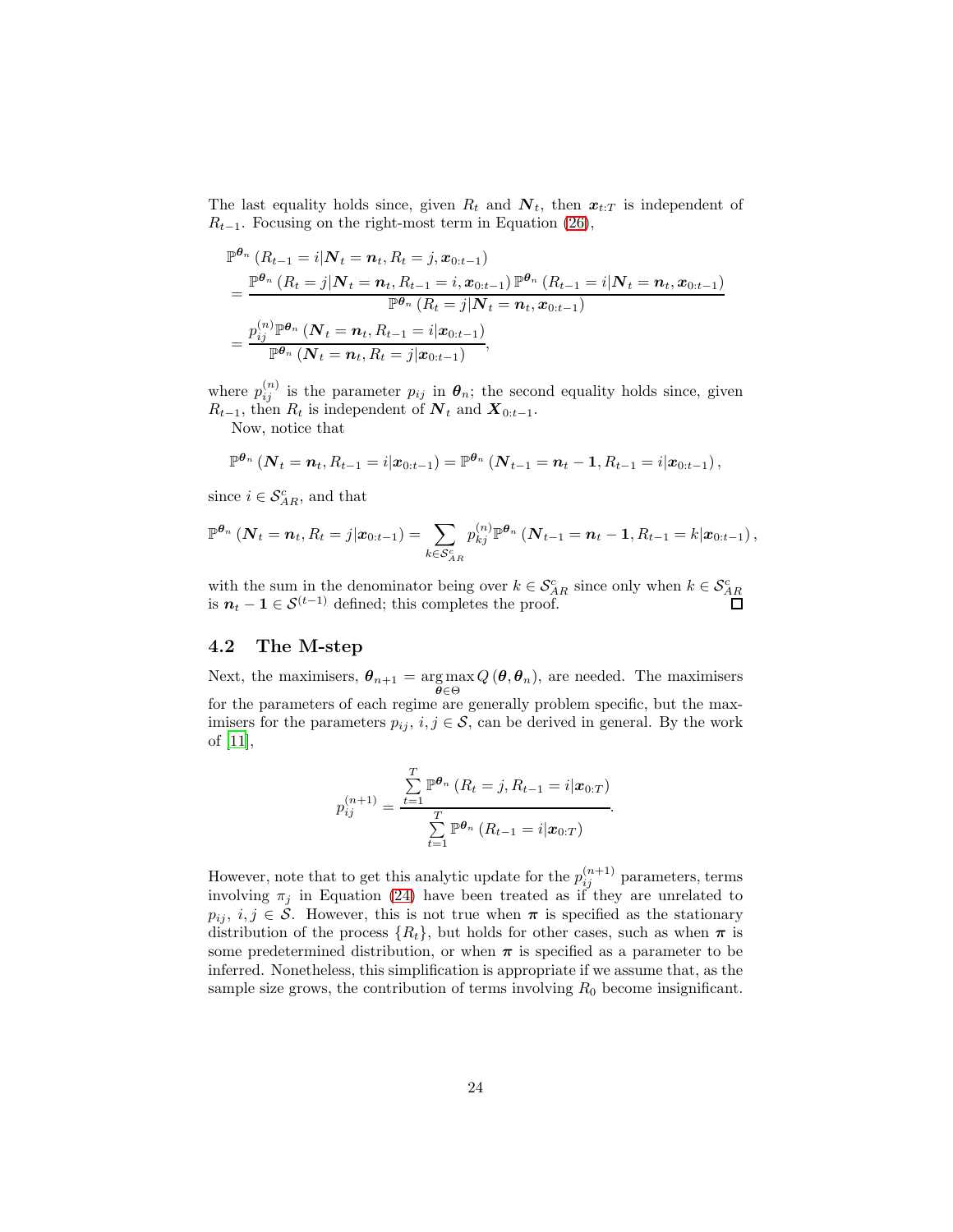The last equality holds since, given $R_t$ and $\boldsymbol{N}_t$, then $\boldsymbol{x}_{t:T}$ is independent of $R_{t-1}$. Focusing on the right-most term in Equation (26),

$$
\begin{aligned}
&\mathbb{P}^{\boldsymbol{\theta}_n}\left(R_{t-1} = i | \boldsymbol{N}_t = \boldsymbol{n}_t, R_t = j, \boldsymbol{x}_{0:t-1}\right) \\
&= \frac{\mathbb{P}^{\boldsymbol{\theta}_n}\left(R_t = j | \boldsymbol{N}_t = \boldsymbol{n}_t, R_{t-1} = i, \boldsymbol{x}_{0:t-1}\right) \mathbb{P}^{\boldsymbol{\theta}_n}\left(R_{t-1} = i | \boldsymbol{N}_t = \boldsymbol{n}_t, \boldsymbol{x}_{0:t-1}\right)}{\mathbb{P}^{\boldsymbol{\theta}_n}\left(R_t = j | \boldsymbol{N}_t = \boldsymbol{n}_t, \boldsymbol{x}_{0:t-1}\right)} \\
&= \frac{p_{ij}^{(n)} \mathbb{P}^{\boldsymbol{\theta}_n}\left(\boldsymbol{N}_t = \boldsymbol{n}_t, R_{t-1} = i | \boldsymbol{x}_{0:t-1}\right)}{\mathbb{P}^{\boldsymbol{\theta}_n}\left(\boldsymbol{N}_t = \boldsymbol{n}_t, R_t = j | \boldsymbol{x}_{0:t-1}\right)},
\end{aligned}
$$

where $p_{ij}^{(n)}$ is the parameter $p_{ij}$ in $\boldsymbol{\theta}_n$; the second equality holds since, given $R_{t-1}$, then $R_t$ is independent of $\boldsymbol{N}_t$ and $\boldsymbol{X}_{0:t-1}$.

Now, notice that

$$
\mathbb{P}^{\boldsymbol{\theta}_n}\left(\boldsymbol{N}_t = \boldsymbol{n}_t, R_{t-1} = i | \boldsymbol{x}_{0:t-1}\right) = \mathbb{P}^{\boldsymbol{\theta}_n}\left(\boldsymbol{N}_{t-1} = \boldsymbol{n}_t - \boldsymbol{1}, R_{t-1} = i | \boldsymbol{x}_{0:t-1}\right),
$$

since $i \in \mathcal{S}_{AR}^c$, and that

$$
\mathbb{P}^{\boldsymbol{\theta}_n}\left(\boldsymbol{N}_t = \boldsymbol{n}_t, R_t = j | \boldsymbol{x}_{0:t-1}\right) = \sum_{k \in \mathcal{S}_{AR}^c} p_{kj}^{(n)} \mathbb{P}^{\boldsymbol{\theta}_n}\left(\boldsymbol{N}_{t-1} = \boldsymbol{n}_t - \boldsymbol{1}, R_{t-1} = k | \boldsymbol{x}_{0:t-1}\right),
$$

with the sum in the denominator being over $k \in \mathcal{S}_{AR}^c$ since only when $k \in \mathcal{S}_{AR}^c$ is $\boldsymbol{n}_t - \boldsymbol{1} \in \mathcal{S}^{(t-1)}$ defined; this completes the proof. □

### 4.2 The M-step

Next, the maximisers, $\boldsymbol{\theta}_{n+1} = \underset{\boldsymbol{\theta} \in \Theta}{\arg\max}\, Q\left(\boldsymbol{\theta}, \boldsymbol{\theta}_n\right)$, are needed. The maximisers for the parameters of each regime are generally problem specific, but the maximisers for the parameters $p_{ij}$, $i, j \in \mathcal{S}$, can be derived in general. By the work of [11],

$$
p_{ij}^{(n+1)} = \frac{\sum_{t=1}^{T} \mathbb{P}^{\boldsymbol{\theta}_n}\left(R_t = j, R_{t-1} = i | \boldsymbol{x}_{0:T}\right)}{\sum_{t=1}^{T} \mathbb{P}^{\boldsymbol{\theta}_n}\left(R_{t-1} = i | \boldsymbol{x}_{0:T}\right)}.
$$

However, note that to get this analytic update for the $p_{ij}^{(n+1)}$ parameters, terms involving $\pi_j$ in Equation (24) have been treated as if they are unrelated to $p_{ij}$, $i, j \in \mathcal{S}$. However, this is not true when $\boldsymbol{\pi}$ is specified as the stationary distribution of the process $\{R_t\}$, but holds for other cases, such as when $\boldsymbol{\pi}$ is some predetermined distribution, or when $\boldsymbol{\pi}$ is specified as a parameter to be inferred. Nonetheless, this simplification is appropriate if we assume that, as the sample size grows, the contribution of terms involving $R_0$ become insignificant.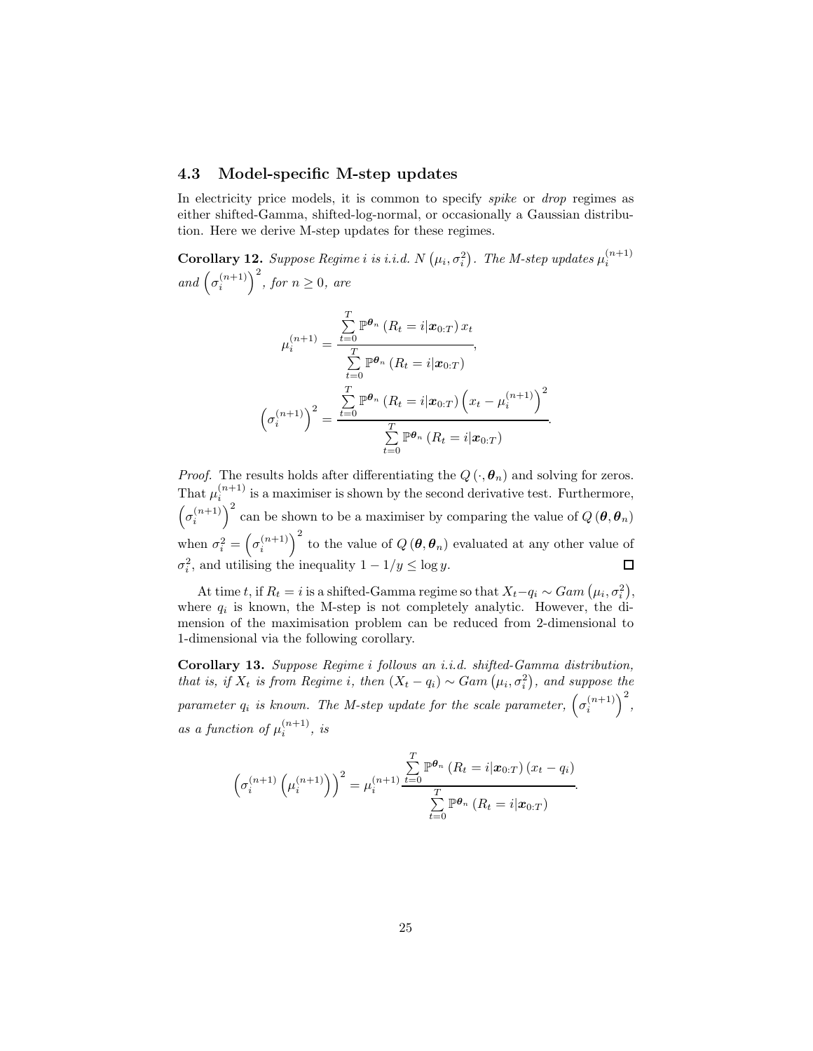### 4.3 Model-specific M-step updates

In electricity price models, it is common to specify *spike* or *drop* regimes as either shifted-Gamma, shifted-log-normal, or occasionally a Gaussian distribution. Here we derive M-step updates for these regimes.

**Corollary 12.** *Suppose Regime $i$ is i.i.d. $N\left(\mu_i, \sigma_i^2\right)$. The M-step updates $\mu_i^{(n+1)}$ and $\left(\sigma_i^{(n+1)}\right)^2$, for $n \geq 0$, are*

$$\mu_i^{(n+1)} = \frac{\sum_{t=0}^{T} \mathbb{P}^{\boldsymbol{\theta}_n}\left(R_t = i | \boldsymbol{x}_{0:T}\right) x_t}{\sum_{t=0}^{T} \mathbb{P}^{\boldsymbol{\theta}_n}\left(R_t = i | \boldsymbol{x}_{0:T}\right)},$$

$$\left(\sigma_i^{(n+1)}\right)^2 = \frac{\sum_{t=0}^{T} \mathbb{P}^{\boldsymbol{\theta}_n}\left(R_t = i | \boldsymbol{x}_{0:T}\right)\left(x_t - \mu_i^{(n+1)}\right)^2}{\sum_{t=0}^{T} \mathbb{P}^{\boldsymbol{\theta}_n}\left(R_t = i | \boldsymbol{x}_{0:T}\right)}.$$

*Proof.* The results holds after differentiating the $Q\left(\cdot, \boldsymbol{\theta}_n\right)$ and solving for zeros. That $\mu_i^{(n+1)}$ is a maximiser is shown by the second derivative test. Furthermore, $\left(\sigma_i^{(n+1)}\right)^2$ can be shown to be a maximiser by comparing the value of $Q\left(\boldsymbol{\theta}, \boldsymbol{\theta}_n\right)$ when $\sigma_i^2 = \left(\sigma_i^{(n+1)}\right)^2$ to the value of $Q\left(\boldsymbol{\theta}, \boldsymbol{\theta}_n\right)$ evaluated at any other value of $\sigma_i^2$, and utilising the inequality $1 - 1/y \leq \log y$. $\square$

At time $t$, if $R_t = i$ is a shifted-Gamma regime so that $X_t - q_i \sim Gam\left(\mu_i, \sigma_i^2\right)$, where $q_i$ is known, the M-step is not completely analytic. However, the dimension of the maximisation problem can be reduced from 2-dimensional to 1-dimensional via the following corollary.

**Corollary 13.** *Suppose Regime $i$ follows an i.i.d. shifted-Gamma distribution, that is, if $X_t$ is from Regime $i$, then $(X_t - q_i) \sim Gam\left(\mu_i, \sigma_i^2\right)$, and suppose the parameter $q_i$ is known. The M-step update for the scale parameter, $\left(\sigma_i^{(n+1)}\right)^2$, as a function of $\mu_i^{(n+1)}$, is*

$$\left(\sigma_i^{(n+1)}\left(\mu_i^{(n+1)}\right)\right)^2 = \mu_i^{(n+1)} \frac{\sum_{t=0}^{T} \mathbb{P}^{\boldsymbol{\theta}_n}\left(R_t = i | \boldsymbol{x}_{0:T}\right)\left(x_t - q_i\right)}{\sum_{t=0}^{T} \mathbb{P}^{\boldsymbol{\theta}_n}\left(R_t = i | \boldsymbol{x}_{0:T}\right)}.$$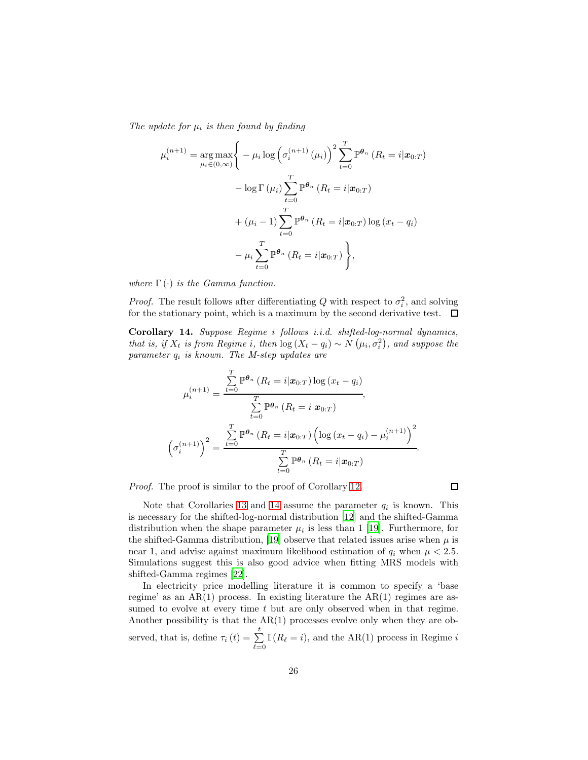*The update for $\mu_i$ is then found by finding*

$$
\begin{aligned}
\mu_i^{(n+1)} = \underset{\mu_i \in (0,\infty)}{\arg\max} \Bigg\{ & - \mu_i \log \left( \sigma_i^{(n+1)} (\mu_i) \right)^2 \sum_{t=0}^{T} \mathbb{P}^{\boldsymbol{\theta}_n} \left( R_t = i | \boldsymbol{x}_{0:T} \right) \\
& - \log \Gamma (\mu_i) \sum_{t=0}^{T} \mathbb{P}^{\boldsymbol{\theta}_n} \left( R_t = i | \boldsymbol{x}_{0:T} \right) \\
& + (\mu_i - 1) \sum_{t=0}^{T} \mathbb{P}^{\boldsymbol{\theta}_n} \left( R_t = i | \boldsymbol{x}_{0:T} \right) \log (x_t - q_i) \\
& - \mu_i \sum_{t=0}^{T} \mathbb{P}^{\boldsymbol{\theta}_n} \left( R_t = i | \boldsymbol{x}_{0:T} \right) \Bigg\},
\end{aligned}
$$

*where $\Gamma(\cdot)$ is the Gamma function.*

*Proof.* The result follows after differentiating $Q$ with respect to $\sigma_i^2$, and solving for the stationary point, which is a maximum by the second derivative test. □

**Corollary 14.** *Suppose Regime $i$ follows i.i.d. shifted-log-normal dynamics, that is, if $X_t$ is from Regime $i$, then $\log(X_t - q_i) \sim N(\mu_i, \sigma_i^2)$, and suppose the parameter $q_i$ is known. The M-step updates are*

$$
\mu_i^{(n+1)} = \frac{\sum_{t=0}^{T} \mathbb{P}^{\boldsymbol{\theta}_n} \left( R_t = i | \boldsymbol{x}_{0:T} \right) \log (x_t - q_i)}{\sum_{t=0}^{T} \mathbb{P}^{\boldsymbol{\theta}_n} \left( R_t = i | \boldsymbol{x}_{0:T} \right)},
$$

$$
\left( \sigma_i^{(n+1)} \right)^2 = \frac{\sum_{t=0}^{T} \mathbb{P}^{\boldsymbol{\theta}_n} \left( R_t = i | \boldsymbol{x}_{0:T} \right) \left( \log (x_t - q_i) - \mu_i^{(n+1)} \right)^2}{\sum_{t=0}^{T} \mathbb{P}^{\boldsymbol{\theta}_n} \left( R_t = i | \boldsymbol{x}_{0:T} \right)}.
$$

*Proof.* The proof is similar to the proof of Corollary 12. □

Note that Corollaries 13 and 14 assume the parameter $q_i$ is known. This is necessary for the shifted-log-normal distribution [12] and the shifted-Gamma distribution when the shape parameter $\mu_i$ is less than 1 [19]. Furthermore, for the shifted-Gamma distribution, [19] observe that related issues arise when $\mu$ is near 1, and advise against maximum likelihood estimation of $q_i$ when $\mu < 2.5$. Simulations suggest this is also good advice when fitting MRS models with shifted-Gamma regimes [22].

In electricity price modelling literature it is common to specify a 'base regime' as an AR(1) process. In existing literature the AR(1) regimes are assumed to evolve at every time $t$ but are only observed when in that regime. Another possibility is that the AR(1) processes evolve only when they are observed, that is, define $\tau_i(t) = \sum_{\ell=0}^{t} \mathbb{I}(R_\ell = i)$, and the AR(1) process in Regime $i$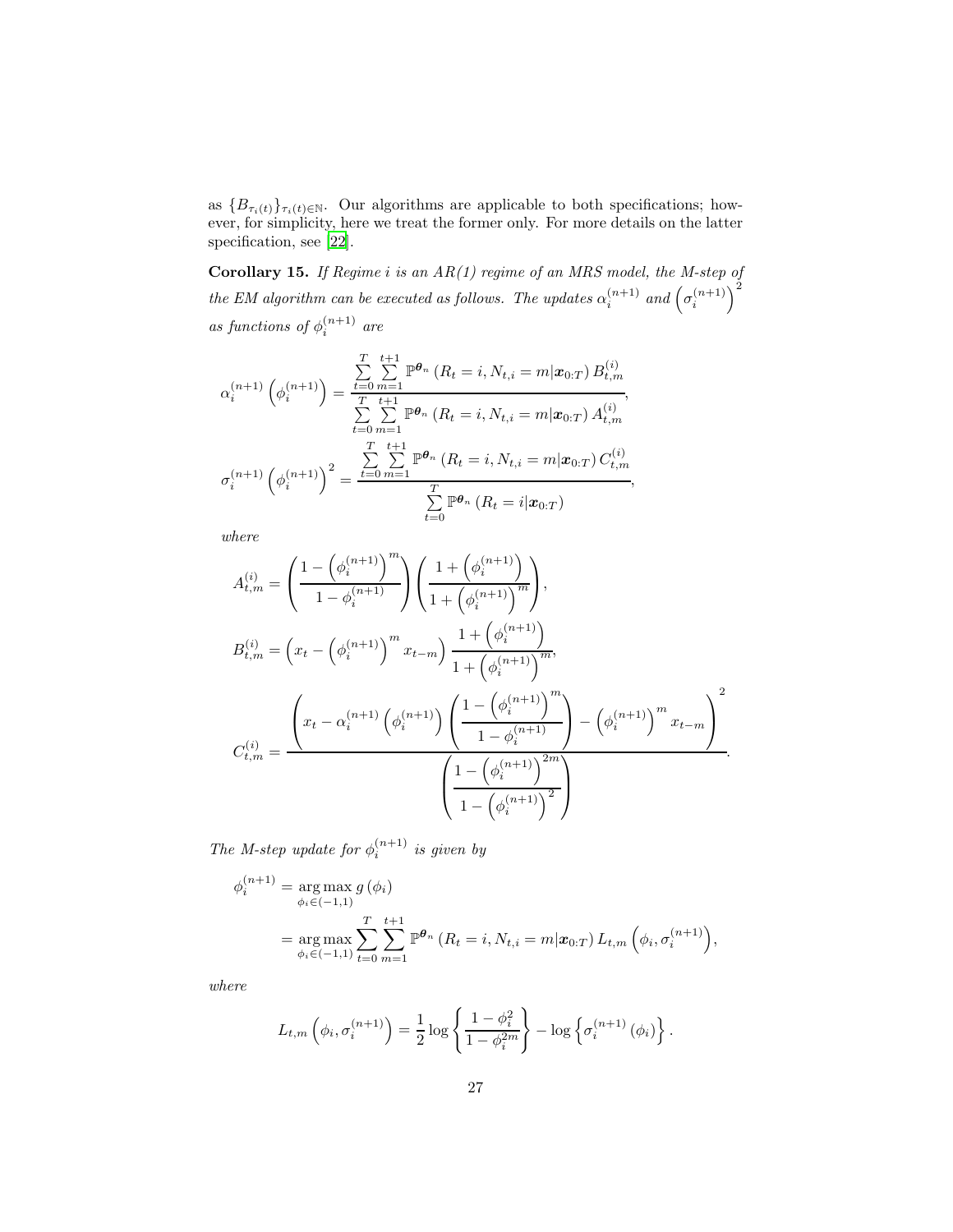as $\{B_{\tau_i(t)}\}_{\tau_i(t)\in\mathbb{N}}$. Our algorithms are applicable to both specifications; however, for simplicity, here we treat the former only. For more details on the latter specification, see [22].

**Corollary 15.** *If Regime $i$ is an AR(1) regime of an MRS model, the M-step of the EM algorithm can be executed as follows. The updates $\alpha_i^{(n+1)}$ and $\left(\sigma_i^{(n+1)}\right)^2$ as functions of $\phi_i^{(n+1)}$ are*

$$\alpha_i^{(n+1)}\left(\phi_i^{(n+1)}\right) = \frac{\sum_{t=0}^{T}\sum_{m=1}^{t+1}\mathbb{P}^{\boldsymbol{\theta}_n}\left(R_t = i, N_{t,i} = m|\boldsymbol{x}_{0:T}\right)B_{t,m}^{(i)}}{\sum_{t=0}^{T}\sum_{m=1}^{t+1}\mathbb{P}^{\boldsymbol{\theta}_n}\left(R_t = i, N_{t,i} = m|\boldsymbol{x}_{0:T}\right)A_{t,m}^{(i)}},$$

$$\sigma_i^{(n+1)}\left(\phi_i^{(n+1)}\right)^2 = \frac{\sum_{t=0}^{T}\sum_{m=1}^{t+1}\mathbb{P}^{\boldsymbol{\theta}_n}\left(R_t = i, N_{t,i} = m|\boldsymbol{x}_{0:T}\right)C_{t,m}^{(i)}}{\sum_{t=0}^{T}\mathbb{P}^{\boldsymbol{\theta}_n}\left(R_t = i|\boldsymbol{x}_{0:T}\right)},$$

*where*

$$A_{t,m}^{(i)} = \left(\frac{1-\left(\phi_i^{(n+1)}\right)^m}{1-\phi_i^{(n+1)}}\right)\left(\frac{1+\left(\phi_i^{(n+1)}\right)}{1+\left(\phi_i^{(n+1)}\right)^m}\right),$$

$$B_{t,m}^{(i)} = \left(x_t - \left(\phi_i^{(n+1)}\right)^m x_{t-m}\right)\frac{1+\left(\phi_i^{(n+1)}\right)}{1+\left(\phi_i^{(n+1)}\right)^m},$$

$$C_{t,m}^{(i)} = \frac{\left(x_t - \alpha_i^{(n+1)}\left(\phi_i^{(n+1)}\right)\left(\frac{1-\left(\phi_i^{(n+1)}\right)^m}{1-\phi_i^{(n+1)}}\right) - \left(\phi_i^{(n+1)}\right)^m x_{t-m}\right)^2}{\left(\frac{1-\left(\phi_i^{(n+1)}\right)^{2m}}{1-\left(\phi_i^{(n+1)}\right)^2}\right)}.$$

*The M-step update for $\phi_i^{(n+1)}$ is given by*

$$\begin{aligned}\phi_i^{(n+1)} &= \underset{\phi_i\in(-1,1)}{\arg\max}\, g\left(\phi_i\right)\\ &= \underset{\phi_i\in(-1,1)}{\arg\max}\sum_{t=0}^{T}\sum_{m=1}^{t+1}\mathbb{P}^{\boldsymbol{\theta}_n}\left(R_t = i, N_{t,i} = m|\boldsymbol{x}_{0:T}\right)L_{t,m}\left(\phi_i, \sigma_i^{(n+1)}\right),\end{aligned}$$

*where*

$$L_{t,m}\left(\phi_i, \sigma_i^{(n+1)}\right) = \frac{1}{2}\log\left\{\frac{1-\phi_i^2}{1-\phi_i^{2m}}\right\} - \log\left\{\sigma_i^{(n+1)}\left(\phi_i\right)\right\}.$$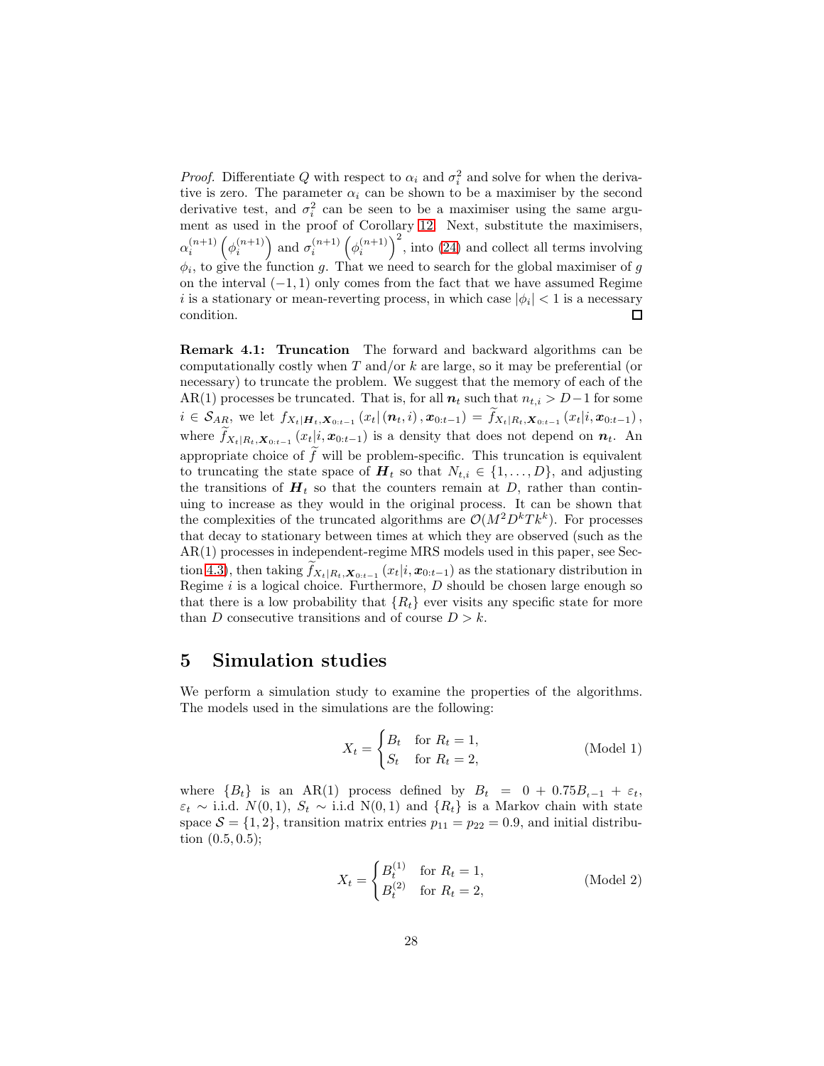*Proof.* Differentiate $Q$ with respect to $\alpha_i$ and $\sigma_i^2$ and solve for when the derivative is zero. The parameter $\alpha_i$ can be shown to be a maximiser by the second derivative test, and $\sigma_i^2$ can be seen to be a maximiser using the same argument as used in the proof of Corollary 12. Next, substitute the maximisers, $\alpha_i^{(n+1)}\left(\phi_i^{(n+1)}\right)$ and $\sigma_i^{(n+1)}\left(\phi_i^{(n+1)}\right)^2$, into (24) and collect all terms involving $\phi_i$, to give the function $g$. That we need to search for the global maximiser of $g$ on the interval $(-1, 1)$ only comes from the fact that we have assumed Regime $i$ is a stationary or mean-reverting process, in which case $|\phi_i| < 1$ is a necessary condition. □

**Remark 4.1: Truncation** The forward and backward algorithms can be computationally costly when $T$ and/or $k$ are large, so it may be preferential (or necessary) to truncate the problem. We suggest that the memory of each of the AR(1) processes be truncated. That is, for all $\boldsymbol{n}_t$ such that $n_{t,i} > D-1$ for some $i \in \mathcal{S}_{AR}$, we let $f_{X_t|\boldsymbol{H}_t,\boldsymbol{X}_{0:t-1}}\left(x_t|\left(\boldsymbol{n}_t, i\right), \boldsymbol{x}_{0:t-1}\right) = \widetilde{f}_{X_t|R_t,\boldsymbol{X}_{0:t-1}}\left(x_t|i, \boldsymbol{x}_{0:t-1}\right)$, where $\widetilde{f}_{X_t|R_t,\boldsymbol{X}_{0:t-1}}\left(x_t|i, \boldsymbol{x}_{0:t-1}\right)$ is a density that does not depend on $\boldsymbol{n}_t$. An appropriate choice of $\widetilde{f}$ will be problem-specific. This truncation is equivalent to truncating the state space of $\boldsymbol{H}_t$ so that $N_{t,i} \in \{1, \ldots, D\}$, and adjusting the transitions of $\boldsymbol{H}_t$ so that the counters remain at $D$, rather than continuing to increase as they would in the original process. It can be shown that the complexities of the truncated algorithms are $\mathcal{O}(M^2 D^k T k^k)$. For processes that decay to stationary between times at which they are observed (such as the AR(1) processes in independent-regime MRS models used in this paper, see Section 4.3), then taking $\widetilde{f}_{X_t|R_t,\boldsymbol{X}_{0:t-1}}\left(x_t|i, \boldsymbol{x}_{0:t-1}\right)$ as the stationary distribution in Regime $i$ is a logical choice. Furthermore, $D$ should be chosen large enough so that there is a low probability that $\{R_t\}$ ever visits any specific state for more than $D$ consecutive transitions and of course $D > k$.

# 5 Simulation studies

We perform a simulation study to examine the properties of the algorithms. The models used in the simulations are the following:

$$X_t = \begin{cases} B_t & \text{for } R_t = 1, \\ S_t & \text{for } R_t = 2, \end{cases} \tag{Model 1}$$

where $\{B_t\}$ is an AR(1) process defined by $B_t = 0 + 0.75 B_{t-1} + \varepsilon_t$, $\varepsilon_t \sim$ i.i.d. $N(0, 1)$, $S_t \sim$ i.i.d N$(0, 1)$ and $\{R_t\}$ is a Markov chain with state space $\mathcal{S} = \{1, 2\}$, transition matrix entries $p_{11} = p_{22} = 0.9$, and initial distribution $(0.5, 0.5)$;

$$X_t = \begin{cases} B_t^{(1)} & \text{for } R_t = 1, \\ B_t^{(2)} & \text{for } R_t = 2, \end{cases} \tag{Model 2}$$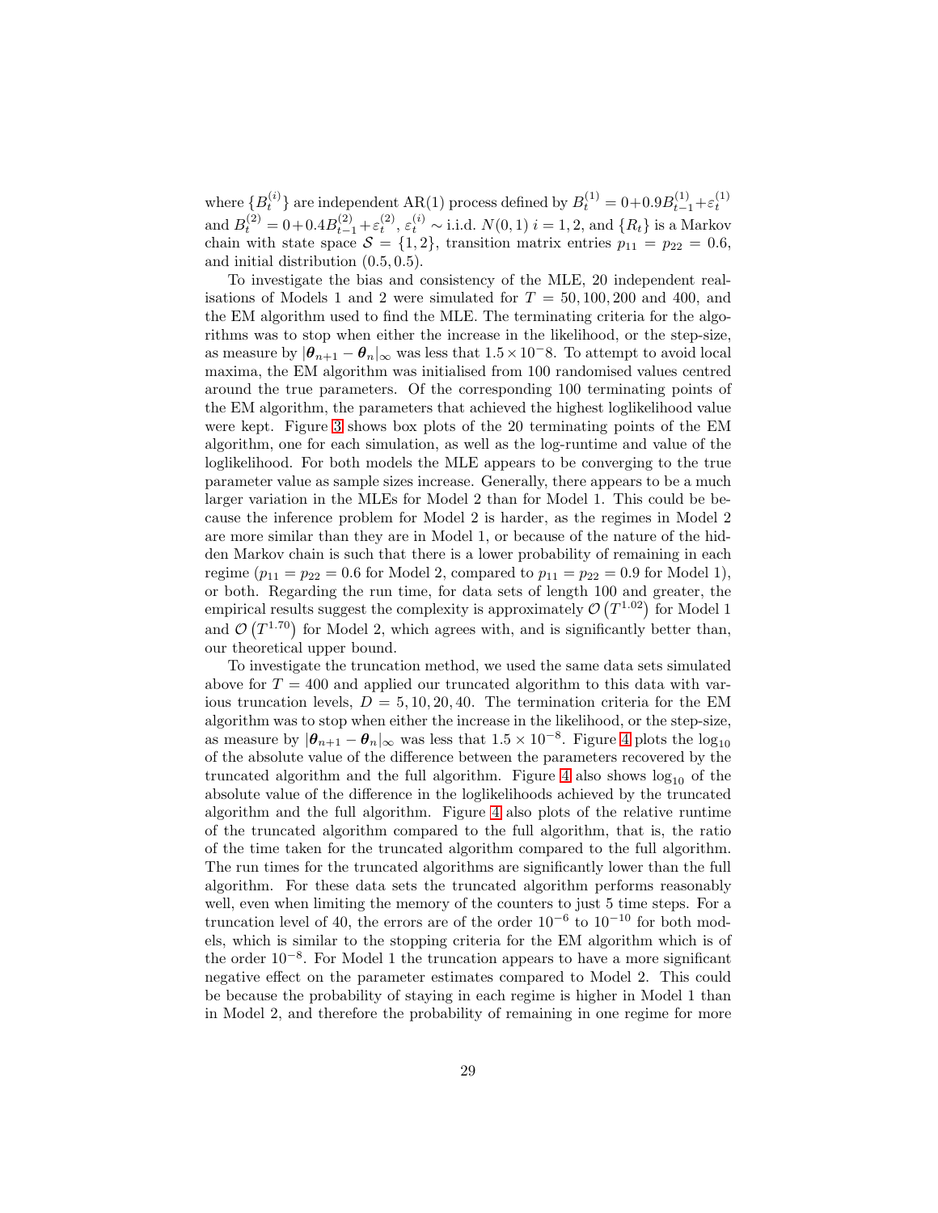where $\{B_t^{(i)}\}$ are independent AR(1) process defined by $B_t^{(1)} = 0 + 0.9B_{t-1}^{(1)} + \varepsilon_t^{(1)}$ and $B_t^{(2)} = 0 + 0.4B_{t-1}^{(2)} + \varepsilon_t^{(2)}$, $\varepsilon_t^{(i)} \sim$ i.i.d. $N(0,1)$ $i = 1, 2$, and $\{R_t\}$ is a Markov chain with state space $\mathcal{S} = \{1, 2\}$, transition matrix entries $p_{11} = p_{22} = 0.6$, and initial distribution $(0.5, 0.5)$.

To investigate the bias and consistency of the MLE, 20 independent realisations of Models 1 and 2 were simulated for $T = 50, 100, 200$ and 400, and the EM algorithm used to find the MLE. The terminating criteria for the algorithms was to stop when either the increase in the likelihood, or the step-size, as measure by $|\boldsymbol{\theta}_{n+1} - \boldsymbol{\theta}_n|_\infty$ was less that $1.5 \times 10^{-}8$. To attempt to avoid local maxima, the EM algorithm was initialised from 100 randomised values centred around the true parameters. Of the corresponding 100 terminating points of the EM algorithm, the parameters that achieved the highest loglikelihood value were kept. Figure 3 shows box plots of the 20 terminating points of the EM algorithm, one for each simulation, as well as the log-runtime and value of the loglikelihood. For both models the MLE appears to be converging to the true parameter value as sample sizes increase. Generally, there appears to be a much larger variation in the MLEs for Model 2 than for Model 1. This could be because the inference problem for Model 2 is harder, as the regimes in Model 2 are more similar than they are in Model 1, or because of the nature of the hidden Markov chain is such that there is a lower probability of remaining in each regime ($p_{11} = p_{22} = 0.6$ for Model 2, compared to $p_{11} = p_{22} = 0.9$ for Model 1), or both. Regarding the run time, for data sets of length 100 and greater, the empirical results suggest the complexity is approximately $\mathcal{O}\left(T^{1.02}\right)$ for Model 1 and $\mathcal{O}\left(T^{1.70}\right)$ for Model 2, which agrees with, and is significantly better than, our theoretical upper bound.

To investigate the truncation method, we used the same data sets simulated above for $T = 400$ and applied our truncated algorithm to this data with various truncation levels, $D = 5, 10, 20, 40$. The termination criteria for the EM algorithm was to stop when either the increase in the likelihood, or the step-size, as measure by $|\boldsymbol{\theta}_{n+1} - \boldsymbol{\theta}_n|_\infty$ was less that $1.5 \times 10^{-8}$. Figure 4 plots the $\log_{10}$ of the absolute value of the difference between the parameters recovered by the truncated algorithm and the full algorithm. Figure 4 also shows $\log_{10}$ of the absolute value of the difference in the loglikelihoods achieved by the truncated algorithm and the full algorithm. Figure 4 also plots of the relative runtime of the truncated algorithm compared to the full algorithm, that is, the ratio of the time taken for the truncated algorithm compared to the full algorithm. The run times for the truncated algorithms are significantly lower than the full algorithm. For these data sets the truncated algorithm performs reasonably well, even when limiting the memory of the counters to just 5 time steps. For a truncation level of 40, the errors are of the order $10^{-6}$ to $10^{-10}$ for both models, which is similar to the stopping criteria for the EM algorithm which is of the order $10^{-8}$. For Model 1 the truncation appears to have a more significant negative effect on the parameter estimates compared to Model 2. This could be because the probability of staying in each regime is higher in Model 1 than in Model 2, and therefore the probability of remaining in one regime for more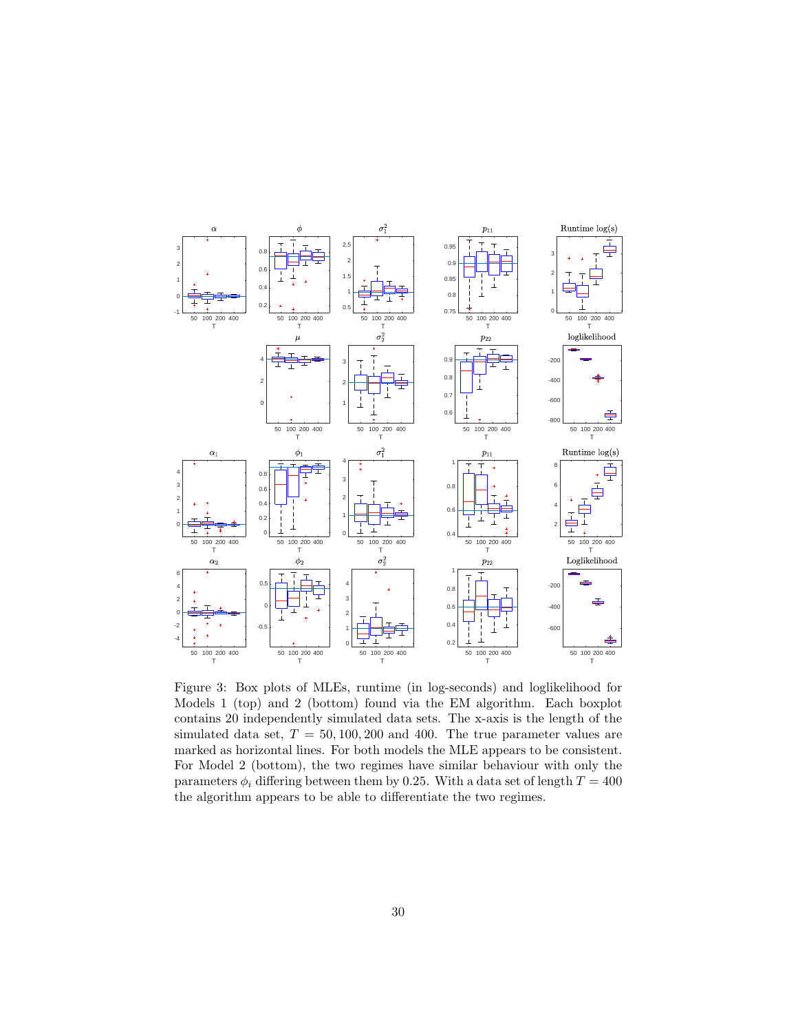Figure 3: Box plots of MLEs, runtime (in log-seconds) and loglikelihood for Models 1 (top) and 2 (bottom) found via the EM algorithm. Each boxplot contains 20 independently simulated data sets. The x-axis is the length of the simulated data set, $T = 50, 100, 200$ and $400$. The true parameter values are marked as horizontal lines. For both models the MLE appears to be consistent. For Model 2 (bottom), the two regimes have similar behaviour with only the parameters $\phi_i$ differing between them by 0.25. With a data set of length $T = 400$ the algorithm appears to be able to differentiate the two regimes.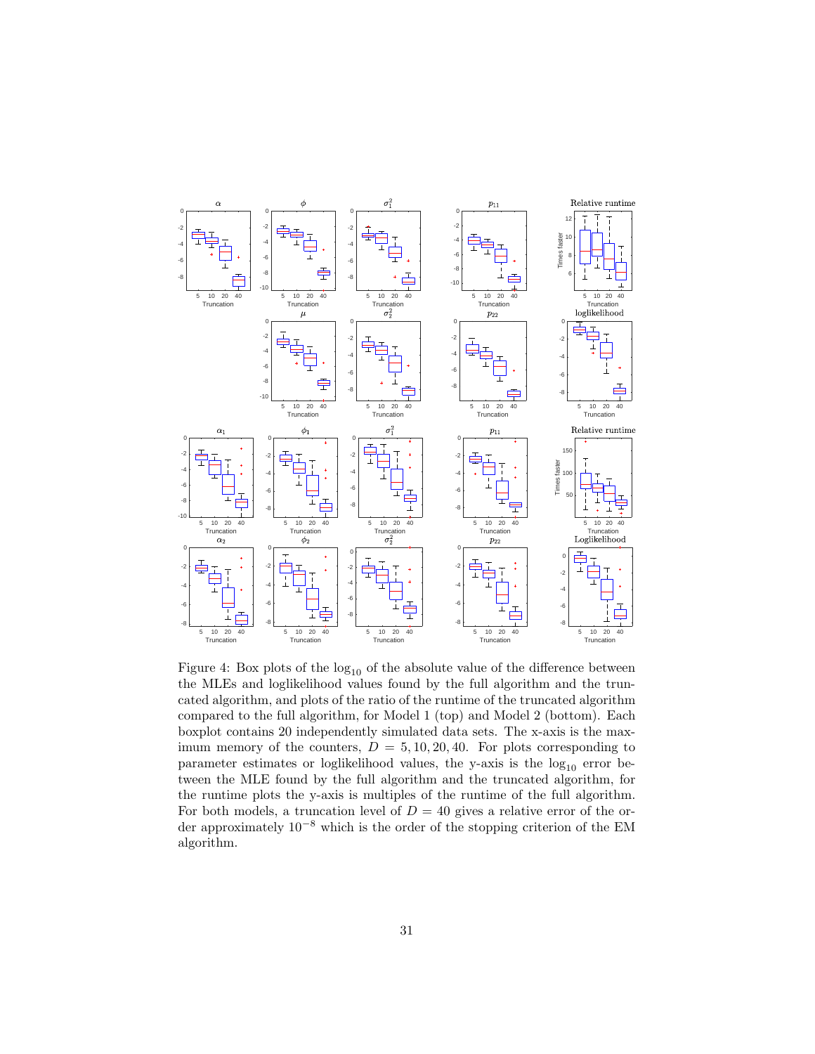Figure 4: Box plots of the $\log_{10}$ of the absolute value of the difference between the MLEs and loglikelihood values found by the full algorithm and the truncated algorithm, and plots of the ratio of the runtime of the truncated algorithm compared to the full algorithm, for Model 1 (top) and Model 2 (bottom). Each boxplot contains 20 independently simulated data sets. The x-axis is the maximum memory of the counters, $D = 5, 10, 20, 40$. For plots corresponding to parameter estimates or loglikelihood values, the y-axis is the $\log_{10}$ error between the MLE found by the full algorithm and the truncated algorithm, for the runtime plots the y-axis is multiples of the runtime of the full algorithm. For both models, a truncation level of $D = 40$ gives a relative error of the order approximately $10^{-8}$ which is the order of the stopping criterion of the EM algorithm.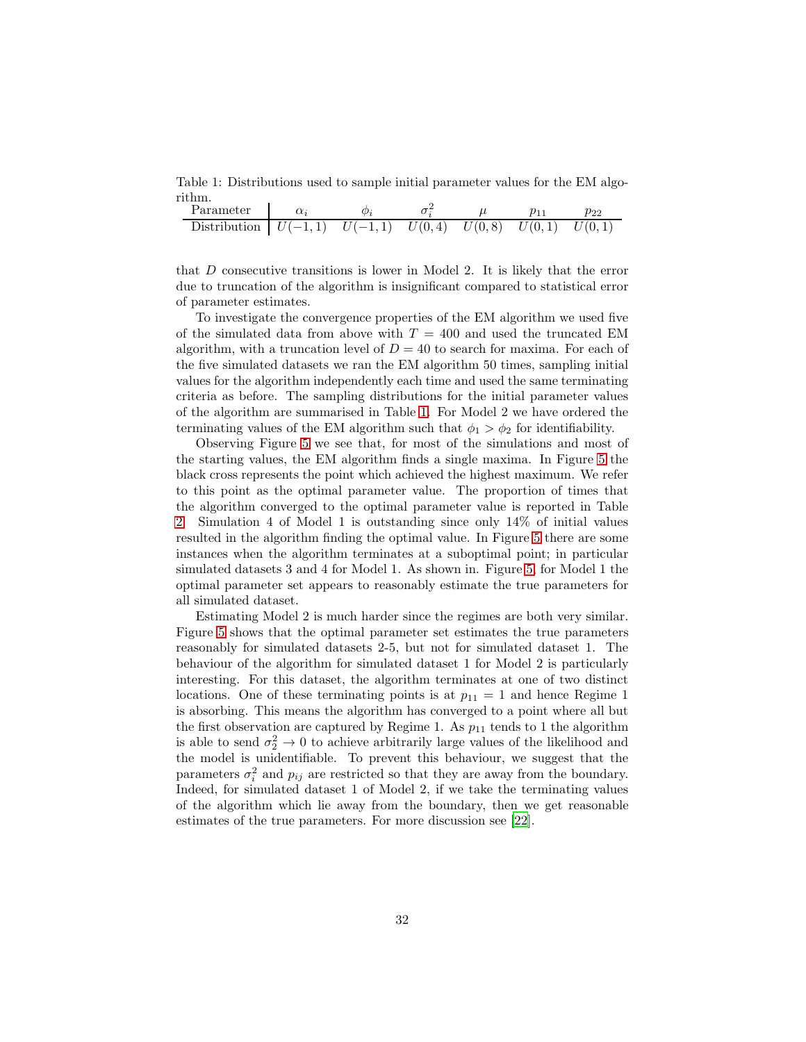Table 1: Distributions used to sample initial parameter values for the EM algorithm.

| Parameter | $\alpha_i$ | $\phi_i$ | $\sigma_i^2$ | $\mu$ | $p_{11}$ | $p_{22}$ |
|---|---|---|---|---|---|---|
| Distribution | $U(-1,1)$ | $U(-1,1)$ | $U(0,4)$ | $U(0,8)$ | $U(0,1)$ | $U(0,1)$ |

that $D$ consecutive transitions is lower in Model 2. It is likely that the error due to truncation of the algorithm is insignificant compared to statistical error of parameter estimates.

To investigate the convergence properties of the EM algorithm we used five of the simulated data from above with $T = 400$ and used the truncated EM algorithm, with a truncation level of $D = 40$ to search for maxima. For each of the five simulated datasets we ran the EM algorithm 50 times, sampling initial values for the algorithm independently each time and used the same terminating criteria as before. The sampling distributions for the initial parameter values of the algorithm are summarised in Table 1. For Model 2 we have ordered the terminating values of the EM algorithm such that $\phi_1 > \phi_2$ for identifiability.

Observing Figure 5 we see that, for most of the simulations and most of the starting values, the EM algorithm finds a single maxima. In Figure 5 the black cross represents the point which achieved the highest maximum. We refer to this point as the optimal parameter value. The proportion of times that the algorithm converged to the optimal parameter value is reported in Table 2. Simulation 4 of Model 1 is outstanding since only 14% of initial values resulted in the algorithm finding the optimal value. In Figure 5 there are some instances when the algorithm terminates at a suboptimal point; in particular simulated datasets 3 and 4 for Model 1. As shown in. Figure 5, for Model 1 the optimal parameter set appears to reasonably estimate the true parameters for all simulated dataset.

Estimating Model 2 is much harder since the regimes are both very similar. Figure 5 shows that the optimal parameter set estimates the true parameters reasonably for simulated datasets 2-5, but not for simulated dataset 1. The behaviour of the algorithm for simulated dataset 1 for Model 2 is particularly interesting. For this dataset, the algorithm terminates at one of two distinct locations. One of these terminating points is at $p_{11} = 1$ and hence Regime 1 is absorbing. This means the algorithm has converged to a point where all but the first observation are captured by Regime 1. As $p_{11}$ tends to 1 the algorithm is able to send $\sigma_2^2 \to 0$ to achieve arbitrarily large values of the likelihood and the model is unidentifiable. To prevent this behaviour, we suggest that the parameters $\sigma_i^2$ and $p_{ij}$ are restricted so that they are away from the boundary. Indeed, for simulated dataset 1 of Model 2, if we take the terminating values of the algorithm which lie away from the boundary, then we get reasonable estimates of the true parameters. For more discussion see [22].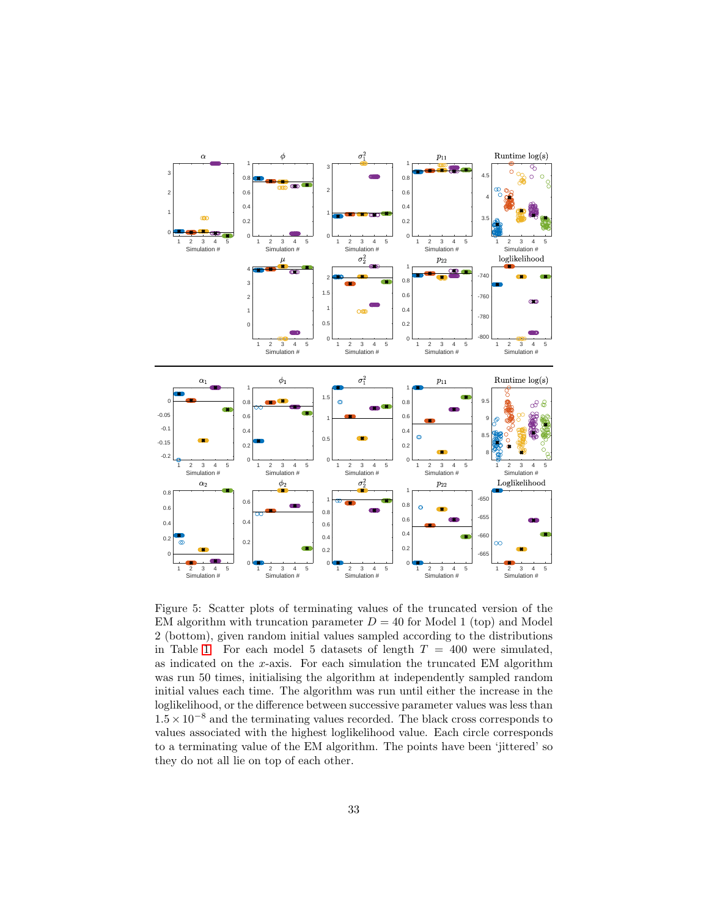Figure 5: Scatter plots of terminating values of the truncated version of the EM algorithm with truncation parameter $D = 40$ for Model 1 (top) and Model 2 (bottom), given random initial values sampled according to the distributions in Table 1. For each model 5 datasets of length $T = 400$ were simulated, as indicated on the $x$-axis. For each simulation the truncated EM algorithm was run 50 times, initialising the algorithm at independently sampled random initial values each time. The algorithm was run until either the increase in the loglikelihood, or the difference between successive parameter values was less than $1.5 \times 10^{-8}$ and the terminating values recorded. The black cross corresponds to values associated with the highest loglikelihood value. Each circle corresponds to a terminating value of the EM algorithm. The points have been 'jittered' so they do not all lie on top of each other.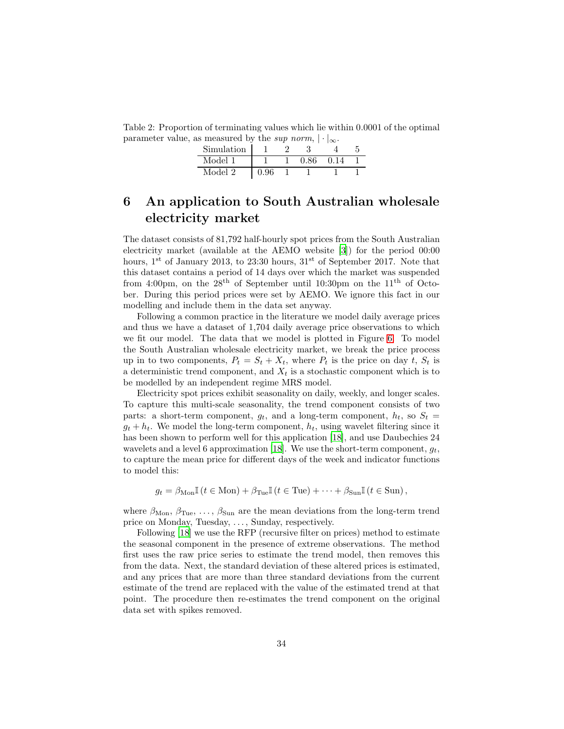Table 2: Proportion of terminating values which lie within 0.0001 of the optimal parameter value, as measured by the *sup norm*, $|\cdot|_\infty$.

| Simulation | 1 | 2 | 3 | 4 | 5 |
|---|---|---|---|---|---|
| Model 1 | 1 | 1 | 0.86 | 0.14 | 1 |
| Model 2 | 0.96 | 1 | 1 | 1 | 1 |

# 6 An application to South Australian wholesale electricity market

The dataset consists of 81,792 half-hourly spot prices from the South Australian electricity market (available at the AEMO website [3]) for the period 00:00 hours, 1st of January 2013, to 23:30 hours, 31st of September 2017. Note that this dataset contains a period of 14 days over which the market was suspended from 4:00pm, on the 28th of September until 10:30pm on the 11th of October. During this period prices were set by AEMO. We ignore this fact in our modelling and include them in the data set anyway.

Following a common practice in the literature we model daily average prices and thus we have a dataset of 1,704 daily average price observations to which we fit our model. The data that we model is plotted in Figure 6. To model the South Australian wholesale electricity market, we break the price process up in to two components, $P_t = S_t + X_t$, where $P_t$ is the price on day $t$, $S_t$ is a deterministic trend component, and $X_t$ is a stochastic component which is to be modelled by an independent regime MRS model.

Electricity spot prices exhibit seasonality on daily, weekly, and longer scales. To capture this multi-scale seasonality, the trend component consists of two parts: a short-term component, $g_t$, and a long-term component, $h_t$, so $S_t = g_t + h_t$. We model the long-term component, $h_t$, using wavelet filtering since it has been shown to perform well for this application [18], and use Daubechies 24 wavelets and a level 6 approximation [18]. We use the short-term component, $g_t$, to capture the mean price for different days of the week and indicator functions to model this:

$$g_t = \beta_{\text{Mon}}\mathbb{I}\left(t \in \text{Mon}\right) + \beta_{\text{Tue}}\mathbb{I}\left(t \in \text{Tue}\right) + \cdots + \beta_{\text{Sun}}\mathbb{I}\left(t \in \text{Sun}\right),$$

where $\beta_{\text{Mon}}$, $\beta_{\text{Tue}}$, ..., $\beta_{\text{Sun}}$ are the mean deviations from the long-term trend price on Monday, Tuesday, ..., Sunday, respectively.

Following [18] we use the RFP (recursive filter on prices) method to estimate the seasonal component in the presence of extreme observations. The method first uses the raw price series to estimate the trend model, then removes this from the data. Next, the standard deviation of these altered prices is estimated, and any prices that are more than three standard deviations from the current estimate of the trend are replaced with the value of the estimated trend at that point. The procedure then re-estimates the trend component on the original data set with spikes removed.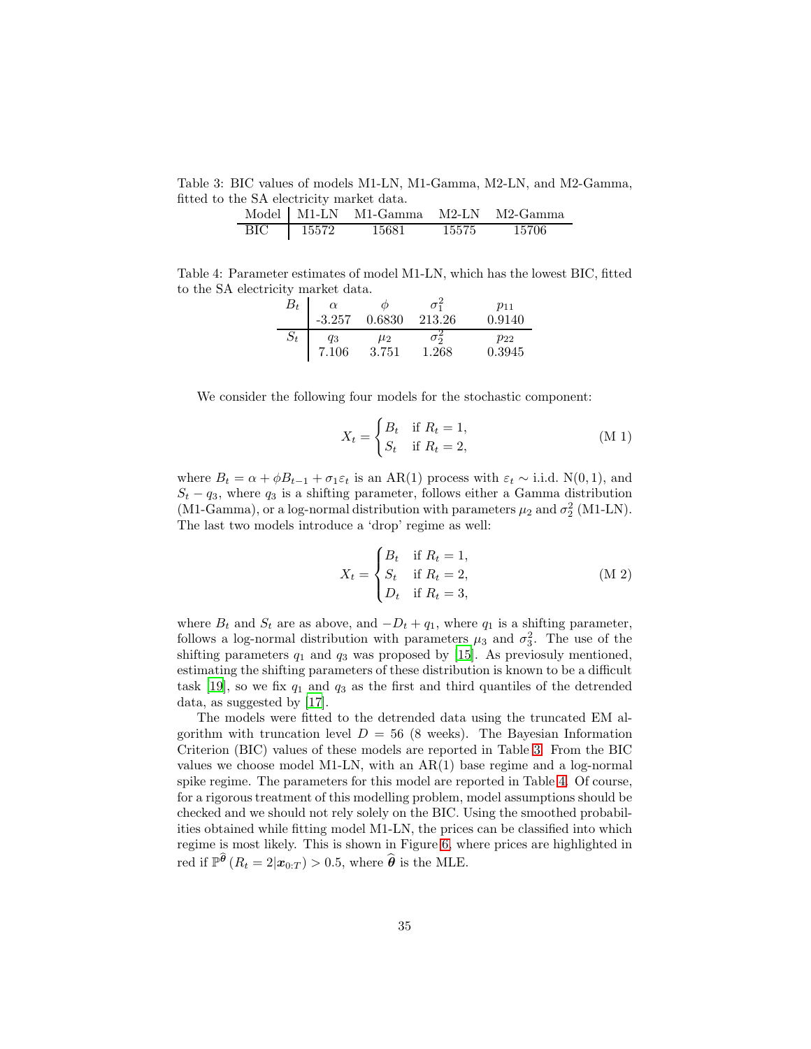Table 3: BIC values of models M1-LN, M1-Gamma, M2-LN, and M2-Gamma, fitted to the SA electricity market data.

| Model | M1-LN | M1-Gamma | M2-LN | M2-Gamma |
|---|---|---|---|---|
| BIC | 15572 | 15681 | 15575 | 15706 |

Table 4: Parameter estimates of model M1-LN, which has the lowest BIC, fitted to the SA electricity market data.

| | | | | |
|---|---|---|---|---|
| $B_t$ | $\alpha$ | $\phi$ | $\sigma_1^2$ | $p_{11}$ |
| | -3.257 | 0.6830 | 213.26 | 0.9140 |
| $S_t$ | $q_3$ | $\mu_2$ | $\sigma_2^2$ | $p_{22}$ |
| | 7.106 | 3.751 | 1.268 | 0.3945 |

We consider the following four models for the stochastic component:

$$X_t = \begin{cases} B_t & \text{if } R_t = 1, \\ S_t & \text{if } R_t = 2, \end{cases} \tag{M 1}$$

where $B_t = \alpha + \phi B_{t-1} + \sigma_1 \varepsilon_t$ is an AR(1) process with $\varepsilon_t \sim$ i.i.d. N$(0, 1)$, and $S_t - q_3$, where $q_3$ is a shifting parameter, follows either a Gamma distribution (M1-Gamma), or a log-normal distribution with parameters $\mu_2$ and $\sigma_2^2$ (M1-LN). The last two models introduce a 'drop' regime as well:

$$X_t = \begin{cases} B_t & \text{if } R_t = 1, \\ S_t & \text{if } R_t = 2, \\ D_t & \text{if } R_t = 3, \end{cases} \tag{M 2}$$

where $B_t$ and $S_t$ are as above, and $-D_t + q_1$, where $q_1$ is a shifting parameter, follows a log-normal distribution with parameters $\mu_3$ and $\sigma_3^2$. The use of the shifting parameters $q_1$ and $q_3$ was proposed by [15]. As previosuly mentioned, estimating the shifting parameters of these distribution is known to be a difficult task [19], so we fix $q_1$ and $q_3$ as the first and third quantiles of the detrended data, as suggested by [17].

The models were fitted to the detrended data using the truncated EM algorithm with truncation level $D = 56$ (8 weeks). The Bayesian Information Criterion (BIC) values of these models are reported in Table 3. From the BIC values we choose model M1-LN, with an AR(1) base regime and a log-normal spike regime. The parameters for this model are reported in Table 4. Of course, for a rigorous treatment of this modelling problem, model assumptions should be checked and we should not rely solely on the BIC. Using the smoothed probabilities obtained while fitting model M1-LN, the prices can be classified into which regime is most likely. This is shown in Figure 6, where prices are highlighted in red if $\mathbb{P}^{\widehat{\boldsymbol{\theta}}}(R_t = 2 | \boldsymbol{x}_{0:T}) > 0.5$, where $\widehat{\boldsymbol{\theta}}$ is the MLE.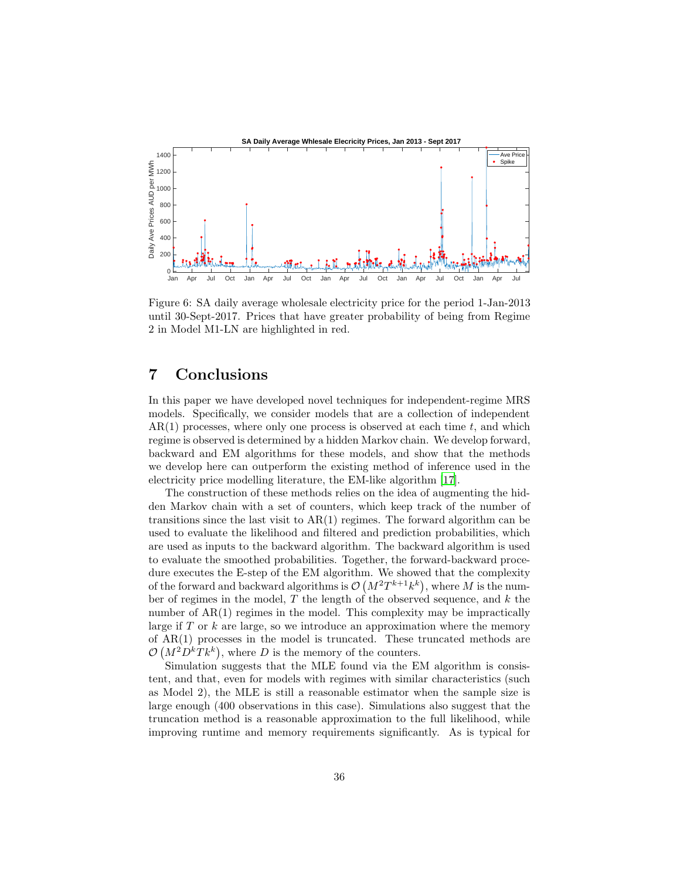Figure 6: SA daily average wholesale electricity price for the period 1-Jan-2013 until 30-Sept-2017. Prices that have greater probability of being from Regime 2 in Model M1-LN are highlighted in red.

## 7 Conclusions

In this paper we have developed novel techniques for independent-regime MRS models. Specifically, we consider models that are a collection of independent AR(1) processes, where only one process is observed at each time $t$, and which regime is observed is determined by a hidden Markov chain. We develop forward, backward and EM algorithms for these models, and show that the methods we develop here can outperform the existing method of inference used in the electricity price modelling literature, the EM-like algorithm [17].

The construction of these methods relies on the idea of augmenting the hidden Markov chain with a set of counters, which keep track of the number of transitions since the last visit to AR(1) regimes. The forward algorithm can be used to evaluate the likelihood and filtered and prediction probabilities, which are used as inputs to the backward algorithm. The backward algorithm is used to evaluate the smoothed probabilities. Together, the forward-backward procedure executes the E-step of the EM algorithm. We showed that the complexity of the forward and backward algorithms is $\mathcal{O}\left(M^2 T^{k+1} k^k\right)$, where $M$ is the number of regimes in the model, $T$ the length of the observed sequence, and $k$ the number of AR(1) regimes in the model. This complexity may be impractically large if $T$ or $k$ are large, so we introduce an approximation where the memory of AR(1) processes in the model is truncated. These truncated methods are $\mathcal{O}\left(M^2 D^k T k^k\right)$, where $D$ is the memory of the counters.

Simulation suggests that the MLE found via the EM algorithm is consistent, and that, even for models with regimes with similar characteristics (such as Model 2), the MLE is still a reasonable estimator when the sample size is large enough (400 observations in this case). Simulations also suggest that the truncation method is a reasonable approximation to the full likelihood, while improving runtime and memory requirements significantly. As is typical for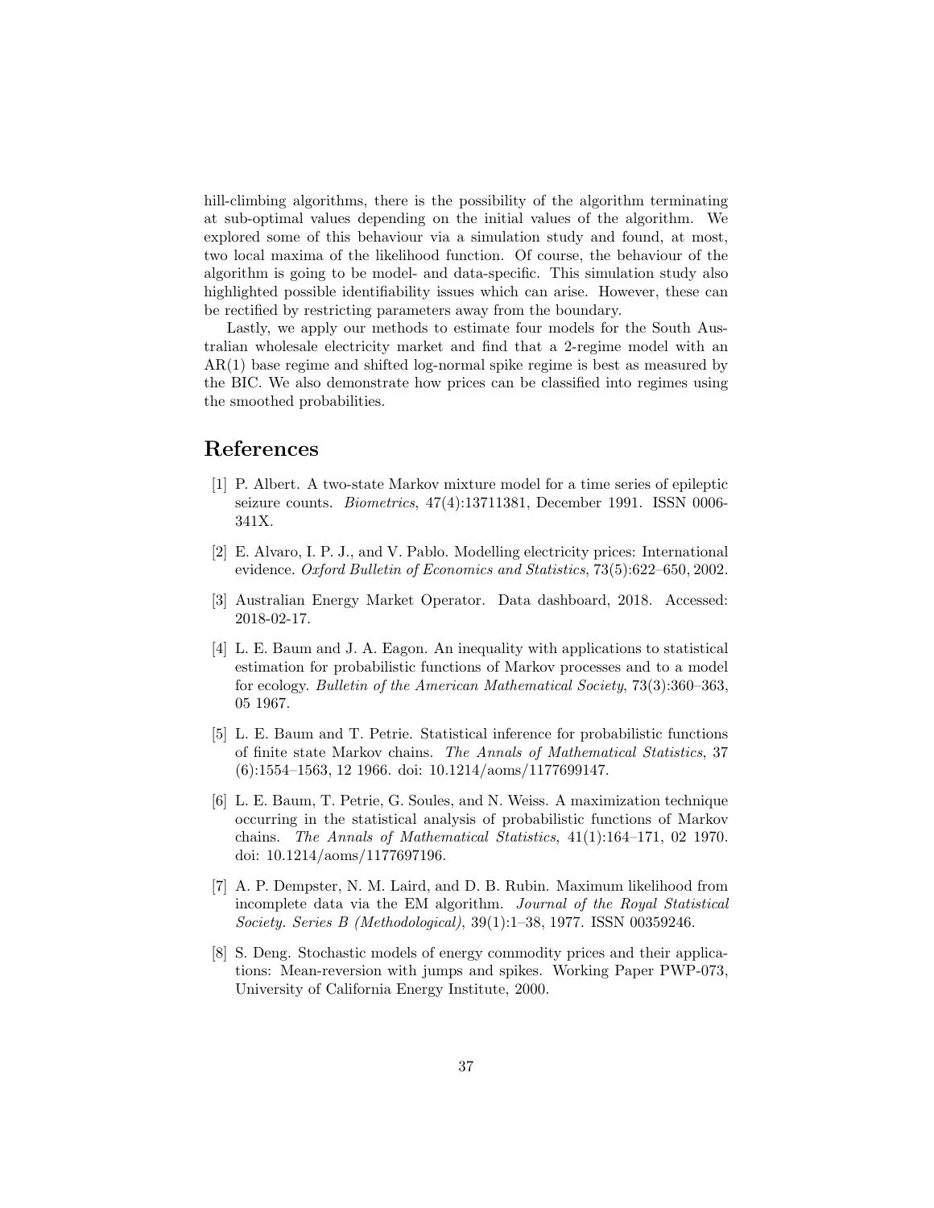hill-climbing algorithms, there is the possibility of the algorithm terminating at sub-optimal values depending on the initial values of the algorithm. We explored some of this behaviour via a simulation study and found, at most, two local maxima of the likelihood function. Of course, the behaviour of the algorithm is going to be model- and data-specific. This simulation study also highlighted possible identifiability issues which can arise. However, these can be rectified by restricting parameters away from the boundary.

Lastly, we apply our methods to estimate four models for the South Australian wholesale electricity market and find that a 2-regime model with an AR(1) base regime and shifted log-normal spike regime is best as measured by the BIC. We also demonstrate how prices can be classified into regimes using the smoothed probabilities.

# References

[1] P. Albert. A two-state Markov mixture model for a time series of epileptic seizure counts. *Biometrics*, 47(4):13711381, December 1991. ISSN 0006-341X.

[2] E. Alvaro, I. P. J., and V. Pablo. Modelling electricity prices: International evidence. *Oxford Bulletin of Economics and Statistics*, 73(5):622–650, 2002.

[3] Australian Energy Market Operator. Data dashboard, 2018. Accessed: 2018-02-17.

[4] L. E. Baum and J. A. Eagon. An inequality with applications to statistical estimation for probabilistic functions of Markov processes and to a model for ecology. *Bulletin of the American Mathematical Society*, 73(3):360–363, 05 1967.

[5] L. E. Baum and T. Petrie. Statistical inference for probabilistic functions of finite state Markov chains. *The Annals of Mathematical Statistics*, 37 (6):1554–1563, 12 1966. doi: 10.1214/aoms/1177699147.

[6] L. E. Baum, T. Petrie, G. Soules, and N. Weiss. A maximization technique occurring in the statistical analysis of probabilistic functions of Markov chains. *The Annals of Mathematical Statistics*, 41(1):164–171, 02 1970. doi: 10.1214/aoms/1177697196.

[7] A. P. Dempster, N. M. Laird, and D. B. Rubin. Maximum likelihood from incomplete data via the EM algorithm. *Journal of the Royal Statistical Society. Series B (Methodological)*, 39(1):1–38, 1977. ISSN 00359246.

[8] S. Deng. Stochastic models of energy commodity prices and their applications: Mean-reversion with jumps and spikes. Working Paper PWP-073, University of California Energy Institute, 2000.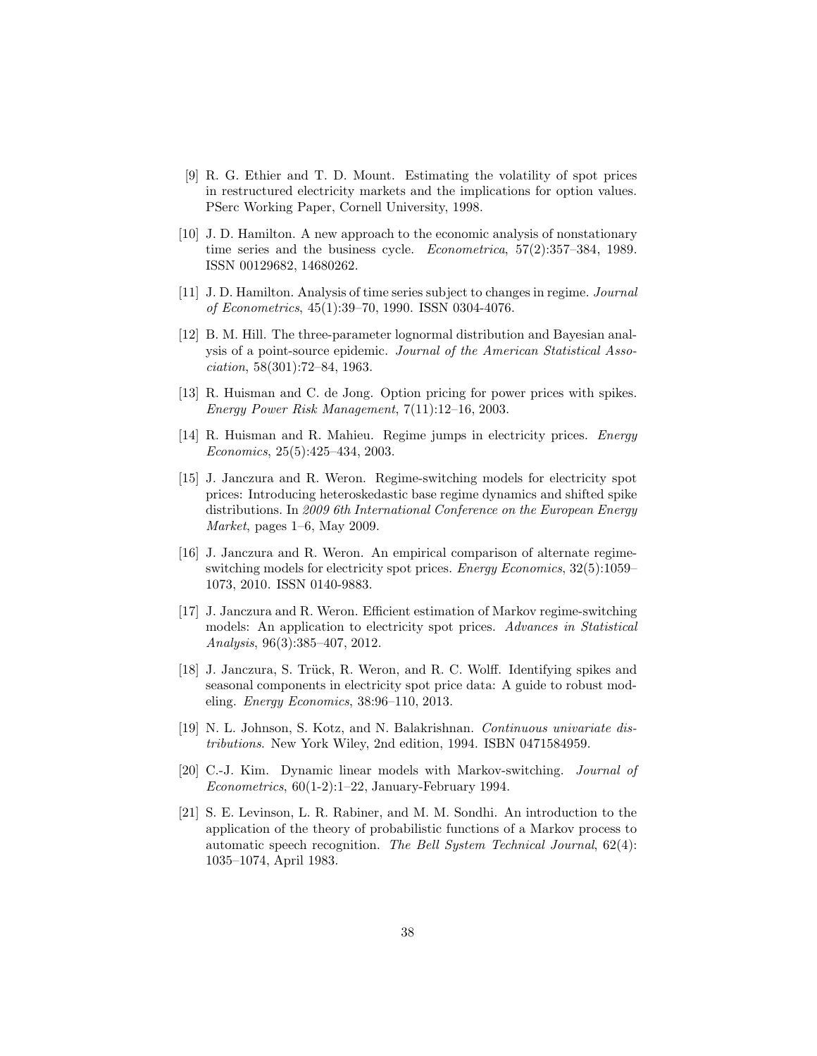[9] R. G. Ethier and T. D. Mount. Estimating the volatility of spot prices in restructured electricity markets and the implications for option values. PSerc Working Paper, Cornell University, 1998.

[10] J. D. Hamilton. A new approach to the economic analysis of nonstationary time series and the business cycle. *Econometrica*, 57(2):357–384, 1989. ISSN 00129682, 14680262.

[11] J. D. Hamilton. Analysis of time series subject to changes in regime. *Journal of Econometrics*, 45(1):39–70, 1990. ISSN 0304-4076.

[12] B. M. Hill. The three-parameter lognormal distribution and Bayesian analysis of a point-source epidemic. *Journal of the American Statistical Association*, 58(301):72–84, 1963.

[13] R. Huisman and C. de Jong. Option pricing for power prices with spikes. *Energy Power Risk Management*, 7(11):12–16, 2003.

[14] R. Huisman and R. Mahieu. Regime jumps in electricity prices. *Energy Economics*, 25(5):425–434, 2003.

[15] J. Janczura and R. Weron. Regime-switching models for electricity spot prices: Introducing heteroskedastic base regime dynamics and shifted spike distributions. In *2009 6th International Conference on the European Energy Market*, pages 1–6, May 2009.

[16] J. Janczura and R. Weron. An empirical comparison of alternate regime-switching models for electricity spot prices. *Energy Economics*, 32(5):1059–1073, 2010. ISSN 0140-9883.

[17] J. Janczura and R. Weron. Efficient estimation of Markov regime-switching models: An application to electricity spot prices. *Advances in Statistical Analysis*, 96(3):385–407, 2012.

[18] J. Janczura, S. Trück, R. Weron, and R. C. Wolff. Identifying spikes and seasonal components in electricity spot price data: A guide to robust modeling. *Energy Economics*, 38:96–110, 2013.

[19] N. L. Johnson, S. Kotz, and N. Balakrishnan. *Continuous univariate distributions*. New York Wiley, 2nd edition, 1994. ISBN 0471584959.

[20] C.-J. Kim. Dynamic linear models with Markov-switching. *Journal of Econometrics*, 60(1-2):1–22, January-February 1994.

[21] S. E. Levinson, L. R. Rabiner, and M. M. Sondhi. An introduction to the application of the theory of probabilistic functions of a Markov process to automatic speech recognition. *The Bell System Technical Journal*, 62(4): 1035–1074, April 1983.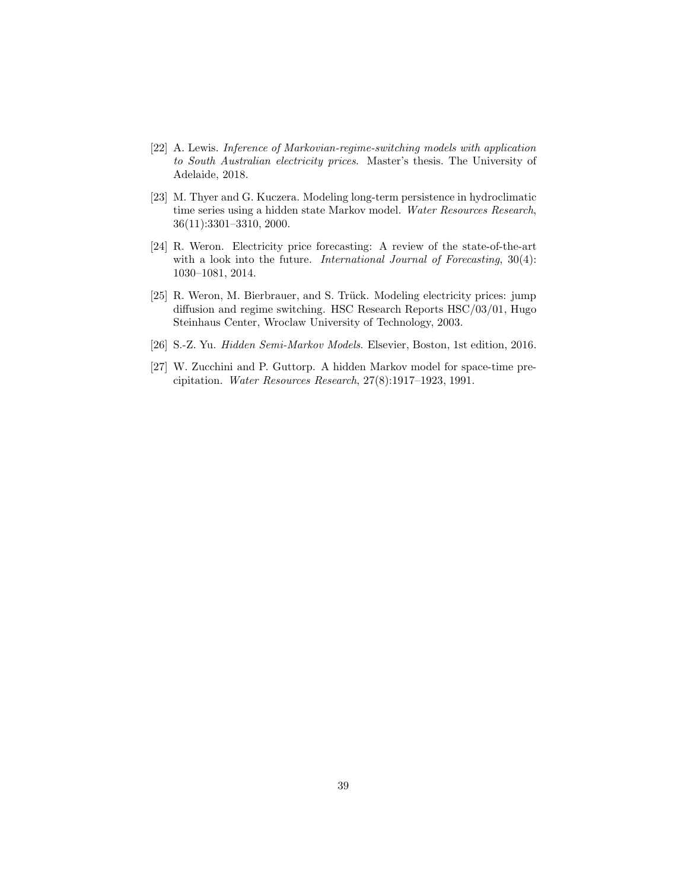[22] A. Lewis. *Inference of Markovian-regime-switching models with application to South Australian electricity prices*. Master's thesis. The University of Adelaide, 2018.

[23] M. Thyer and G. Kuczera. Modeling long-term persistence in hydroclimatic time series using a hidden state Markov model. *Water Resources Research*, 36(11):3301–3310, 2000.

[24] R. Weron. Electricity price forecasting: A review of the state-of-the-art with a look into the future. *International Journal of Forecasting*, 30(4): 1030–1081, 2014.

[25] R. Weron, M. Bierbrauer, and S. Trück. Modeling electricity prices: jump diffusion and regime switching. HSC Research Reports HSC/03/01, Hugo Steinhaus Center, Wroclaw University of Technology, 2003.

[26] S.-Z. Yu. *Hidden Semi-Markov Models*. Elsevier, Boston, 1st edition, 2016.

[27] W. Zucchini and P. Guttorp. A hidden Markov model for space-time precipitation. *Water Resources Research*, 27(8):1917–1923, 1991.